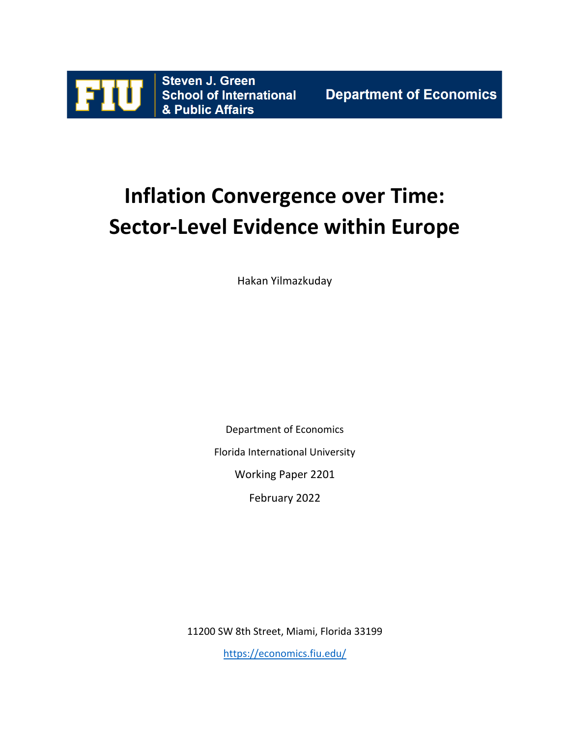Steven J. Green School of International & Public Affairs

Department of Economics

# Inflation Convergence over Time: Sector-Level Evidence within Europe

Hakan Yilmazkuday

Department of Economics

Florida International University

Working Paper 2201

February 2022

11200 SW 8th Street, Miami, Florida 33199

https://economics.fiu.edu/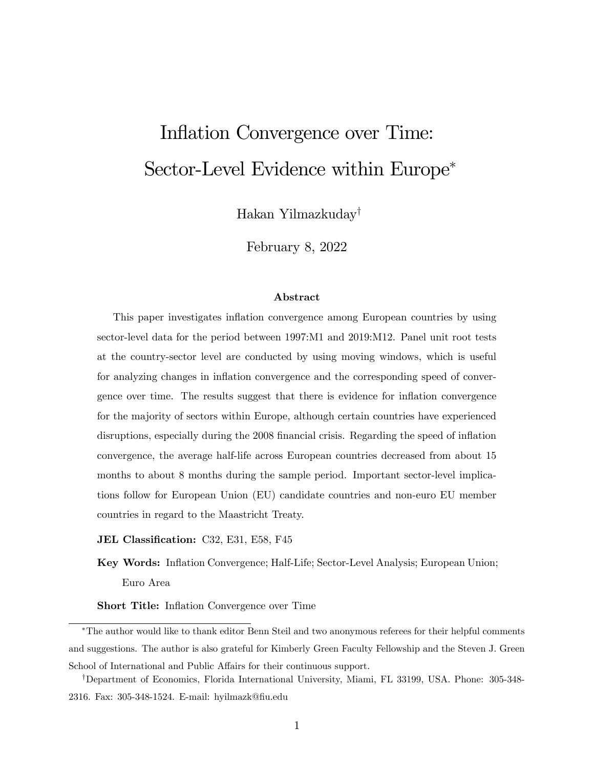# Inflation Convergence over Time: Sector-Level Evidence within Europe*

Hakan Yilmazkuday†

February 8, 2022

### Abstract

This paper investigates inflation convergence among European countries by using sector-level data for the period between 1997:M1 and 2019:M12. Panel unit root tests at the country-sector level are conducted by using moving windows, which is useful for analyzing changes in inflation convergence and the corresponding speed of convergence over time. The results suggest that there is evidence for inflation convergence for the majority of sectors within Europe, although certain countries have experienced disruptions, especially during the 2008 financial crisis. Regarding the speed of inflation convergence, the average half-life across European countries decreased from about 15 months to about 8 months during the sample period. Important sector-level implications follow for European Union (EU) candidate countries and non-euro EU member countries in regard to the Maastricht Treaty.

**JEL Classification:** C32, E31, E58, F45

**Key Words:** Inflation Convergence; Half-Life; Sector-Level Analysis; European Union; Euro Area

**Short Title:** Inflation Convergence over Time

---

*The author would like to thank editor Benn Steil and two anonymous referees for their helpful comments and suggestions. The author is also grateful for Kimberly Green Faculty Fellowship and the Steven J. Green School of International and Public Affairs for their continuous support.

†Department of Economics, Florida International University, Miami, FL 33199, USA. Phone: 305-348-2316. Fax: 305-348-1524. E-mail: hyilmazk@fiu.edu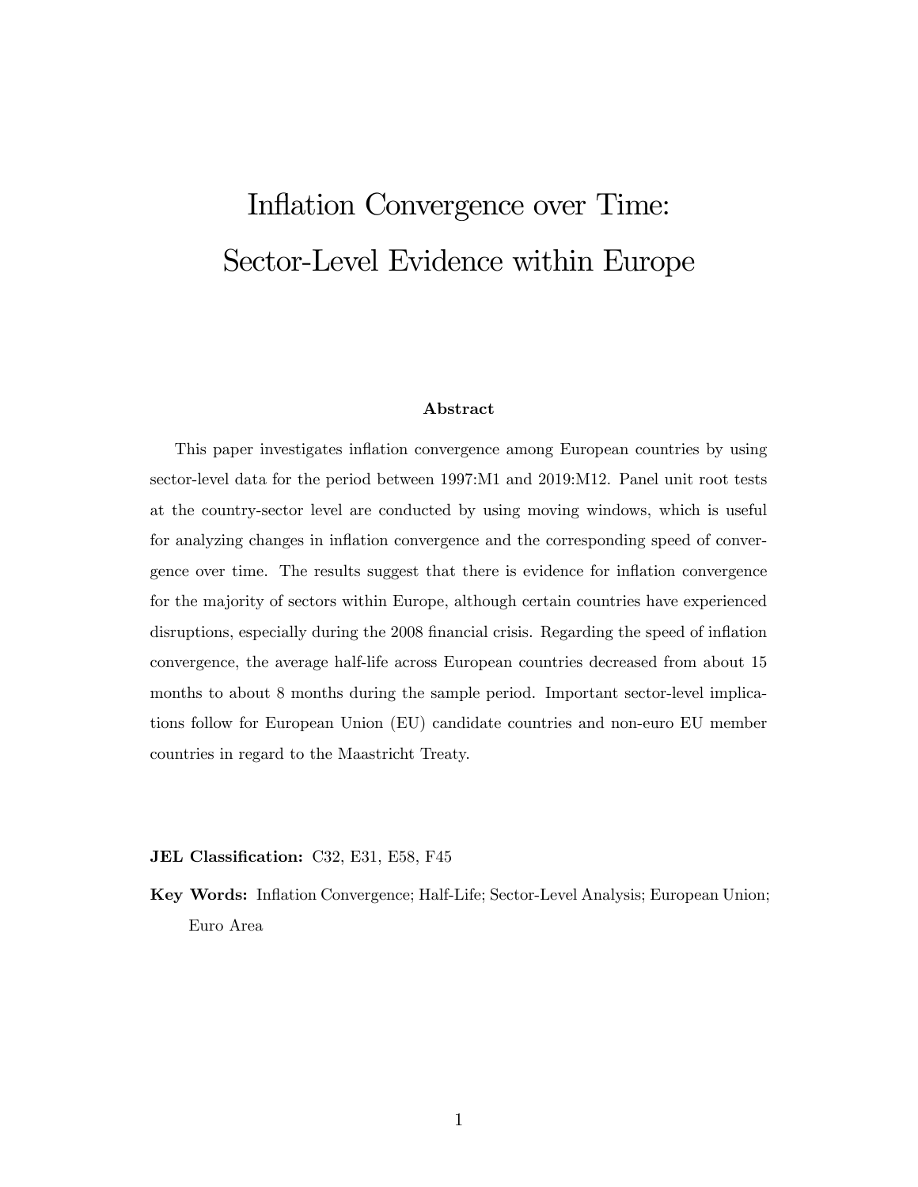# Inflation Convergence over Time: Sector-Level Evidence within Europe

**Abstract**

This paper investigates inflation convergence among European countries by using sector-level data for the period between 1997:M1 and 2019:M12. Panel unit root tests at the country-sector level are conducted by using moving windows, which is useful for analyzing changes in inflation convergence and the corresponding speed of convergence over time. The results suggest that there is evidence for inflation convergence for the majority of sectors within Europe, although certain countries have experienced disruptions, especially during the 2008 financial crisis. Regarding the speed of inflation convergence, the average half-life across European countries decreased from about 15 months to about 8 months during the sample period. Important sector-level implications follow for European Union (EU) candidate countries and non-euro EU member countries in regard to the Maastricht Treaty.

**JEL Classification:** C32, E31, E58, F45

**Key Words:** Inflation Convergence; Half-Life; Sector-Level Analysis; European Union; Euro Area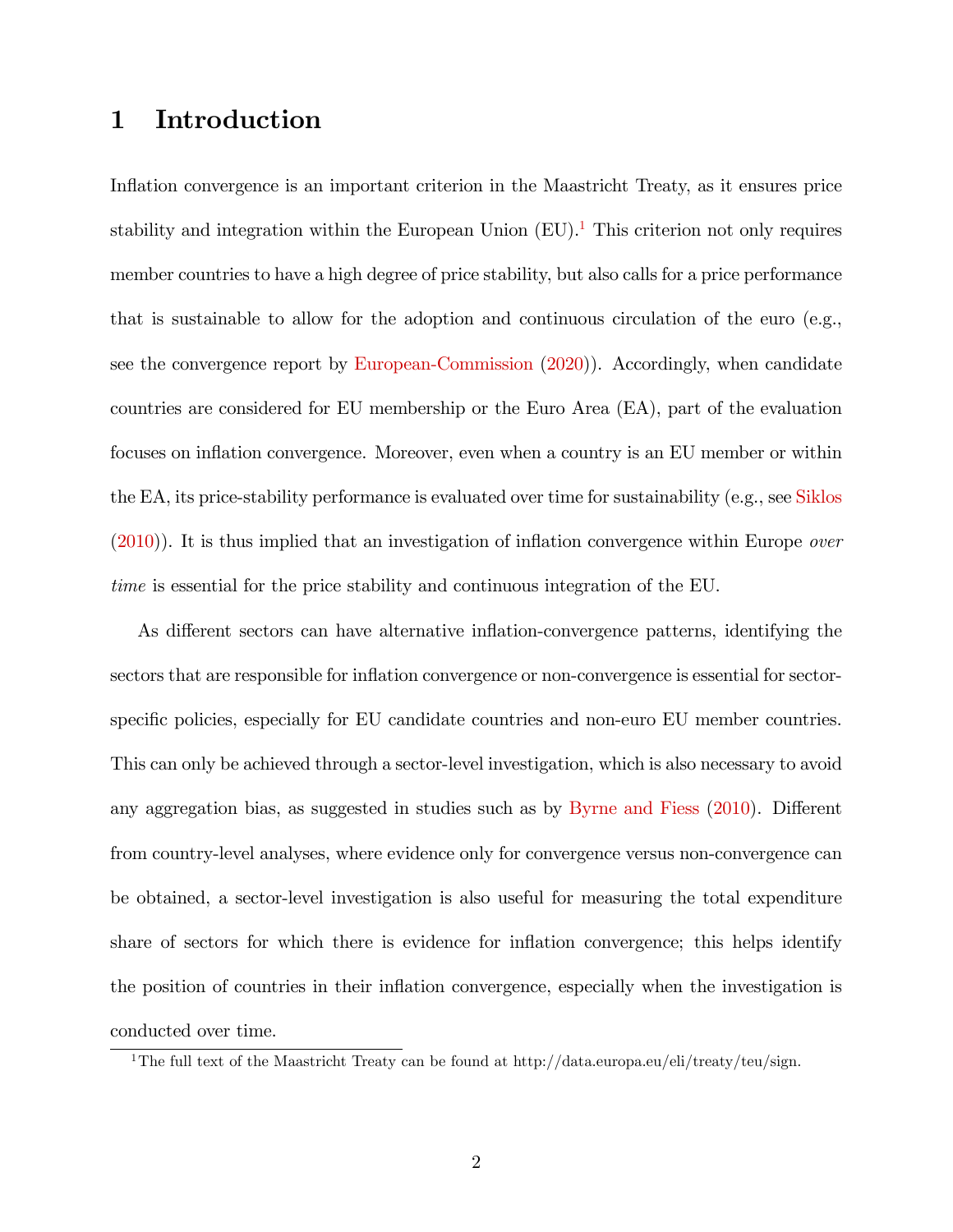# 1 Introduction

Inflation convergence is an important criterion in the Maastricht Treaty, as it ensures price stability and integration within the European Union (EU).[1] This criterion not only requires member countries to have a high degree of price stability, but also calls for a price performance that is sustainable to allow for the adoption and continuous circulation of the euro (e.g., see the convergence report by European-Commission (2020)). Accordingly, when candidate countries are considered for EU membership or the Euro Area (EA), part of the evaluation focuses on inflation convergence. Moreover, even when a country is an EU member or within the EA, its price-stability performance is evaluated over time for sustainability (e.g., see Siklos (2010)). It is thus implied that an investigation of inflation convergence within Europe *over time* is essential for the price stability and continuous integration of the EU.

As different sectors can have alternative inflation-convergence patterns, identifying the sectors that are responsible for inflation convergence or non-convergence is essential for sector-specific policies, especially for EU candidate countries and non-euro EU member countries. This can only be achieved through a sector-level investigation, which is also necessary to avoid any aggregation bias, as suggested in studies such as by Byrne and Fiess (2010). Different from country-level analyses, where evidence only for convergence versus non-convergence can be obtained, a sector-level investigation is also useful for measuring the total expenditure share of sectors for which there is evidence for inflation convergence; this helps identify the position of countries in their inflation convergence, especially when the investigation is conducted over time.

[1] The full text of the Maastricht Treaty can be found at http://data.europa.eu/eli/treaty/teu/sign.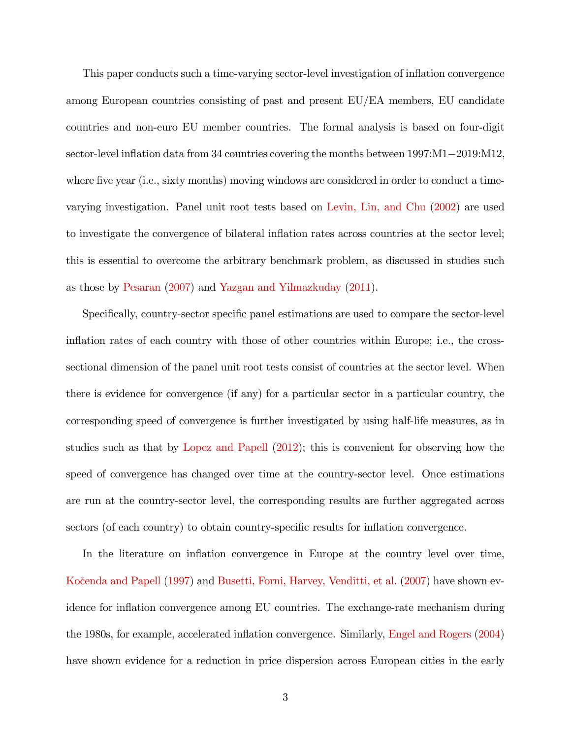This paper conducts such a time-varying sector-level investigation of inflation convergence among European countries consisting of past and present EU/EA members, EU candidate countries and non-euro EU member countries. The formal analysis is based on four-digit sector-level inflation data from 34 countries covering the months between 1997:M1−2019:M12, where five year (i.e., sixty months) moving windows are considered in order to conduct a time-varying investigation. Panel unit root tests based on Levin, Lin, and Chu (2002) are used to investigate the convergence of bilateral inflation rates across countries at the sector level; this is essential to overcome the arbitrary benchmark problem, as discussed in studies such as those by Pesaran (2007) and Yazgan and Yilmazkuday (2011).

Specifically, country-sector specific panel estimations are used to compare the sector-level inflation rates of each country with those of other countries within Europe; i.e., the cross-sectional dimension of the panel unit root tests consist of countries at the sector level. When there is evidence for convergence (if any) for a particular sector in a particular country, the corresponding speed of convergence is further investigated by using half-life measures, as in studies such as that by Lopez and Papell (2012); this is convenient for observing how the speed of convergence has changed over time at the country-sector level. Once estimations are run at the country-sector level, the corresponding results are further aggregated across sectors (of each country) to obtain country-specific results for inflation convergence.

In the literature on inflation convergence in Europe at the country level over time, Kočenda and Papell (1997) and Busetti, Forni, Harvey, Venditti, et al. (2007) have shown evidence for inflation convergence among EU countries. The exchange-rate mechanism during the 1980s, for example, accelerated inflation convergence. Similarly, Engel and Rogers (2004) have shown evidence for a reduction in price dispersion across European cities in the early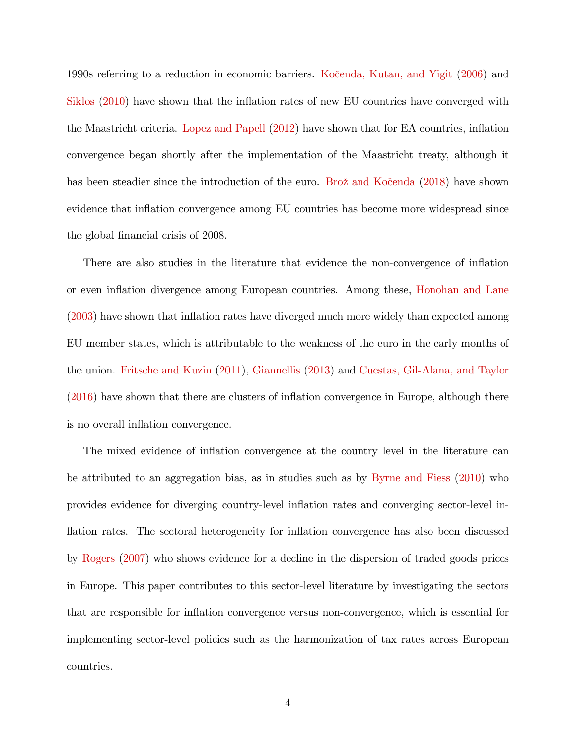1990s referring to a reduction in economic barriers. Kočenda, Kutan, and Yigit (2006) and Siklos (2010) have shown that the inflation rates of new EU countries have converged with the Maastricht criteria. Lopez and Papell (2012) have shown that for EA countries, inflation convergence began shortly after the implementation of the Maastricht treaty, although it has been steadier since the introduction of the euro. Brož and Kočenda (2018) have shown evidence that inflation convergence among EU countries has become more widespread since the global financial crisis of 2008.

There are also studies in the literature that evidence the non-convergence of inflation or even inflation divergence among European countries. Among these, Honohan and Lane (2003) have shown that inflation rates have diverged much more widely than expected among EU member states, which is attributable to the weakness of the euro in the early months of the union. Fritsche and Kuzin (2011), Giannellis (2013) and Cuestas, Gil-Alana, and Taylor (2016) have shown that there are clusters of inflation convergence in Europe, although there is no overall inflation convergence.

The mixed evidence of inflation convergence at the country level in the literature can be attributed to an aggregation bias, as in studies such as by Byrne and Fiess (2010) who provides evidence for diverging country-level inflation rates and converging sector-level inflation rates. The sectoral heterogeneity for inflation convergence has also been discussed by Rogers (2007) who shows evidence for a decline in the dispersion of traded goods prices in Europe. This paper contributes to this sector-level literature by investigating the sectors that are responsible for inflation convergence versus non-convergence, which is essential for implementing sector-level policies such as the harmonization of tax rates across European countries.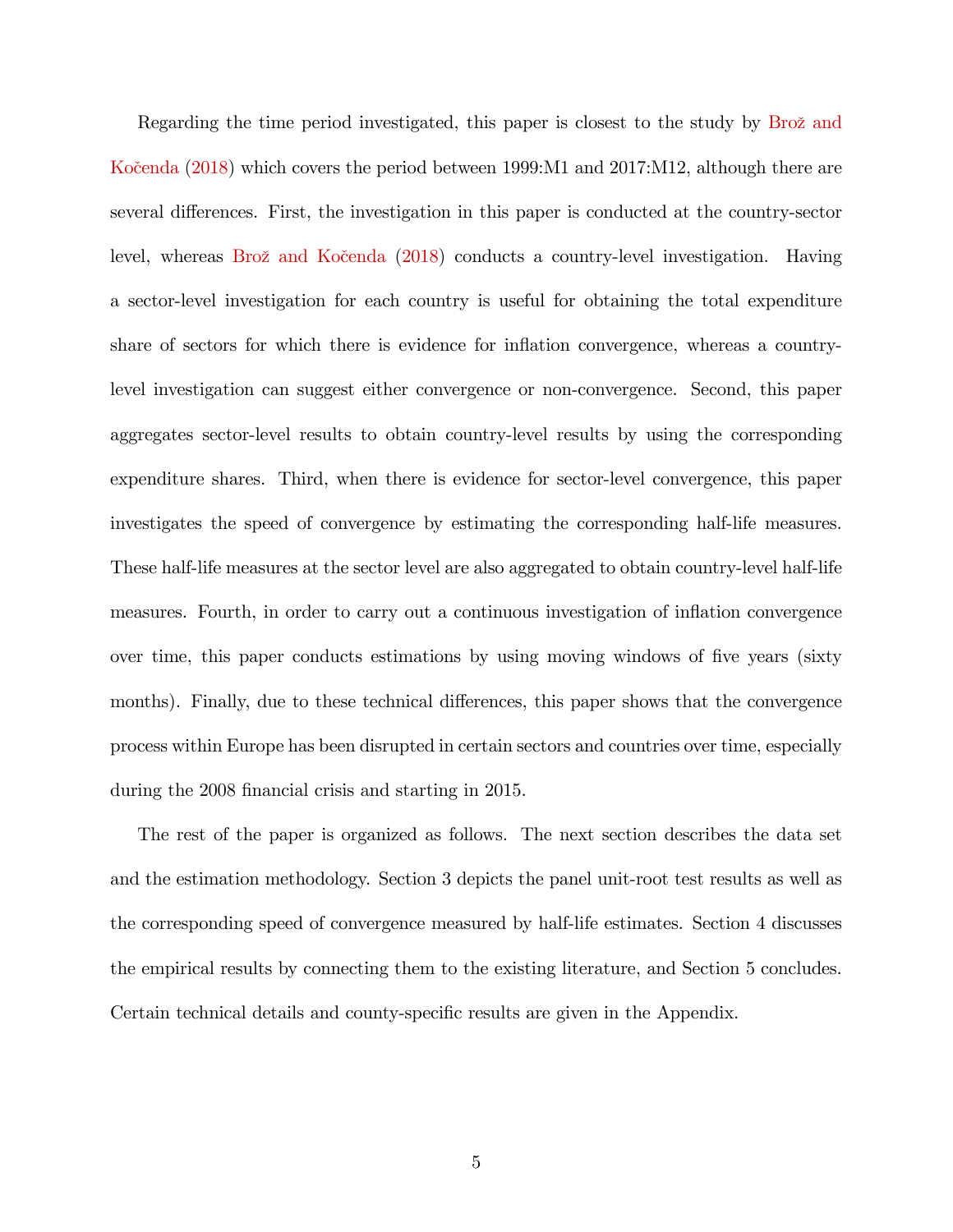Regarding the time period investigated, this paper is closest to the study by Brož and Kočenda (2018) which covers the period between 1999:M1 and 2017:M12, although there are several differences. First, the investigation in this paper is conducted at the country-sector level, whereas Brož and Kočenda (2018) conducts a country-level investigation. Having a sector-level investigation for each country is useful for obtaining the total expenditure share of sectors for which there is evidence for inflation convergence, whereas a country-level investigation can suggest either convergence or non-convergence. Second, this paper aggregates sector-level results to obtain country-level results by using the corresponding expenditure shares. Third, when there is evidence for sector-level convergence, this paper investigates the speed of convergence by estimating the corresponding half-life measures. These half-life measures at the sector level are also aggregated to obtain country-level half-life measures. Fourth, in order to carry out a continuous investigation of inflation convergence over time, this paper conducts estimations by using moving windows of five years (sixty months). Finally, due to these technical differences, this paper shows that the convergence process within Europe has been disrupted in certain sectors and countries over time, especially during the 2008 financial crisis and starting in 2015.

The rest of the paper is organized as follows. The next section describes the data set and the estimation methodology. Section 3 depicts the panel unit-root test results as well as the corresponding speed of convergence measured by half-life estimates. Section 4 discusses the empirical results by connecting them to the existing literature, and Section 5 concludes. Certain technical details and county-specific results are given in the Appendix.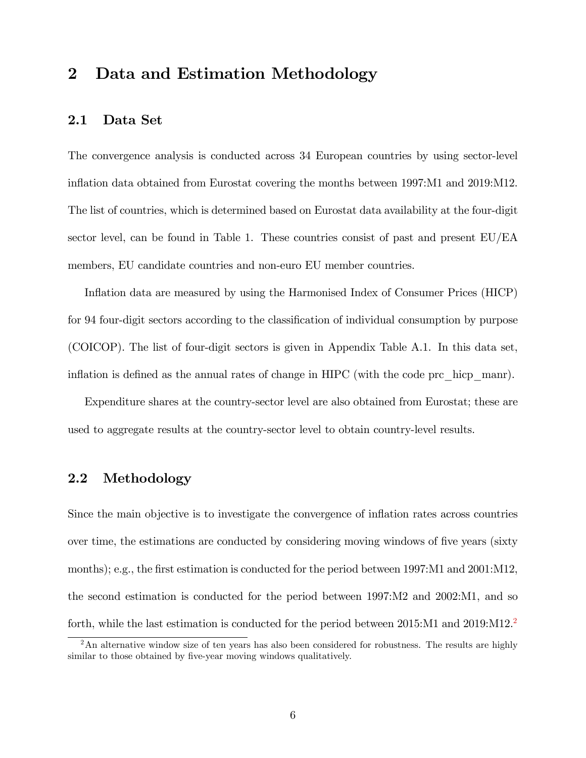# 2 Data and Estimation Methodology

## 2.1 Data Set

The convergence analysis is conducted across 34 European countries by using sector-level inflation data obtained from Eurostat covering the months between 1997:M1 and 2019:M12. The list of countries, which is determined based on Eurostat data availability at the four-digit sector level, can be found in Table 1. These countries consist of past and present EU/EA members, EU candidate countries and non-euro EU member countries.

Inflation data are measured by using the Harmonised Index of Consumer Prices (HICP) for 94 four-digit sectors according to the classification of individual consumption by purpose (COICOP). The list of four-digit sectors is given in Appendix Table A.1. In this data set, inflation is defined as the annual rates of change in HIPC (with the code prc_hicp_manr).

Expenditure shares at the country-sector level are also obtained from Eurostat; these are used to aggregate results at the country-sector level to obtain country-level results.

## 2.2 Methodology

Since the main objective is to investigate the convergence of inflation rates across countries over time, the estimations are conducted by considering moving windows of five years (sixty months); e.g., the first estimation is conducted for the period between 1997:M1 and 2001:M12, the second estimation is conducted for the period between 1997:M2 and 2002:M1, and so forth, while the last estimation is conducted for the period between 2015:M1 and 2019:M12.[2]

[2] An alternative window size of ten years has also been considered for robustness. The results are highly similar to those obtained by five-year moving windows qualitatively.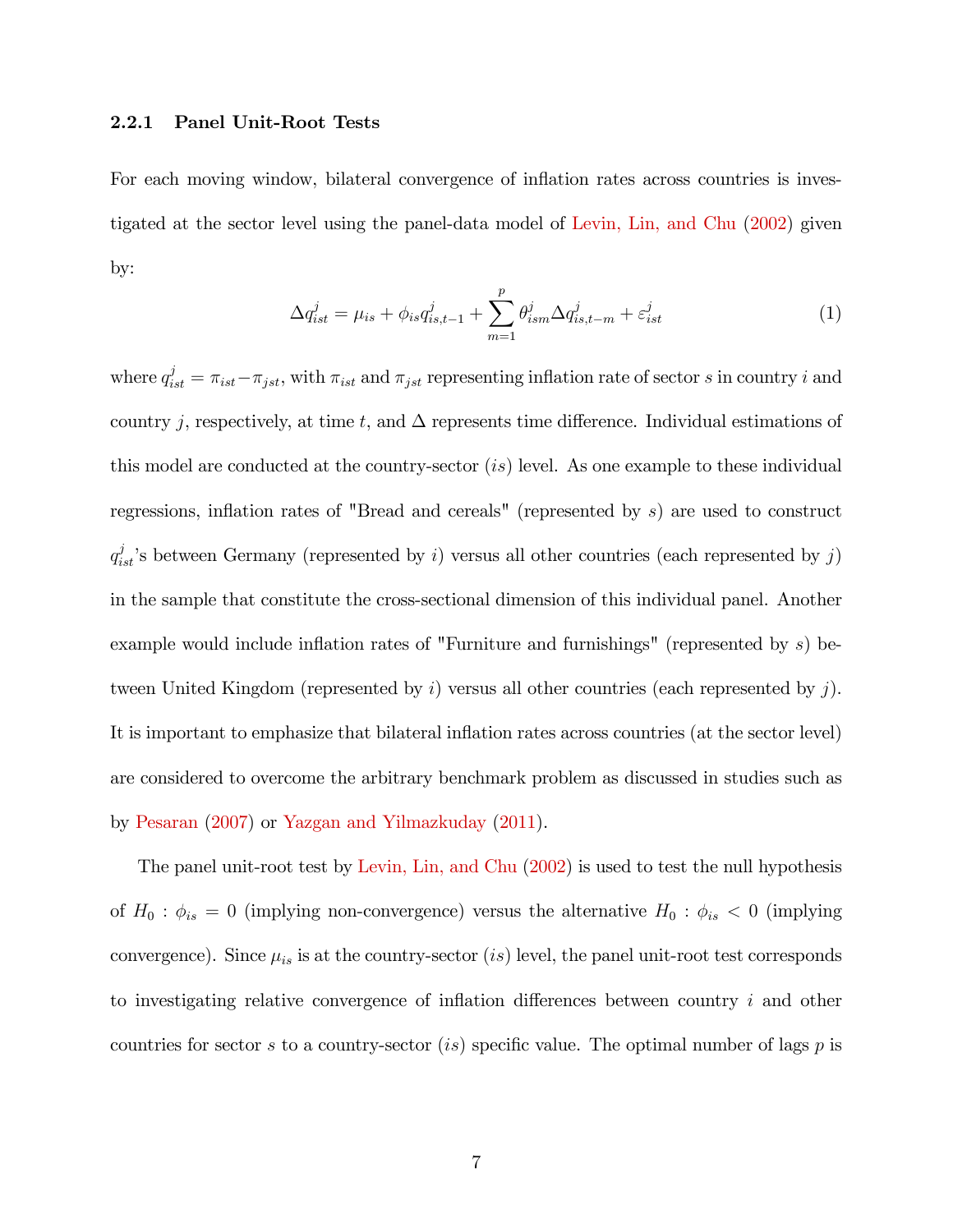### 2.2.1 Panel Unit-Root Tests

For each moving window, bilateral convergence of inflation rates across countries is investigated at the sector level using the panel-data model of Levin, Lin, and Chu (2002) given by:

$$\Delta q_{ist}^{j} = \mu_{is} + \phi_{is} q_{is,t-1}^{j} + \sum_{m=1}^{p} \theta_{ism}^{j} \Delta q_{is,t-m}^{j} + \varepsilon_{ist}^{j} \tag{1}$$

where $q_{ist}^{j} = \pi_{ist} - \pi_{jst}$, with $\pi_{ist}$ and $\pi_{jst}$ representing inflation rate of sector $s$ in country $i$ and country $j$, respectively, at time $t$, and $\Delta$ represents time difference. Individual estimations of this model are conducted at the country-sector ($is$) level. As one example to these individual regressions, inflation rates of "Bread and cereals" (represented by $s$) are used to construct $q_{ist}^{j}$'s between Germany (represented by $i$) versus all other countries (each represented by $j$) in the sample that constitute the cross-sectional dimension of this individual panel. Another example would include inflation rates of "Furniture and furnishings" (represented by $s$) between United Kingdom (represented by $i$) versus all other countries (each represented by $j$). It is important to emphasize that bilateral inflation rates across countries (at the sector level) are considered to overcome the arbitrary benchmark problem as discussed in studies such as by Pesaran (2007) or Yazgan and Yilmazkuday (2011).

The panel unit-root test by Levin, Lin, and Chu (2002) is used to test the null hypothesis of $H_0 : \phi_{is} = 0$ (implying non-convergence) versus the alternative $H_0 : \phi_{is} < 0$ (implying convergence). Since $\mu_{is}$ is at the country-sector ($is$) level, the panel unit-root test corresponds to investigating relative convergence of inflation differences between country $i$ and other countries for sector $s$ to a country-sector ($is$) specific value. The optimal number of lags $p$ is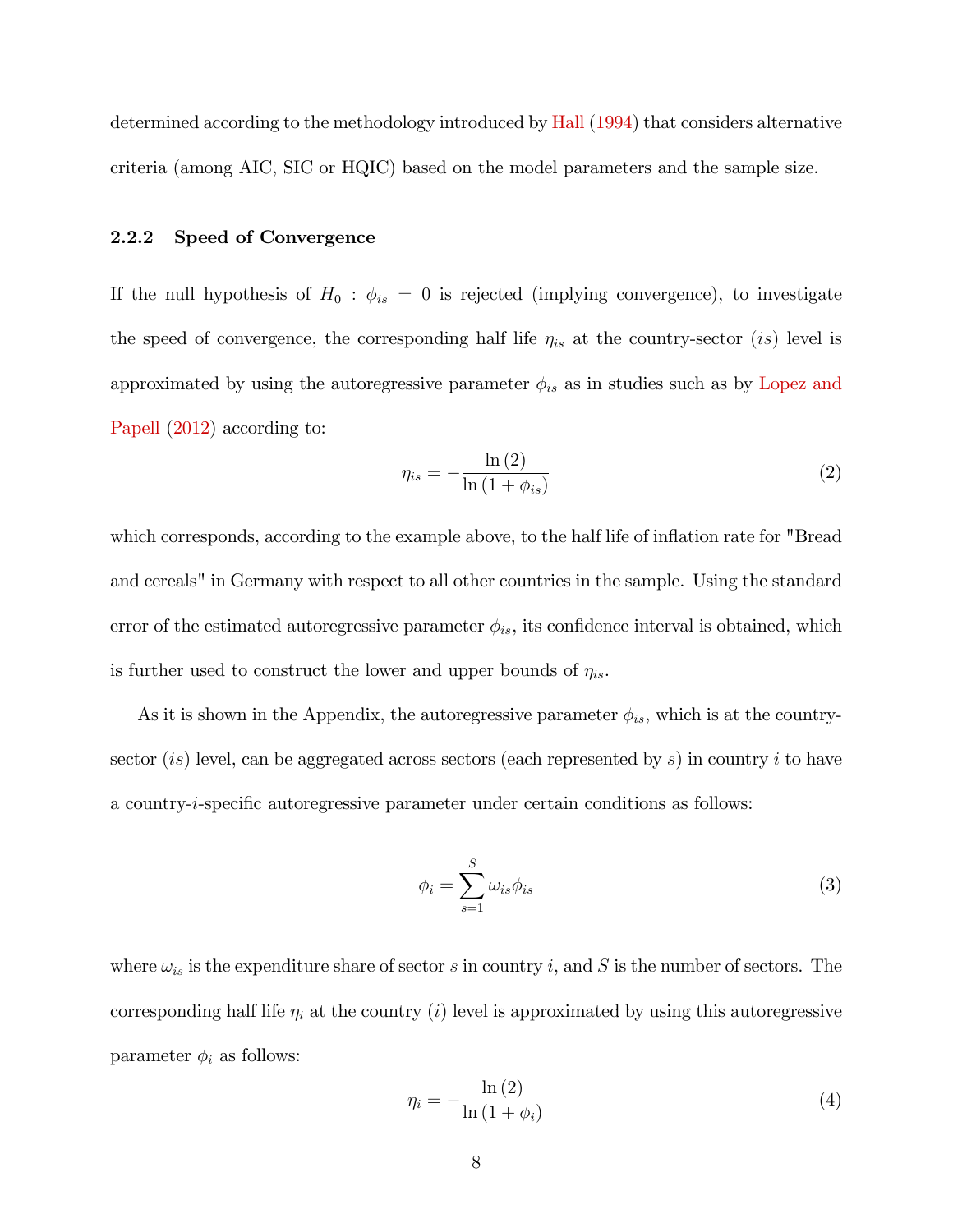determined according to the methodology introduced by Hall (1994) that considers alternative criteria (among AIC, SIC or HQIC) based on the model parameters and the sample size.

### 2.2.2 Speed of Convergence

If the null hypothesis of $H_0 : \phi_{is} = 0$ is rejected (implying convergence), to investigate the speed of convergence, the corresponding half life $\eta_{is}$ at the country-sector ($is$) level is approximated by using the autoregressive parameter $\phi_{is}$ as in studies such as by Lopez and Papell (2012) according to:

$$\eta_{is} = -\frac{\ln(2)}{\ln(1+\phi_{is})} \tag{2}$$

which corresponds, according to the example above, to the half life of inflation rate for "Bread and cereals" in Germany with respect to all other countries in the sample. Using the standard error of the estimated autoregressive parameter $\phi_{is}$, its confidence interval is obtained, which is further used to construct the lower and upper bounds of $\eta_{is}$.

As it is shown in the Appendix, the autoregressive parameter $\phi_{is}$, which is at the country-sector ($is$) level, can be aggregated across sectors (each represented by $s$) in country $i$ to have a country-$i$-specific autoregressive parameter under certain conditions as follows:

$$\phi_i = \sum_{s=1}^{S} \omega_{is}\phi_{is} \tag{3}$$

where $\omega_{is}$ is the expenditure share of sector $s$ in country $i$, and $S$ is the number of sectors. The corresponding half life $\eta_i$ at the country ($i$) level is approximated by using this autoregressive parameter $\phi_i$ as follows:

$$\eta_i = -\frac{\ln(2)}{\ln(1+\phi_i)} \tag{4}$$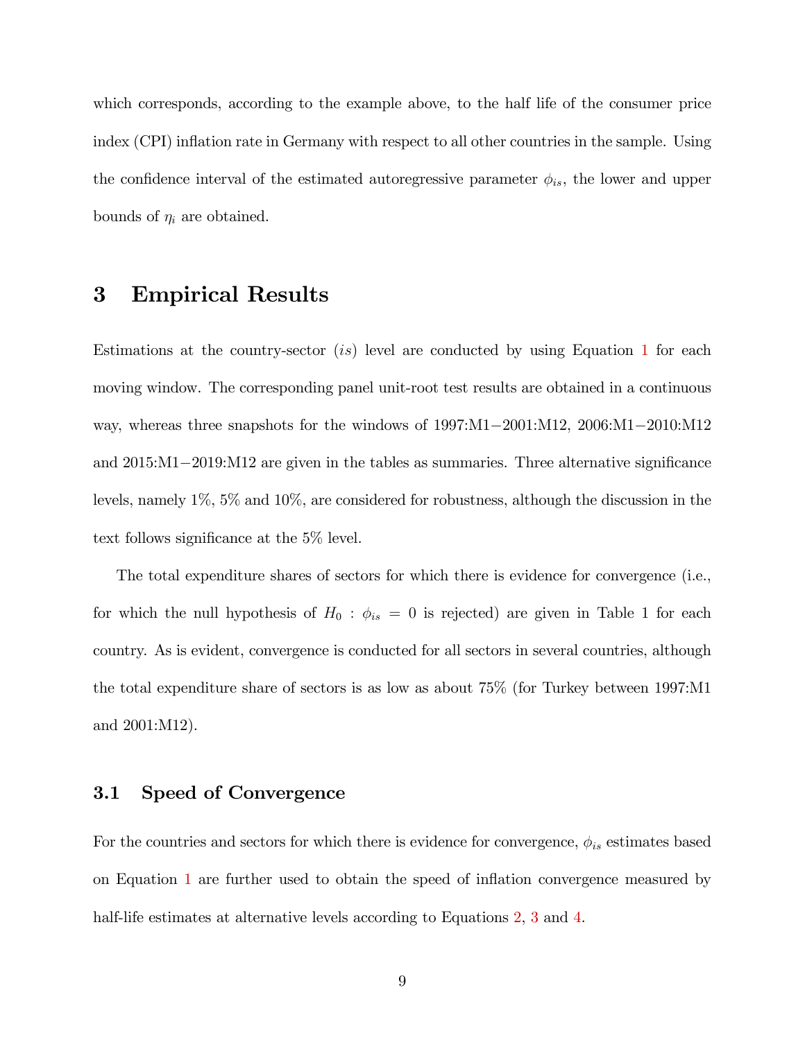which corresponds, according to the example above, to the half life of the consumer price index (CPI) inflation rate in Germany with respect to all other countries in the sample. Using the confidence interval of the estimated autoregressive parameter $\phi_{is}$, the lower and upper bounds of $\eta_i$ are obtained.

# 3 Empirical Results

Estimations at the country-sector ($is$) level are conducted by using Equation 1 for each moving window. The corresponding panel unit-root test results are obtained in a continuous way, whereas three snapshots for the windows of 1997:M1−2001:M12, 2006:M1−2010:M12 and 2015:M1−2019:M12 are given in the tables as summaries. Three alternative significance levels, namely 1%, 5% and 10%, are considered for robustness, although the discussion in the text follows significance at the 5% level.

The total expenditure shares of sectors for which there is evidence for convergence (i.e., for which the null hypothesis of $H_0 : \phi_{is} = 0$ is rejected) are given in Table 1 for each country. As is evident, convergence is conducted for all sectors in several countries, although the total expenditure share of sectors is as low as about 75% (for Turkey between 1997:M1 and 2001:M12).

## 3.1 Speed of Convergence

For the countries and sectors for which there is evidence for convergence, $\phi_{is}$ estimates based on Equation 1 are further used to obtain the speed of inflation convergence measured by half-life estimates at alternative levels according to Equations 2, 3 and 4.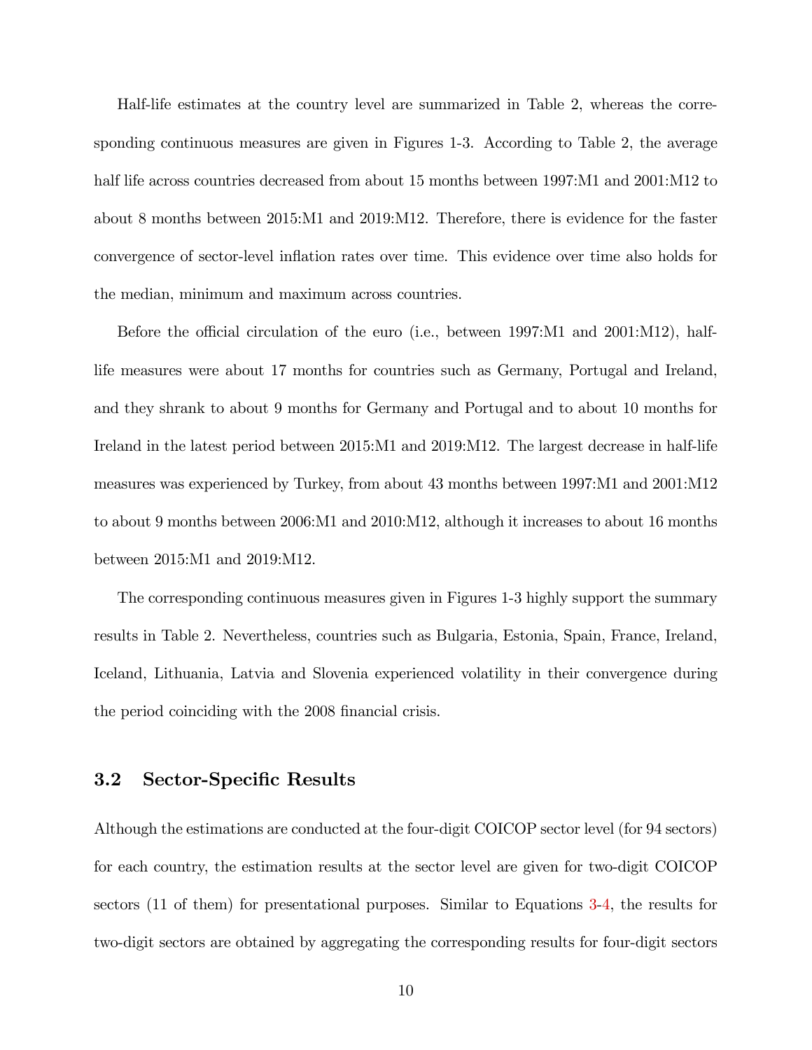Half-life estimates at the country level are summarized in Table 2, whereas the corresponding continuous measures are given in Figures 1-3. According to Table 2, the average half life across countries decreased from about 15 months between 1997:M1 and 2001:M12 to about 8 months between 2015:M1 and 2019:M12. Therefore, there is evidence for the faster convergence of sector-level inflation rates over time. This evidence over time also holds for the median, minimum and maximum across countries.

Before the official circulation of the euro (i.e., between 1997:M1 and 2001:M12), half-life measures were about 17 months for countries such as Germany, Portugal and Ireland, and they shrank to about 9 months for Germany and Portugal and to about 10 months for Ireland in the latest period between 2015:M1 and 2019:M12. The largest decrease in half-life measures was experienced by Turkey, from about 43 months between 1997:M1 and 2001:M12 to about 9 months between 2006:M1 and 2010:M12, although it increases to about 16 months between 2015:M1 and 2019:M12.

The corresponding continuous measures given in Figures 1-3 highly support the summary results in Table 2. Nevertheless, countries such as Bulgaria, Estonia, Spain, France, Ireland, Iceland, Lithuania, Latvia and Slovenia experienced volatility in their convergence during the period coinciding with the 2008 financial crisis.

### 3.2 Sector-Specific Results

Although the estimations are conducted at the four-digit COICOP sector level (for 94 sectors) for each country, the estimation results at the sector level are given for two-digit COICOP sectors (11 of them) for presentational purposes. Similar to Equations 3-4, the results for two-digit sectors are obtained by aggregating the corresponding results for four-digit sectors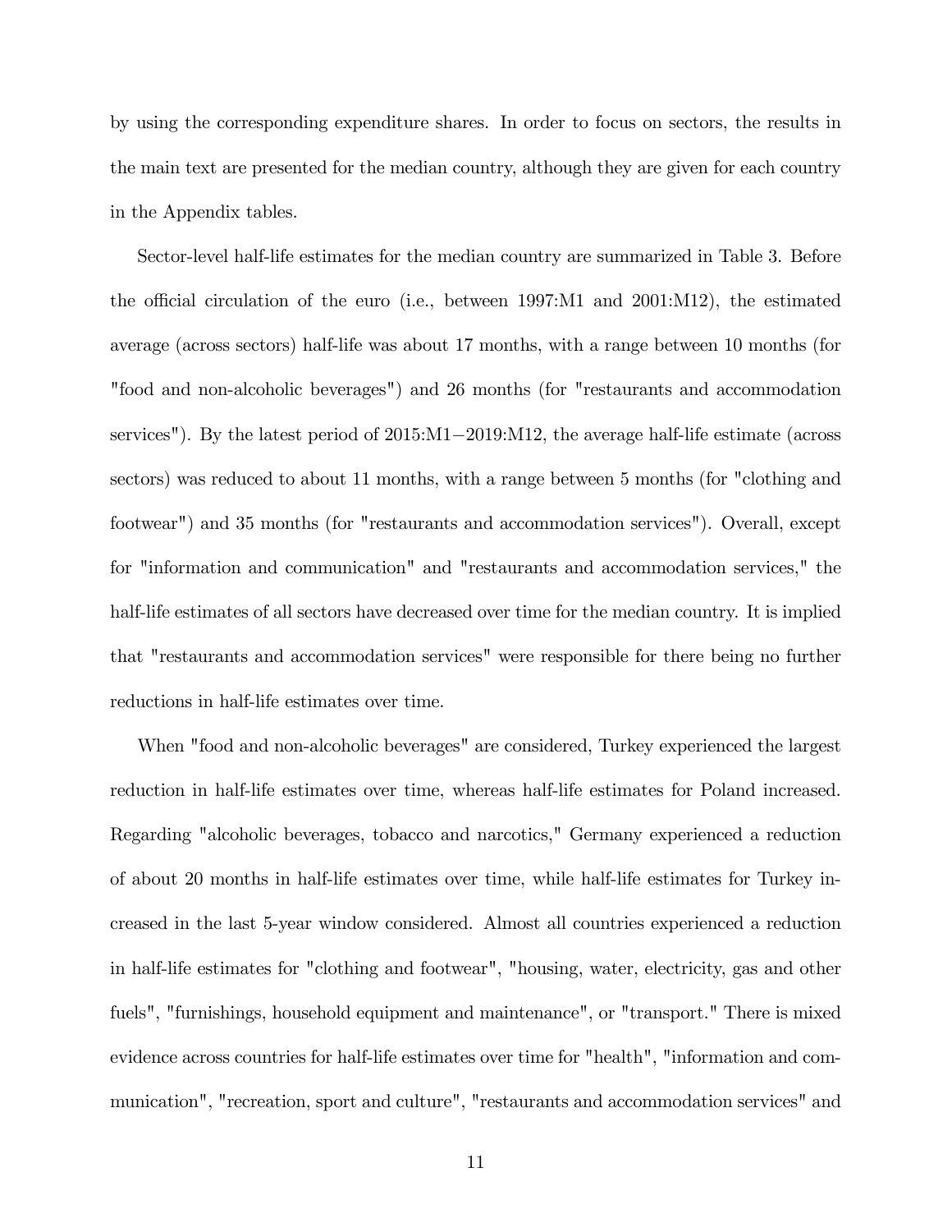by using the corresponding expenditure shares. In order to focus on sectors, the results in the main text are presented for the median country, although they are given for each country in the Appendix tables.

Sector-level half-life estimates for the median country are summarized in Table 3. Before the official circulation of the euro (i.e., between 1997:M1 and 2001:M12), the estimated average (across sectors) half-life was about 17 months, with a range between 10 months (for "food and non-alcoholic beverages") and 26 months (for "restaurants and accommodation services"). By the latest period of 2015:M1−2019:M12, the average half-life estimate (across sectors) was reduced to about 11 months, with a range between 5 months (for "clothing and footwear") and 35 months (for "restaurants and accommodation services"). Overall, except for "information and communication" and "restaurants and accommodation services," the half-life estimates of all sectors have decreased over time for the median country. It is implied that "restaurants and accommodation services" were responsible for there being no further reductions in half-life estimates over time.

When "food and non-alcoholic beverages" are considered, Turkey experienced the largest reduction in half-life estimates over time, whereas half-life estimates for Poland increased. Regarding "alcoholic beverages, tobacco and narcotics," Germany experienced a reduction of about 20 months in half-life estimates over time, while half-life estimates for Turkey increased in the last 5-year window considered. Almost all countries experienced a reduction in half-life estimates for "clothing and footwear", "housing, water, electricity, gas and other fuels", "furnishings, household equipment and maintenance", or "transport." There is mixed evidence across countries for half-life estimates over time for "health", "information and communication", "recreation, sport and culture", "restaurants and accommodation services" and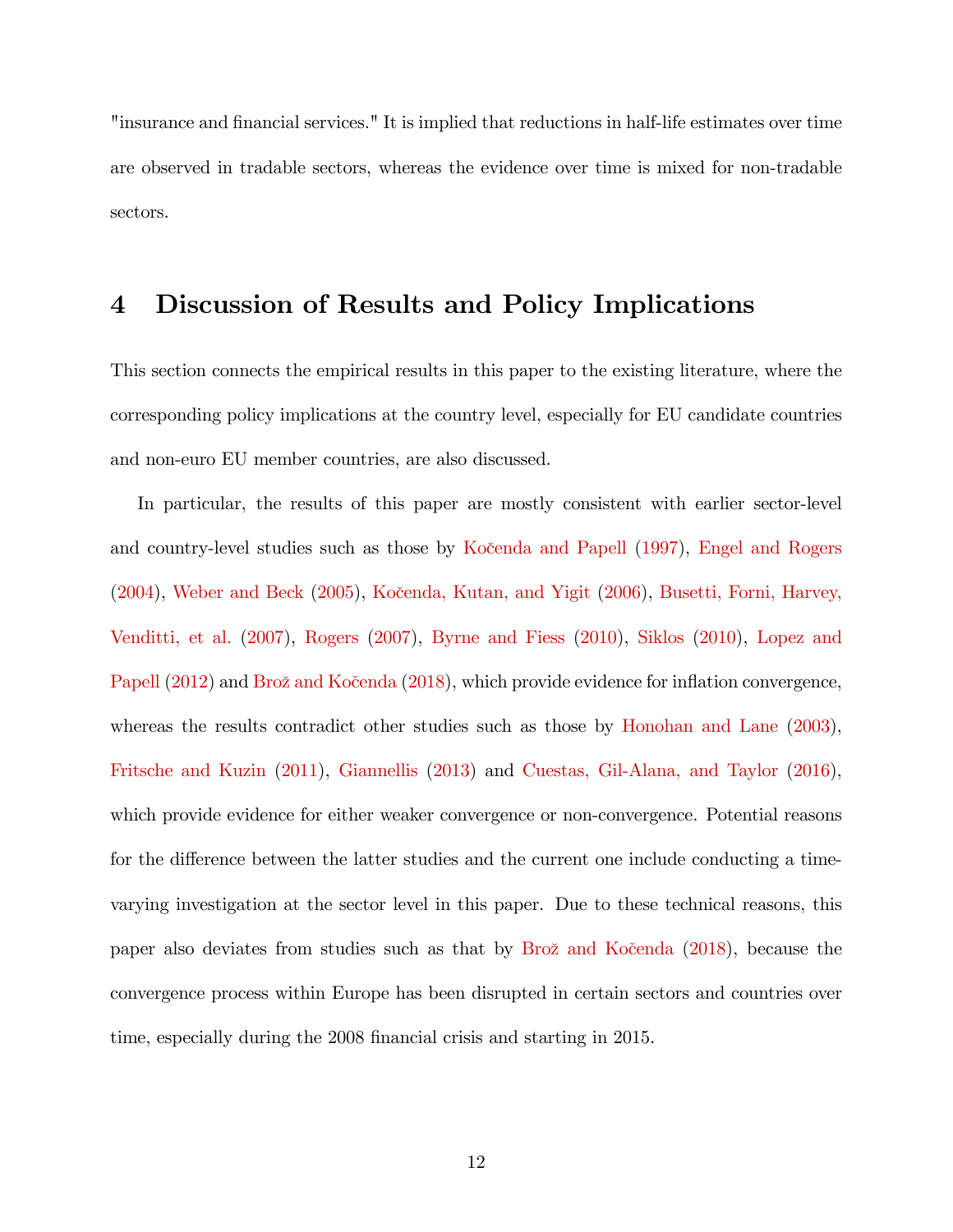"insurance and financial services." It is implied that reductions in half-life estimates over time are observed in tradable sectors, whereas the evidence over time is mixed for non-tradable sectors.

# 4 Discussion of Results and Policy Implications

This section connects the empirical results in this paper to the existing literature, where the corresponding policy implications at the country level, especially for EU candidate countries and non-euro EU member countries, are also discussed.

In particular, the results of this paper are mostly consistent with earlier sector-level and country-level studies such as those by Kočenda and Papell (1997), Engel and Rogers (2004), Weber and Beck (2005), Kočenda, Kutan, and Yigit (2006), Busetti, Forni, Harvey, Venditti, et al. (2007), Rogers (2007), Byrne and Fiess (2010), Siklos (2010), Lopez and Papell (2012) and Brož and Kočenda (2018), which provide evidence for inflation convergence, whereas the results contradict other studies such as those by Honohan and Lane (2003), Fritsche and Kuzin (2011), Giannellis (2013) and Cuestas, Gil-Alana, and Taylor (2016), which provide evidence for either weaker convergence or non-convergence. Potential reasons for the difference between the latter studies and the current one include conducting a time-varying investigation at the sector level in this paper. Due to these technical reasons, this paper also deviates from studies such as that by Brož and Kočenda (2018), because the convergence process within Europe has been disrupted in certain sectors and countries over time, especially during the 2008 financial crisis and starting in 2015.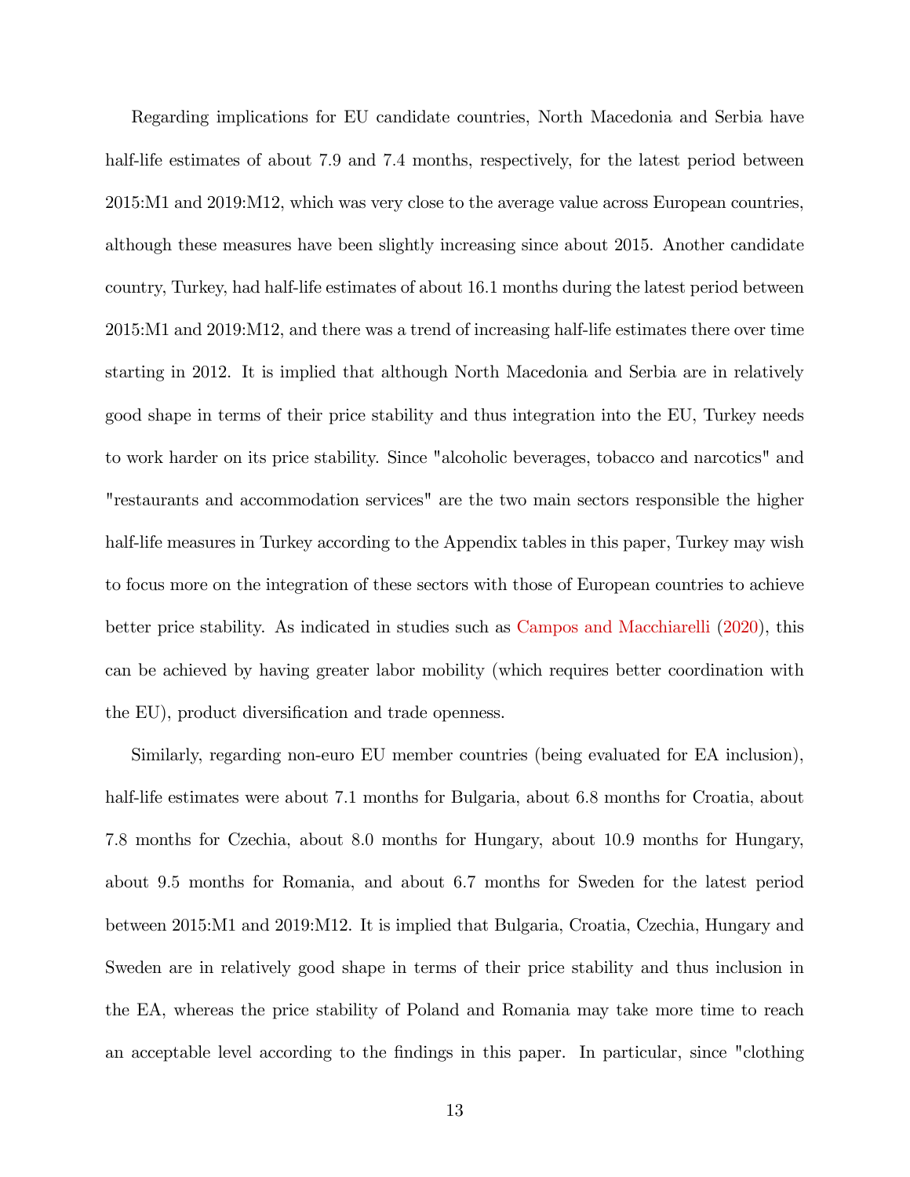Regarding implications for EU candidate countries, North Macedonia and Serbia have half-life estimates of about 7.9 and 7.4 months, respectively, for the latest period between 2015:M1 and 2019:M12, which was very close to the average value across European countries, although these measures have been slightly increasing since about 2015. Another candidate country, Turkey, had half-life estimates of about 16.1 months during the latest period between 2015:M1 and 2019:M12, and there was a trend of increasing half-life estimates there over time starting in 2012. It is implied that although North Macedonia and Serbia are in relatively good shape in terms of their price stability and thus integration into the EU, Turkey needs to work harder on its price stability. Since "alcoholic beverages, tobacco and narcotics" and "restaurants and accommodation services" are the two main sectors responsible the higher half-life measures in Turkey according to the Appendix tables in this paper, Turkey may wish to focus more on the integration of these sectors with those of European countries to achieve better price stability. As indicated in studies such as Campos and Macchiarelli (2020), this can be achieved by having greater labor mobility (which requires better coordination with the EU), product diversification and trade openness.

Similarly, regarding non-euro EU member countries (being evaluated for EA inclusion), half-life estimates were about 7.1 months for Bulgaria, about 6.8 months for Croatia, about 7.8 months for Czechia, about 8.0 months for Hungary, about 10.9 months for Hungary, about 9.5 months for Romania, and about 6.7 months for Sweden for the latest period between 2015:M1 and 2019:M12. It is implied that Bulgaria, Croatia, Czechia, Hungary and Sweden are in relatively good shape in terms of their price stability and thus inclusion in the EA, whereas the price stability of Poland and Romania may take more time to reach an acceptable level according to the findings in this paper. In particular, since "clothing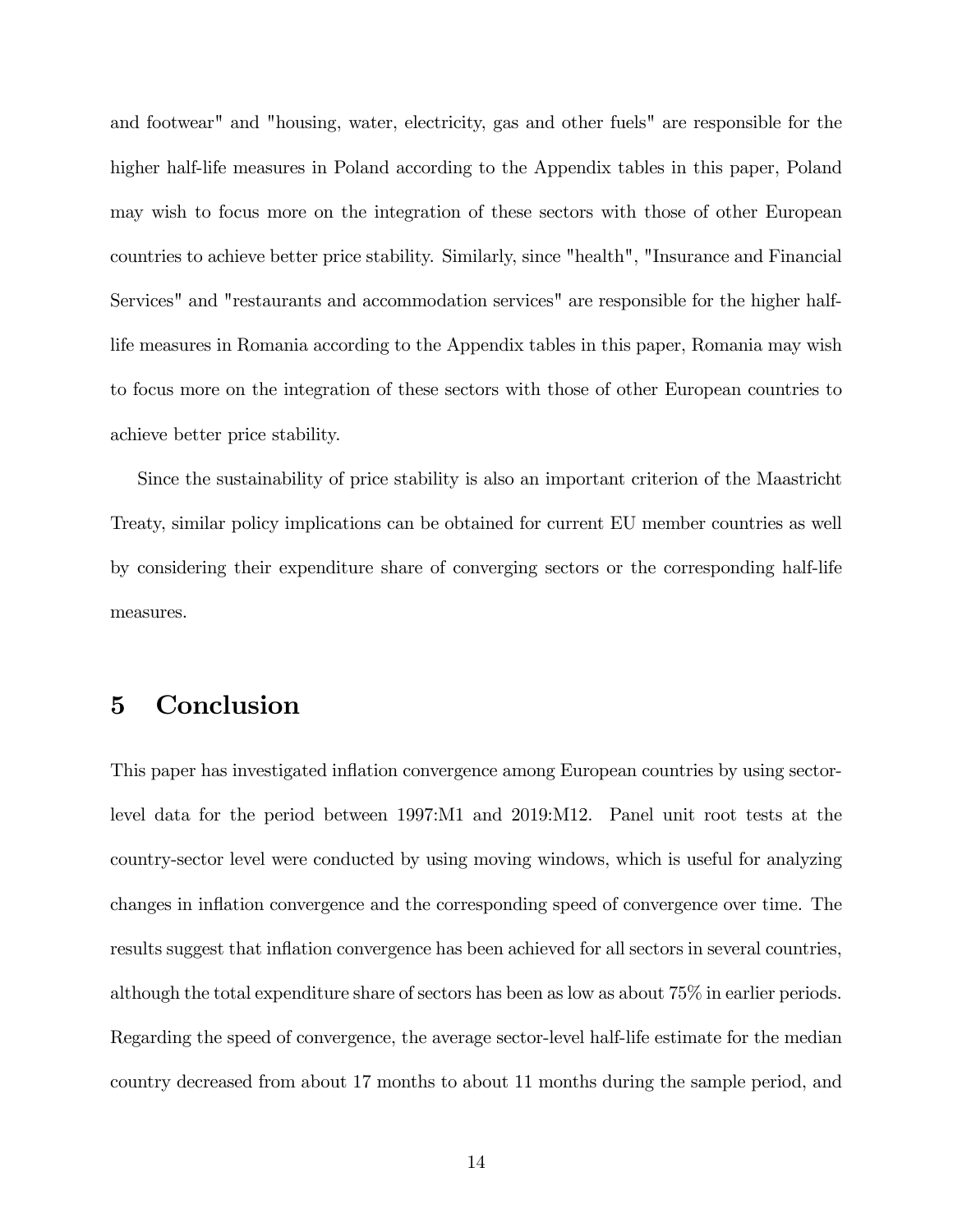and footwear" and "housing, water, electricity, gas and other fuels" are responsible for the higher half-life measures in Poland according to the Appendix tables in this paper, Poland may wish to focus more on the integration of these sectors with those of other European countries to achieve better price stability. Similarly, since "health", "Insurance and Financial Services" and "restaurants and accommodation services" are responsible for the higher half-life measures in Romania according to the Appendix tables in this paper, Romania may wish to focus more on the integration of these sectors with those of other European countries to achieve better price stability.

Since the sustainability of price stability is also an important criterion of the Maastricht Treaty, similar policy implications can be obtained for current EU member countries as well by considering their expenditure share of converging sectors or the corresponding half-life measures.

# 5 Conclusion

This paper has investigated inflation convergence among European countries by using sector-level data for the period between 1997:M1 and 2019:M12. Panel unit root tests at the country-sector level were conducted by using moving windows, which is useful for analyzing changes in inflation convergence and the corresponding speed of convergence over time. The results suggest that inflation convergence has been achieved for all sectors in several countries, although the total expenditure share of sectors has been as low as about 75% in earlier periods. Regarding the speed of convergence, the average sector-level half-life estimate for the median country decreased from about 17 months to about 11 months during the sample period, and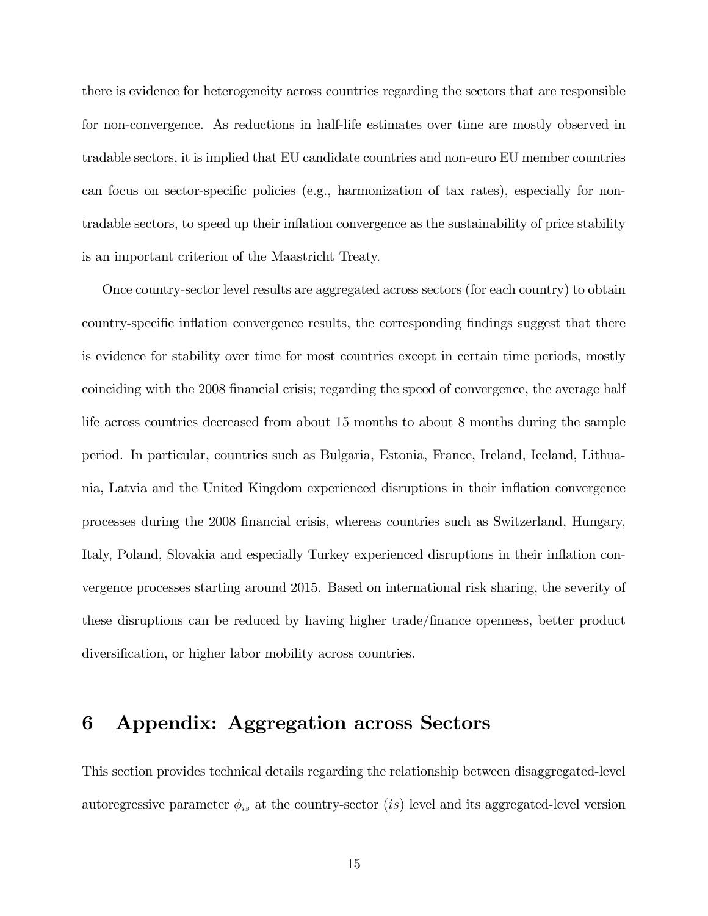there is evidence for heterogeneity across countries regarding the sectors that are responsible for non-convergence. As reductions in half-life estimates over time are mostly observed in tradable sectors, it is implied that EU candidate countries and non-euro EU member countries can focus on sector-specific policies (e.g., harmonization of tax rates), especially for non-tradable sectors, to speed up their inflation convergence as the sustainability of price stability is an important criterion of the Maastricht Treaty.

Once country-sector level results are aggregated across sectors (for each country) to obtain country-specific inflation convergence results, the corresponding findings suggest that there is evidence for stability over time for most countries except in certain time periods, mostly coinciding with the 2008 financial crisis; regarding the speed of convergence, the average half life across countries decreased from about 15 months to about 8 months during the sample period. In particular, countries such as Bulgaria, Estonia, France, Ireland, Iceland, Lithuania, Latvia and the United Kingdom experienced disruptions in their inflation convergence processes during the 2008 financial crisis, whereas countries such as Switzerland, Hungary, Italy, Poland, Slovakia and especially Turkey experienced disruptions in their inflation convergence processes starting around 2015. Based on international risk sharing, the severity of these disruptions can be reduced by having higher trade/finance openness, better product diversification, or higher labor mobility across countries.

# 6 Appendix: Aggregation across Sectors

This section provides technical details regarding the relationship between disaggregated-level autoregressive parameter $\phi_{is}$ at the country-sector ($is$) level and its aggregated-level version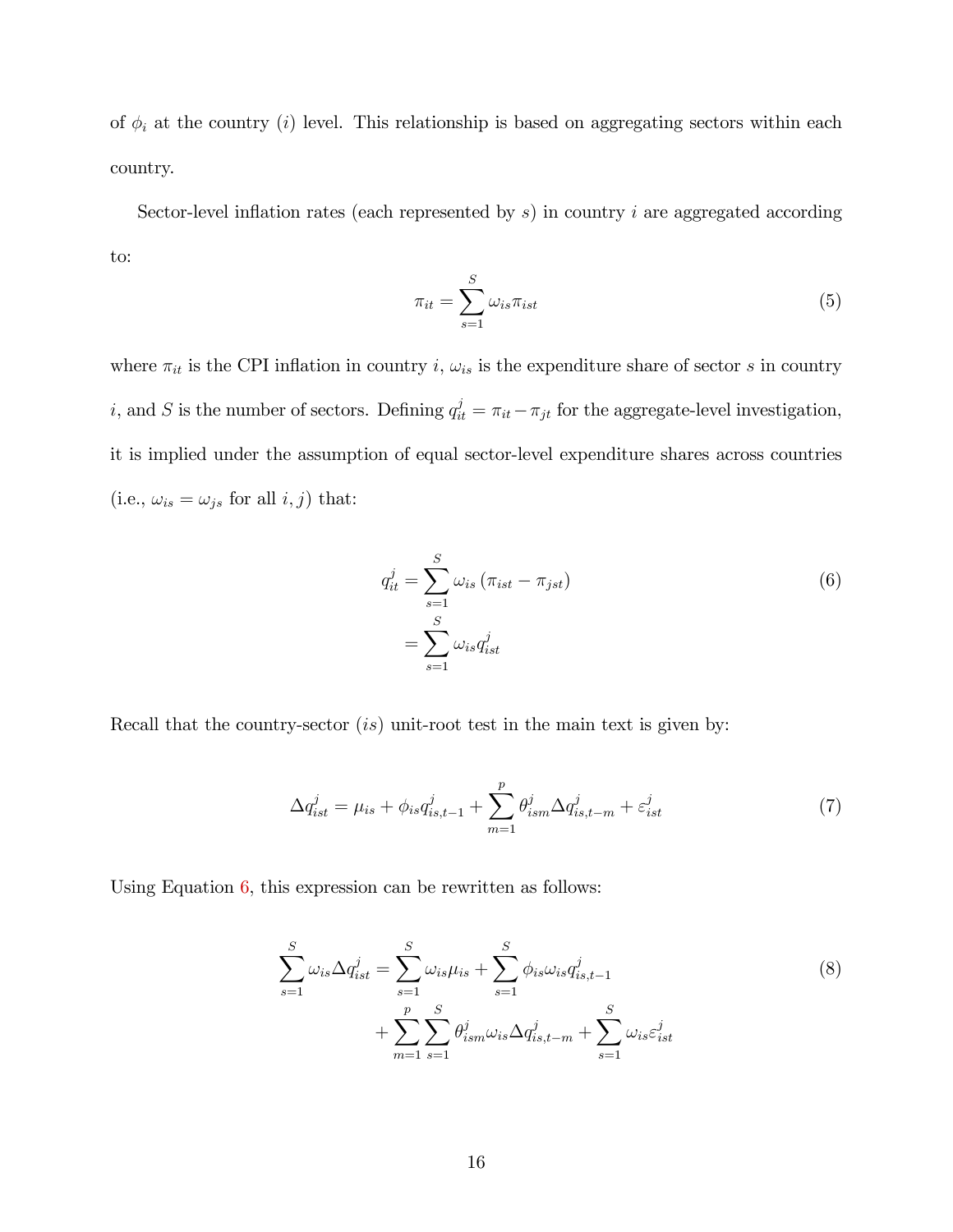of $\phi_i$ at the country ($i$) level. This relationship is based on aggregating sectors within each country.

Sector-level inflation rates (each represented by $s$) in country $i$ are aggregated according to:

$$\pi_{it} = \sum_{s=1}^{S} \omega_{is} \pi_{ist} \tag{5}$$

where $\pi_{it}$ is the CPI inflation in country $i$, $\omega_{is}$ is the expenditure share of sector $s$ in country $i$, and $S$ is the number of sectors. Defining $q_{it}^j = \pi_{it} - \pi_{jt}$ for the aggregate-level investigation, it is implied under the assumption of equal sector-level expenditure shares across countries (i.e., $\omega_{is} = \omega_{js}$ for all $i, j$) that:

$$\begin{aligned} q_{it}^j &= \sum_{s=1}^{S} \omega_{is} \left(\pi_{ist} - \pi_{jst}\right) \\ &= \sum_{s=1}^{S} \omega_{is} q_{ist}^j \end{aligned} \tag{6}$$

Recall that the country-sector ($is$) unit-root test in the main text is given by:

$$\Delta q_{ist}^j = \mu_{is} + \phi_{is} q_{is,t-1}^j + \sum_{m=1}^{p} \theta_{ism}^j \Delta q_{is,t-m}^j + \varepsilon_{ist}^j \tag{7}$$

Using Equation 6, this expression can be rewritten as follows:

$$\begin{aligned} \sum_{s=1}^{S} \omega_{is} \Delta q_{ist}^j = & \sum_{s=1}^{S} \omega_{is} \mu_{is} + \sum_{s=1}^{S} \phi_{is} \omega_{is} q_{is,t-1}^j \\ & + \sum_{m=1}^{p} \sum_{s=1}^{S} \theta_{ism}^j \omega_{is} \Delta q_{is,t-m}^j + \sum_{s=1}^{S} \omega_{is} \varepsilon_{ist}^j \end{aligned} \tag{8}$$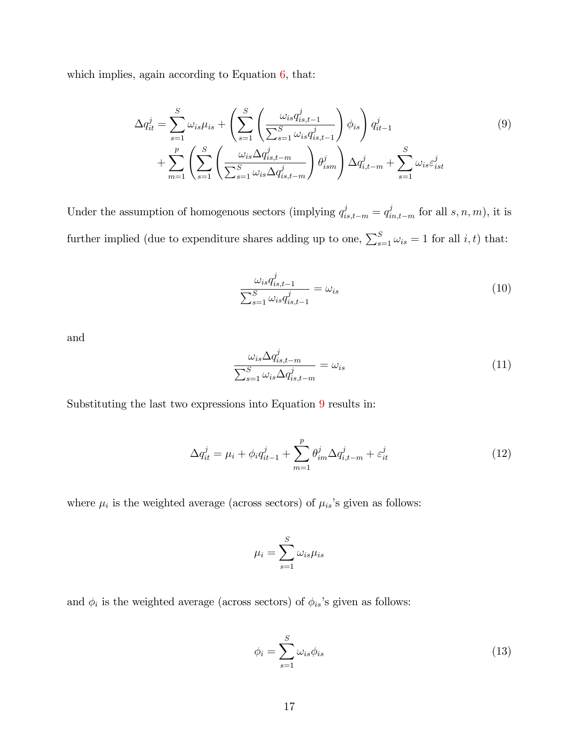which implies, again according to Equation 6, that:

$$
\begin{aligned}
\Delta q_{it}^{j} = \sum_{s=1}^{S} \omega_{is}\mu_{is} + \left( \sum_{s=1}^{S} \left( \frac{\omega_{is} q_{is,t-1}^{j}}{\sum_{s=1}^{S} \omega_{is} q_{is,t-1}^{j}} \right) \phi_{is} \right) q_{it-1}^{j} \\
+ \sum_{m=1}^{p} \left( \sum_{s=1}^{S} \left( \frac{\omega_{is} \Delta q_{is,t-m}^{j}}{\sum_{s=1}^{S} \omega_{is} \Delta q_{is,t-m}^{j}} \right) \theta_{ism}^{j} \right) \Delta q_{i,t-m}^{j} + \sum_{s=1}^{S} \omega_{is} \varepsilon_{ist}^{j}
\end{aligned}
\tag{9}
$$

Under the assumption of homogenous sectors (implying $q_{is,t-m}^{j} = q_{in,t-m}^{j}$ for all $s, n, m$), it is further implied (due to expenditure shares adding up to one, $\sum_{s=1}^{S} \omega_{is} = 1$ for all $i, t$) that:

$$
\frac{\omega_{is} q_{is,t-1}^{j}}{\sum_{s=1}^{S} \omega_{is} q_{is,t-1}^{j}} = \omega_{is} \tag{10}
$$

and

$$
\frac{\omega_{is} \Delta q_{is,t-m}^{j}}{\sum_{s=1}^{S} \omega_{is} \Delta q_{is,t-m}^{j}} = \omega_{is} \tag{11}
$$

Substituting the last two expressions into Equation 9 results in:

$$
\Delta q_{it}^{j} = \mu_i + \phi_i q_{it-1}^{j} + \sum_{m=1}^{p} \theta_{im}^{j} \Delta q_{i,t-m}^{j} + \varepsilon_{it}^{j} \tag{12}
$$

where $\mu_i$ is the weighted average (across sectors) of $\mu_{is}$'s given as follows:

$$
\mu_i = \sum_{s=1}^{S} \omega_{is} \mu_{is}
$$

and $\phi_i$ is the weighted average (across sectors) of $\phi_{is}$'s given as follows:

$$
\phi_i = \sum_{s=1}^{S} \omega_{is} \phi_{is} \tag{13}
$$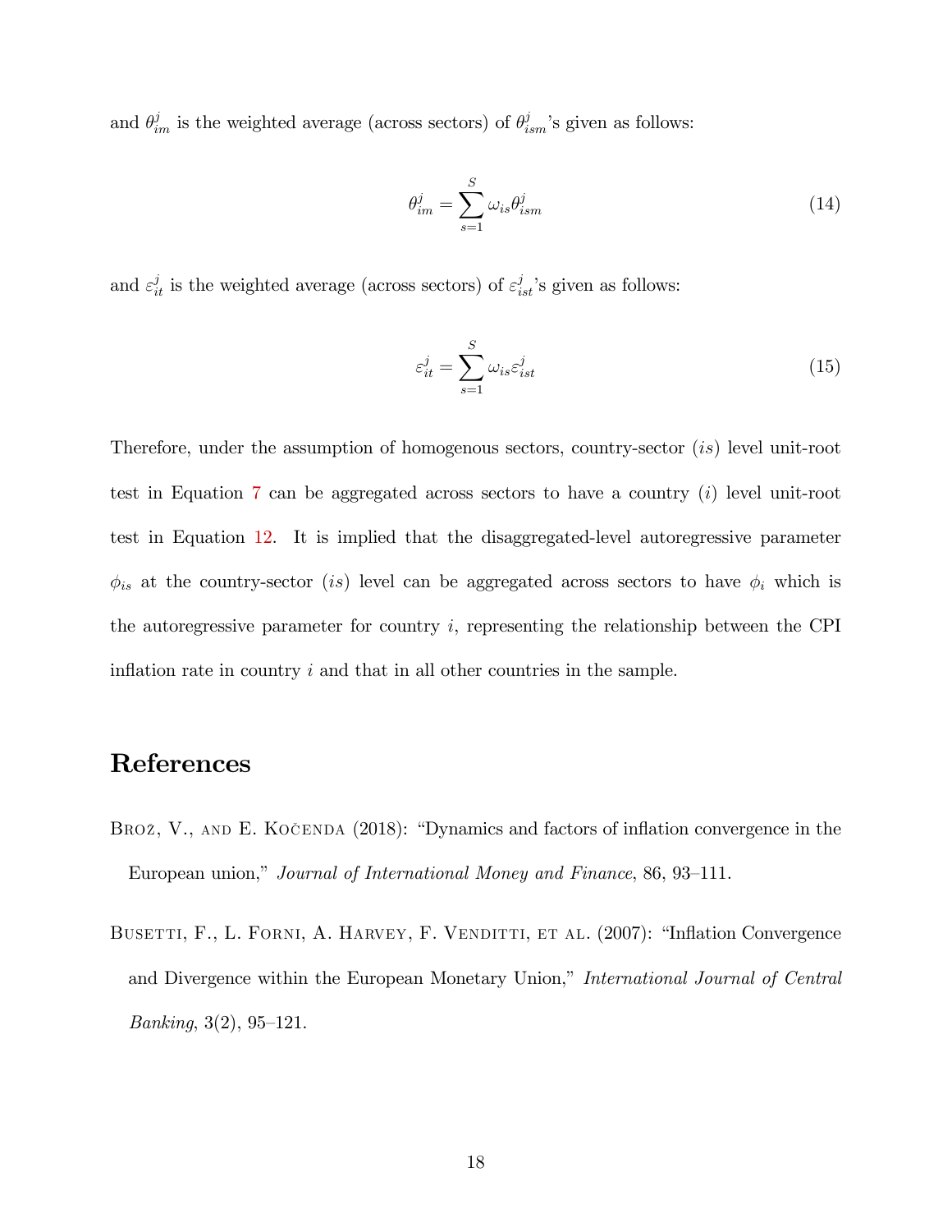and $\theta^j_{im}$ is the weighted average (across sectors) of $\theta^j_{ism}$'s given as follows:

$$\theta^j_{im} = \sum_{s=1}^{S} \omega_{is} \theta^j_{ism} \tag{14}$$

and $\varepsilon^j_{it}$ is the weighted average (across sectors) of $\varepsilon^j_{ist}$'s given as follows:

$$\varepsilon^j_{it} = \sum_{s=1}^{S} \omega_{is} \varepsilon^j_{ist} \tag{15}$$

Therefore, under the assumption of homogenous sectors, country-sector ($is$) level unit-root test in Equation 7 can be aggregated across sectors to have a country ($i$) level unit-root test in Equation 12. It is implied that the disaggregated-level autoregressive parameter $\phi_{is}$ at the country-sector ($is$) level can be aggregated across sectors to have $\phi_i$ which is the autoregressive parameter for country $i$, representing the relationship between the CPI inflation rate in country $i$ and that in all other countries in the sample.

# References

Brož, V., and E. Kočenda (2018): "Dynamics and factors of inflation convergence in the European union," *Journal of International Money and Finance*, 86, 93–111.

Busetti, F., L. Forni, A. Harvey, F. Venditti, et al. (2007): "Inflation Convergence and Divergence within the European Monetary Union," *International Journal of Central Banking*, 3(2), 95–121.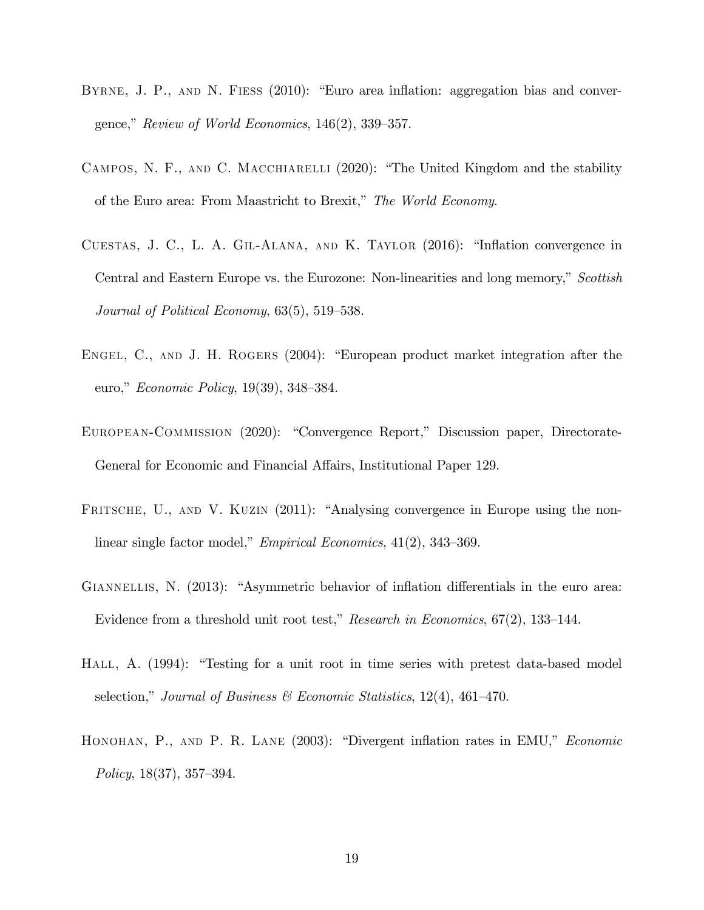Byrne, J. P., and N. Fiess (2010): "Euro area inflation: aggregation bias and convergence," *Review of World Economics*, 146(2), 339–357.

Campos, N. F., and C. Macchiarelli (2020): "The United Kingdom and the stability of the Euro area: From Maastricht to Brexit," *The World Economy*.

Cuestas, J. C., L. A. Gil-Alana, and K. Taylor (2016): "Inflation convergence in Central and Eastern Europe vs. the Eurozone: Non-linearities and long memory," *Scottish Journal of Political Economy*, 63(5), 519–538.

Engel, C., and J. H. Rogers (2004): "European product market integration after the euro," *Economic Policy*, 19(39), 348–384.

European-Commission (2020): "Convergence Report," Discussion paper, Directorate-General for Economic and Financial Affairs, Institutional Paper 129.

Fritsche, U., and V. Kuzin (2011): "Analysing convergence in Europe using the non-linear single factor model," *Empirical Economics*, 41(2), 343–369.

Giannellis, N. (2013): "Asymmetric behavior of inflation differentials in the euro area: Evidence from a threshold unit root test," *Research in Economics*, 67(2), 133–144.

Hall, A. (1994): "Testing for a unit root in time series with pretest data-based model selection," *Journal of Business & Economic Statistics*, 12(4), 461–470.

Honohan, P., and P. R. Lane (2003): "Divergent inflation rates in EMU," *Economic Policy*, 18(37), 357–394.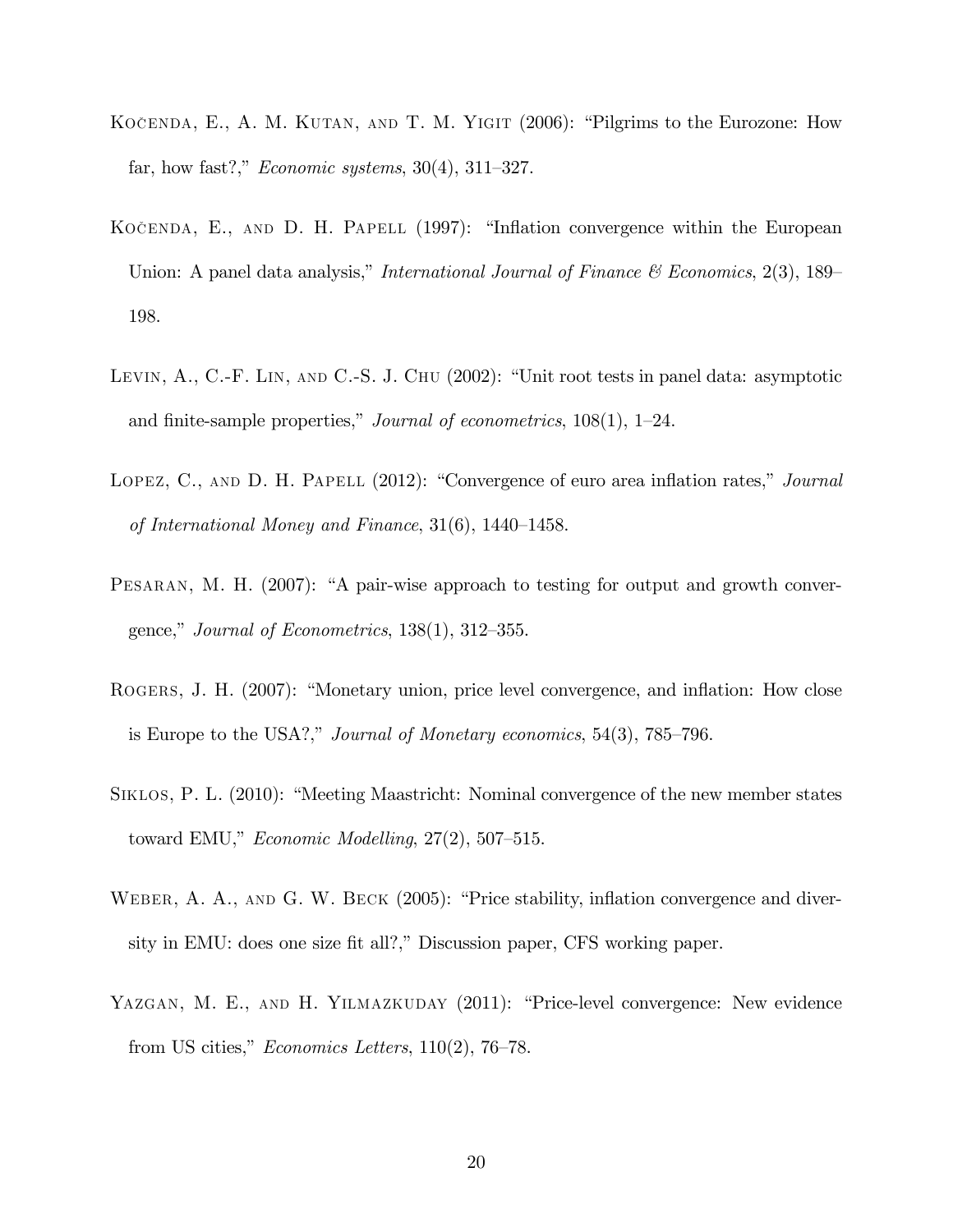Kočenda, E., A. M. Kutan, and T. M. Yigit (2006): "Pilgrims to the Eurozone: How far, how fast?," *Economic systems*, 30(4), 311–327.

Kočenda, E., and D. H. Papell (1997): "Inflation convergence within the European Union: A panel data analysis," *International Journal of Finance & Economics*, 2(3), 189–198.

Levin, A., C.-F. Lin, and C.-S. J. Chu (2002): "Unit root tests in panel data: asymptotic and finite-sample properties," *Journal of econometrics*, 108(1), 1–24.

Lopez, C., and D. H. Papell (2012): "Convergence of euro area inflation rates," *Journal of International Money and Finance*, 31(6), 1440–1458.

Pesaran, M. H. (2007): "A pair-wise approach to testing for output and growth convergence," *Journal of Econometrics*, 138(1), 312–355.

Rogers, J. H. (2007): "Monetary union, price level convergence, and inflation: How close is Europe to the USA?," *Journal of Monetary economics*, 54(3), 785–796.

Siklos, P. L. (2010): "Meeting Maastricht: Nominal convergence of the new member states toward EMU," *Economic Modelling*, 27(2), 507–515.

Weber, A. A., and G. W. Beck (2005): "Price stability, inflation convergence and diversity in EMU: does one size fit all?," Discussion paper, CFS working paper.

Yazgan, M. E., and H. Yilmazkuday (2011): "Price-level convergence: New evidence from US cities," *Economics Letters*, 110(2), 76–78.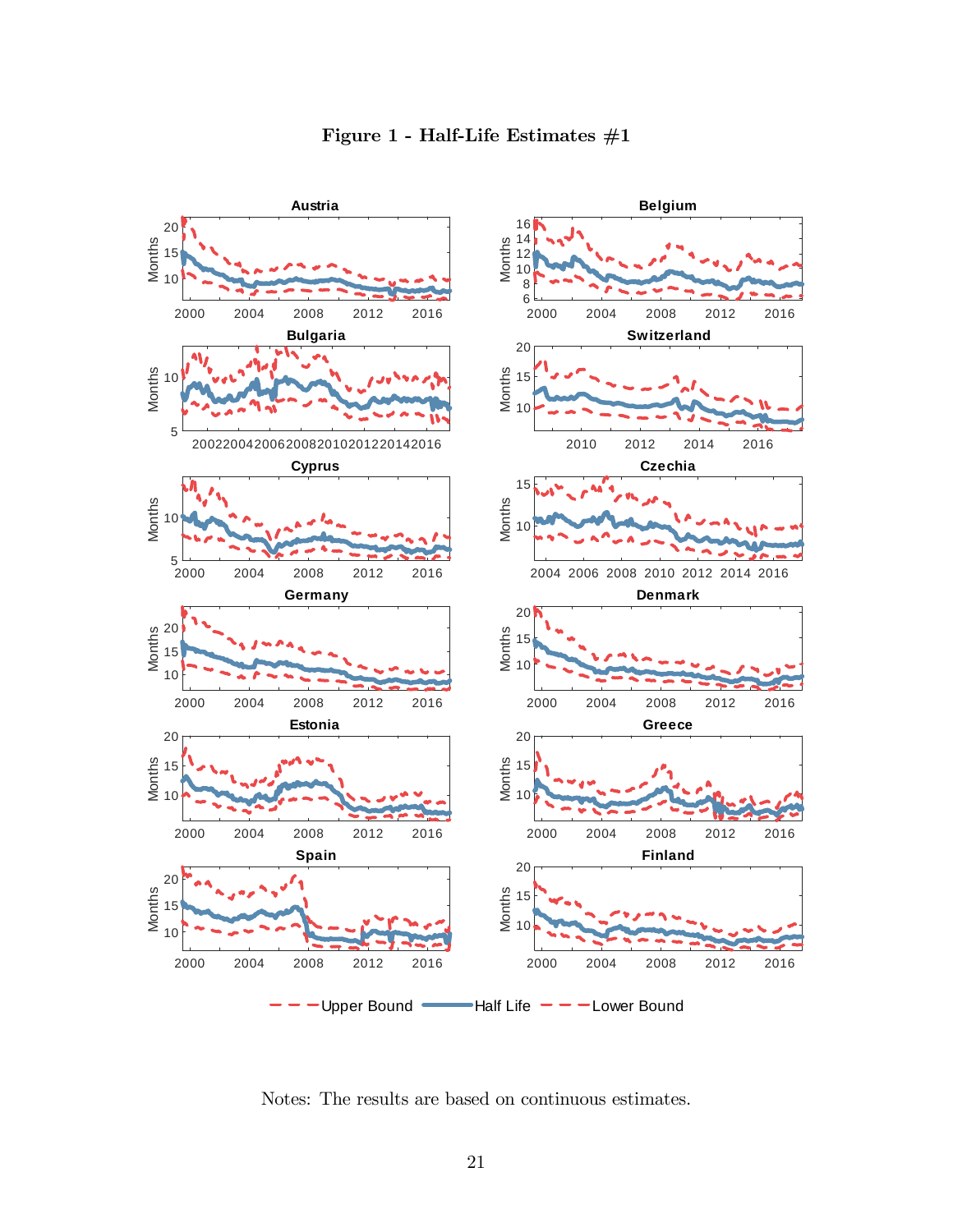**Figure 1 - Half-Life Estimates #1**

Notes: The results are based on continuous estimates.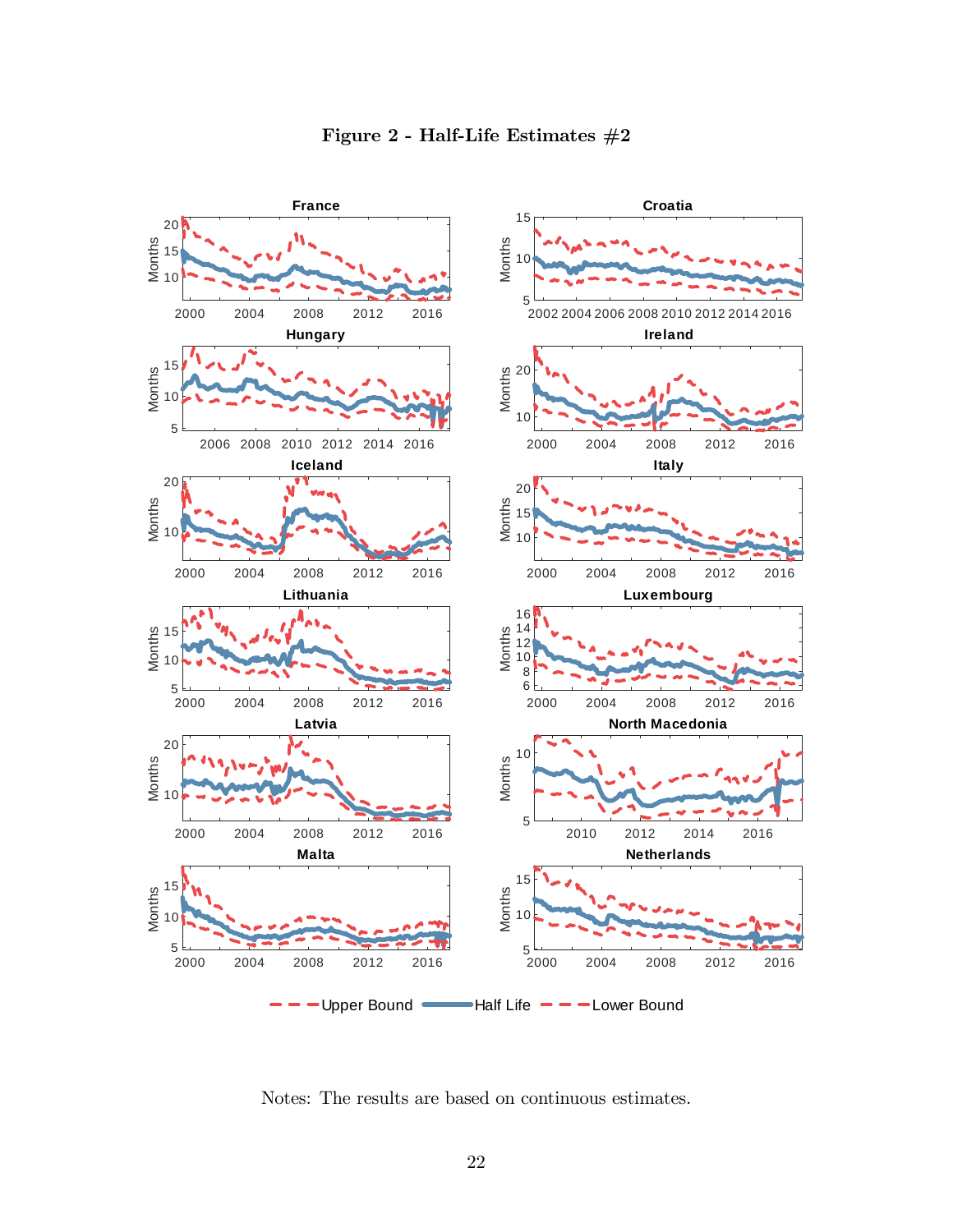**Figure 2 - Half-Life Estimates #2**

Notes: The results are based on continuous estimates.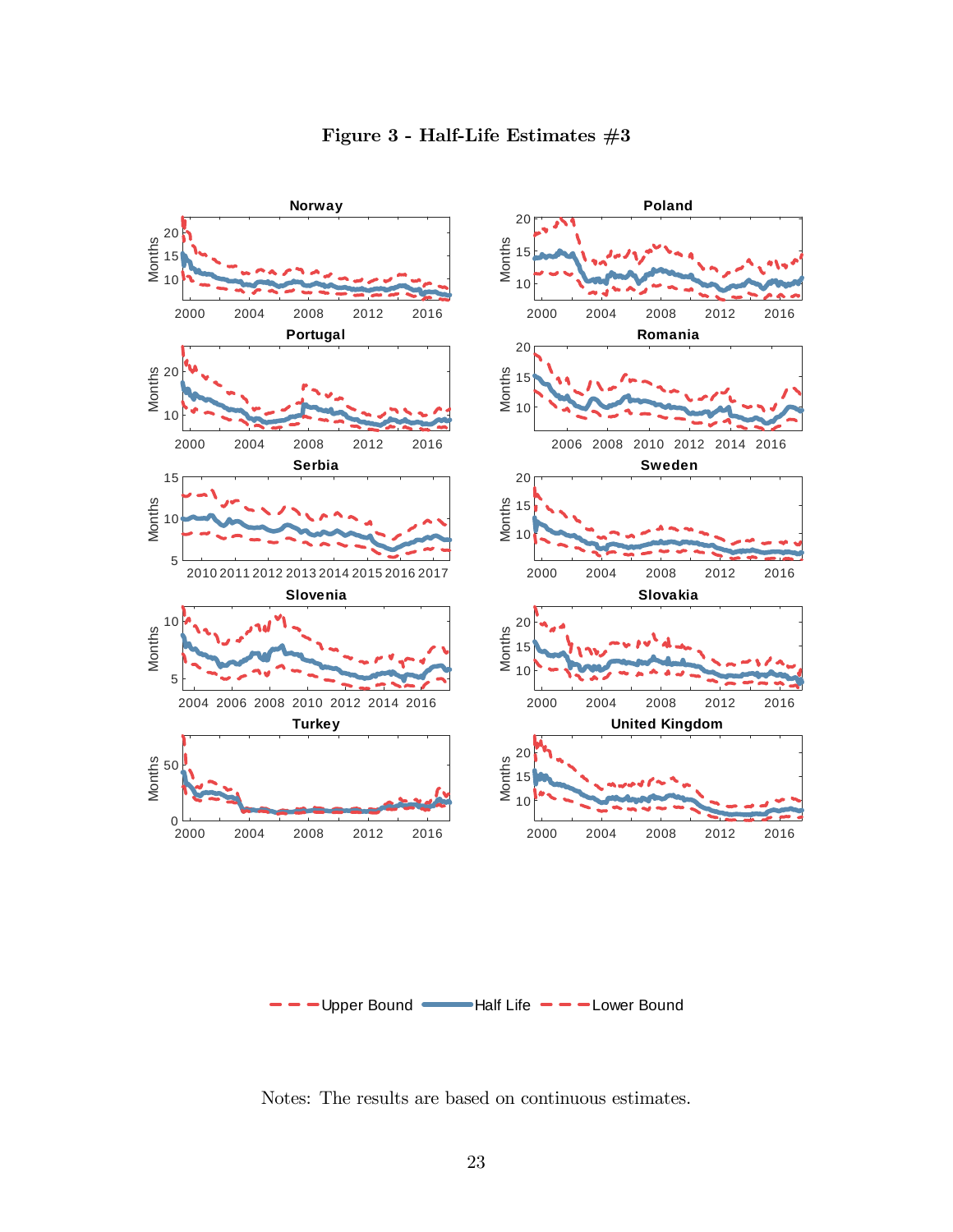**Figure 3 - Half-Life Estimates #3**

Notes: The results are based on continuous estimates.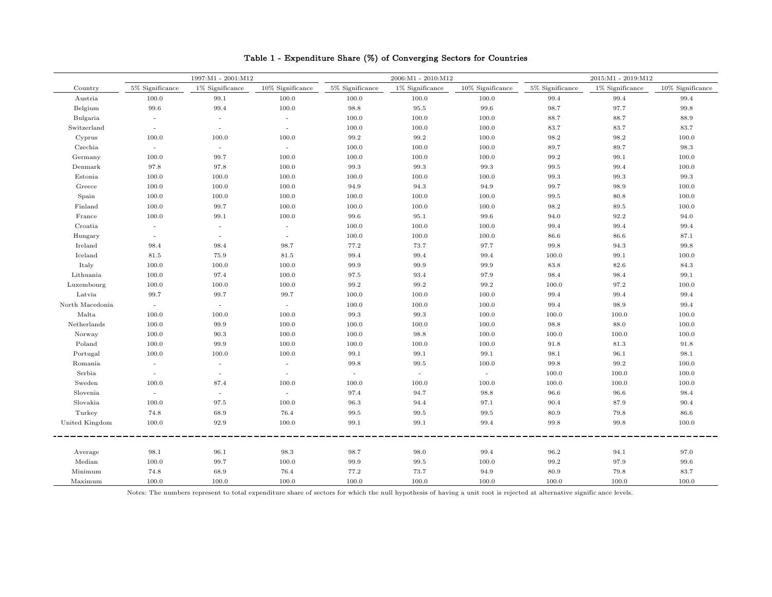**Table 1 - Expenditure Share (%) of Converging Sectors for Countries**

| Country | 1997:M1 - 2001:M12 | | | 2006:M1 - 2010:M12 | | | 2015:M1 - 2019:M12 | | |
|---|---|---|---|---|---|---|---|---|---|
| | 5% Significance | 1% Significance | 10% Significance | 5% Significance | 1% Significance | 10% Significance | 5% Significance | 1% Significance | 10% Significance |
| Austria | 100.0 | 99.1 | 100.0 | 100.0 | 100.0 | 100.0 | 99.4 | 99.4 | 99.4 |
| Belgium | 99.6 | 99.4 | 100.0 | 98.8 | 95.5 | 99.6 | 98.7 | 97.7 | 99.8 |
| Bulgaria | - | - | - | 100.0 | 100.0 | 100.0 | 88.7 | 88.7 | 88.9 |
| Switzerland | - | - | - | 100.0 | 100.0 | 100.0 | 83.7 | 83.7 | 83.7 |
| Cyprus | 100.0 | 100.0 | 100.0 | 99.2 | 99.2 | 100.0 | 98.2 | 98.2 | 100.0 |
| Czechia | - | - | - | 100.0 | 100.0 | 100.0 | 89.7 | 89.7 | 98.3 |
| Germany | 100.0 | 99.7 | 100.0 | 100.0 | 100.0 | 100.0 | 99.2 | 99.1 | 100.0 |
| Denmark | 97.8 | 97.8 | 100.0 | 99.3 | 99.3 | 99.3 | 99.5 | 99.4 | 100.0 |
| Estonia | 100.0 | 100.0 | 100.0 | 100.0 | 100.0 | 100.0 | 99.3 | 99.3 | 99.3 |
| Greece | 100.0 | 100.0 | 100.0 | 94.9 | 94.3 | 94.9 | 99.7 | 98.9 | 100.0 |
| Spain | 100.0 | 100.0 | 100.0 | 100.0 | 100.0 | 100.0 | 99.5 | 80.8 | 100.0 |
| Finland | 100.0 | 99.7 | 100.0 | 100.0 | 100.0 | 100.0 | 98.2 | 89.5 | 100.0 |
| France | 100.0 | 99.1 | 100.0 | 99.6 | 95.1 | 99.6 | 94.0 | 92.2 | 94.0 |
| Croatia | - | - | - | 100.0 | 100.0 | 100.0 | 99.4 | 99.4 | 99.4 |
| Hungary | - | - | - | 100.0 | 100.0 | 100.0 | 86.6 | 86.6 | 87.1 |
| Ireland | 98.4 | 98.4 | 98.7 | 77.2 | 73.7 | 97.7 | 99.8 | 94.3 | 99.8 |
| Iceland | 81.5 | 75.9 | 81.5 | 99.4 | 99.4 | 99.4 | 100.0 | 99.1 | 100.0 |
| Italy | 100.0 | 100.0 | 100.0 | 99.9 | 99.9 | 99.9 | 83.8 | 82.6 | 84.3 |
| Lithuania | 100.0 | 97.4 | 100.0 | 97.5 | 93.4 | 97.9 | 98.4 | 98.4 | 99.1 |
| Luxembourg | 100.0 | 100.0 | 100.0 | 99.2 | 99.2 | 99.2 | 100.0 | 97.2 | 100.0 |
| Latvia | 99.7 | 99.7 | 99.7 | 100.0 | 100.0 | 100.0 | 99.4 | 99.4 | 99.4 |
| North Macedonia | - | - | - | 100.0 | 100.0 | 100.0 | 99.4 | 98.9 | 99.4 |
| Malta | 100.0 | 100.0 | 100.0 | 99.3 | 99.3 | 100.0 | 100.0 | 100.0 | 100.0 |
| Netherlands | 100.0 | 99.9 | 100.0 | 100.0 | 100.0 | 100.0 | 98.8 | 88.0 | 100.0 |
| Norway | 100.0 | 90.3 | 100.0 | 100.0 | 98.8 | 100.0 | 100.0 | 100.0 | 100.0 |
| Poland | 100.0 | 99.9 | 100.0 | 100.0 | 100.0 | 100.0 | 91.8 | 81.3 | 91.8 |
| Portugal | 100.0 | 100.0 | 100.0 | 99.1 | 99.1 | 99.1 | 98.1 | 96.1 | 98.1 |
| Romania | - | - | - | 99.8 | 99.5 | 100.0 | 99.8 | 99.2 | 100.0 |
| Serbia | - | - | - | - | - | - | 100.0 | 100.0 | 100.0 |
| Sweden | 100.0 | 87.4 | 100.0 | 100.0 | 100.0 | 100.0 | 100.0 | 100.0 | 100.0 |
| Slovenia | - | - | - | 97.4 | 94.7 | 98.8 | 96.6 | 96.6 | 98.4 |
| Slovakia | 100.0 | 97.5 | 100.0 | 96.3 | 94.4 | 97.1 | 90.4 | 87.9 | 90.4 |
| Turkey | 74.8 | 68.9 | 76.4 | 99.5 | 99.5 | 99.5 | 80.9 | 79.8 | 86.6 |
| United Kingdom | 100.0 | 92.9 | 100.0 | 99.1 | 99.1 | 99.4 | 99.8 | 99.8 | 100.0 |
| Average | 98.1 | 96.1 | 98.3 | 98.7 | 98.0 | 99.4 | 96.2 | 94.1 | 97.0 |
| Median | 100.0 | 99.7 | 100.0 | 99.9 | 99.5 | 100.0 | 99.2 | 97.9 | 99.6 |
| Minimum | 74.8 | 68.9 | 76.4 | 77.2 | 73.7 | 94.9 | 80.9 | 79.8 | 83.7 |
| Maximum | 100.0 | 100.0 | 100.0 | 100.0 | 100.0 | 100.0 | 100.0 | 100.0 | 100.0 |

Notes: The numbers represent to total expenditure share of sectors for which the null hypothesis of having a unit root is rejected at alternative significance levels.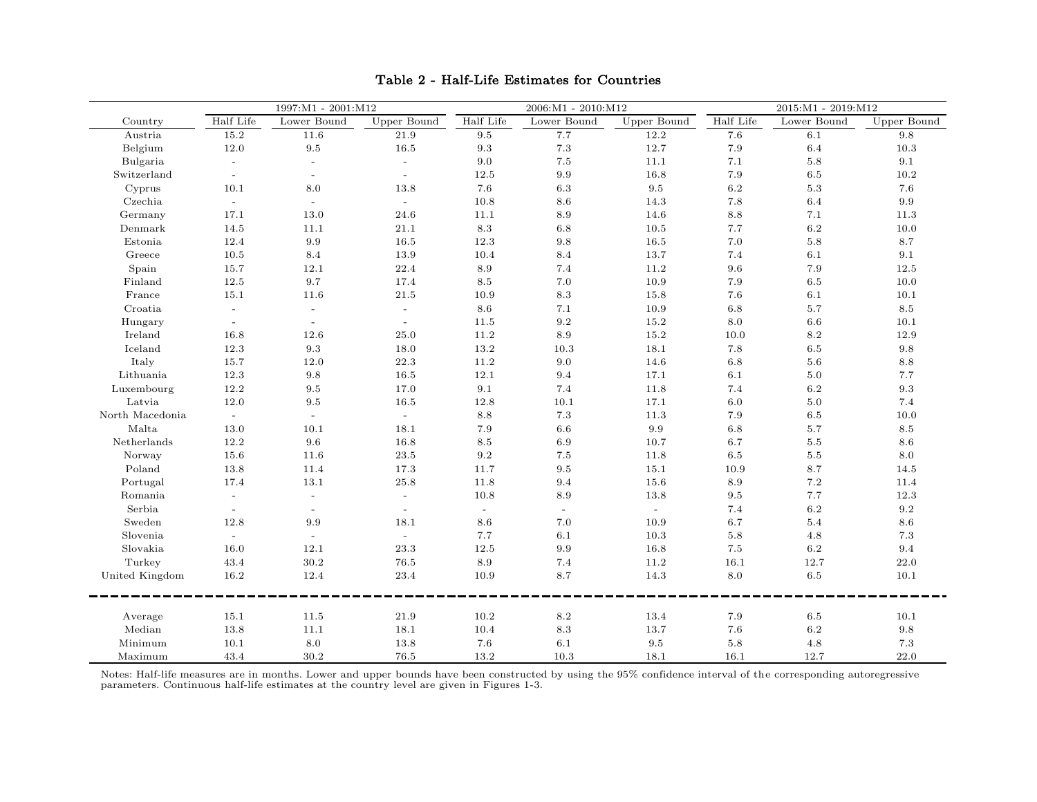### Table 2 - Half-Life Estimates for Countries

| | 1997:M1 - 2001:M12 | | | 2006:M1 - 2010:M12 | | | 2015:M1 - 2019:M12 | | |
|---|---|---|---|---|---|---|---|---|---|
| Country | Half Life | Lower Bound | Upper Bound | Half Life | Lower Bound | Upper Bound | Half Life | Lower Bound | Upper Bound |
| Austria | 15.2 | 11.6 | 21.9 | 9.5 | 7.7 | 12.2 | 7.6 | 6.1 | 9.8 |
| Belgium | 12.0 | 9.5 | 16.5 | 9.3 | 7.3 | 12.7 | 7.9 | 6.4 | 10.3 |
| Bulgaria | - | - | - | 9.0 | 7.5 | 11.1 | 7.1 | 5.8 | 9.1 |
| Switzerland | - | - | - | 12.5 | 9.9 | 16.8 | 7.9 | 6.5 | 10.2 |
| Cyprus | 10.1 | 8.0 | 13.8 | 7.6 | 6.3 | 9.5 | 6.2 | 5.3 | 7.6 |
| Czechia | - | - | - | 10.8 | 8.6 | 14.3 | 7.8 | 6.4 | 9.9 |
| Germany | 17.1 | 13.0 | 24.6 | 11.1 | 8.9 | 14.6 | 8.8 | 7.1 | 11.3 |
| Denmark | 14.5 | 11.1 | 21.1 | 8.3 | 6.8 | 10.5 | 7.7 | 6.2 | 10.0 |
| Estonia | 12.4 | 9.9 | 16.5 | 12.3 | 9.8 | 16.5 | 7.0 | 5.8 | 8.7 |
| Greece | 10.5 | 8.4 | 13.9 | 10.4 | 8.4 | 13.7 | 7.4 | 6.1 | 9.1 |
| Spain | 15.7 | 12.1 | 22.4 | 8.9 | 7.4 | 11.2 | 9.6 | 7.9 | 12.5 |
| Finland | 12.5 | 9.7 | 17.4 | 8.5 | 7.0 | 10.9 | 7.9 | 6.5 | 10.0 |
| France | 15.1 | 11.6 | 21.5 | 10.9 | 8.3 | 15.8 | 7.6 | 6.1 | 10.1 |
| Croatia | - | - | - | 8.6 | 7.1 | 10.9 | 6.8 | 5.7 | 8.5 |
| Hungary | - | - | - | 11.5 | 9.2 | 15.2 | 8.0 | 6.6 | 10.1 |
| Ireland | 16.8 | 12.6 | 25.0 | 11.2 | 8.9 | 15.2 | 10.0 | 8.2 | 12.9 |
| Iceland | 12.3 | 9.3 | 18.0 | 13.2 | 10.3 | 18.1 | 7.8 | 6.5 | 9.8 |
| Italy | 15.7 | 12.0 | 22.3 | 11.2 | 9.0 | 14.6 | 6.8 | 5.6 | 8.8 |
| Lithuania | 12.3 | 9.8 | 16.5 | 12.1 | 9.4 | 17.1 | 6.1 | 5.0 | 7.7 |
| Luxembourg | 12.2 | 9.5 | 17.0 | 9.1 | 7.4 | 11.8 | 7.4 | 6.2 | 9.3 |
| Latvia | 12.0 | 9.5 | 16.5 | 12.8 | 10.1 | 17.1 | 6.0 | 5.0 | 7.4 |
| North Macedonia | - | - | - | 8.8 | 7.3 | 11.3 | 7.9 | 6.5 | 10.0 |
| Malta | 13.0 | 10.1 | 18.1 | 7.9 | 6.6 | 9.9 | 6.8 | 5.7 | 8.5 |
| Netherlands | 12.2 | 9.6 | 16.8 | 8.5 | 6.9 | 10.7 | 6.7 | 5.5 | 8.6 |
| Norway | 15.6 | 11.6 | 23.5 | 9.2 | 7.5 | 11.8 | 6.5 | 5.5 | 8.0 |
| Poland | 13.8 | 11.4 | 17.3 | 11.7 | 9.5 | 15.1 | 10.9 | 8.7 | 14.5 |
| Portugal | 17.4 | 13.1 | 25.8 | 11.8 | 9.4 | 15.6 | 8.9 | 7.2 | 11.4 |
| Romania | - | - | - | 10.8 | 8.9 | 13.8 | 9.5 | 7.7 | 12.3 |
| Serbia | - | - | - | - | - | - | 7.4 | 6.2 | 9.2 |
| Sweden | 12.8 | 9.9 | 18.1 | 8.6 | 7.0 | 10.9 | 6.7 | 5.4 | 8.6 |
| Slovenia | - | - | - | 7.7 | 6.1 | 10.3 | 5.8 | 4.8 | 7.3 |
| Slovakia | 16.0 | 12.1 | 23.3 | 12.5 | 9.9 | 16.8 | 7.5 | 6.2 | 9.4 |
| Turkey | 43.4 | 30.2 | 76.5 | 8.9 | 7.4 | 11.2 | 16.1 | 12.7 | 22.0 |
| United Kingdom | 16.2 | 12.4 | 23.4 | 10.9 | 8.7 | 14.3 | 8.0 | 6.5 | 10.1 |
| Average | 15.1 | 11.5 | 21.9 | 10.2 | 8.2 | 13.4 | 7.9 | 6.5 | 10.1 |
| Median | 13.8 | 11.1 | 18.1 | 10.4 | 8.3 | 13.7 | 7.6 | 6.2 | 9.8 |
| Minimum | 10.1 | 8.0 | 13.8 | 7.6 | 6.1 | 9.5 | 5.8 | 4.8 | 7.3 |
| Maximum | 43.4 | 30.2 | 76.5 | 13.2 | 10.3 | 18.1 | 16.1 | 12.7 | 22.0 |

Notes: Half-life measures are in months. Lower and upper bounds have been constructed by using the 95% confidence interval of the corresponding autoregressive parameters. Continuous half-life estimates at the country level are given in Figures 1-3.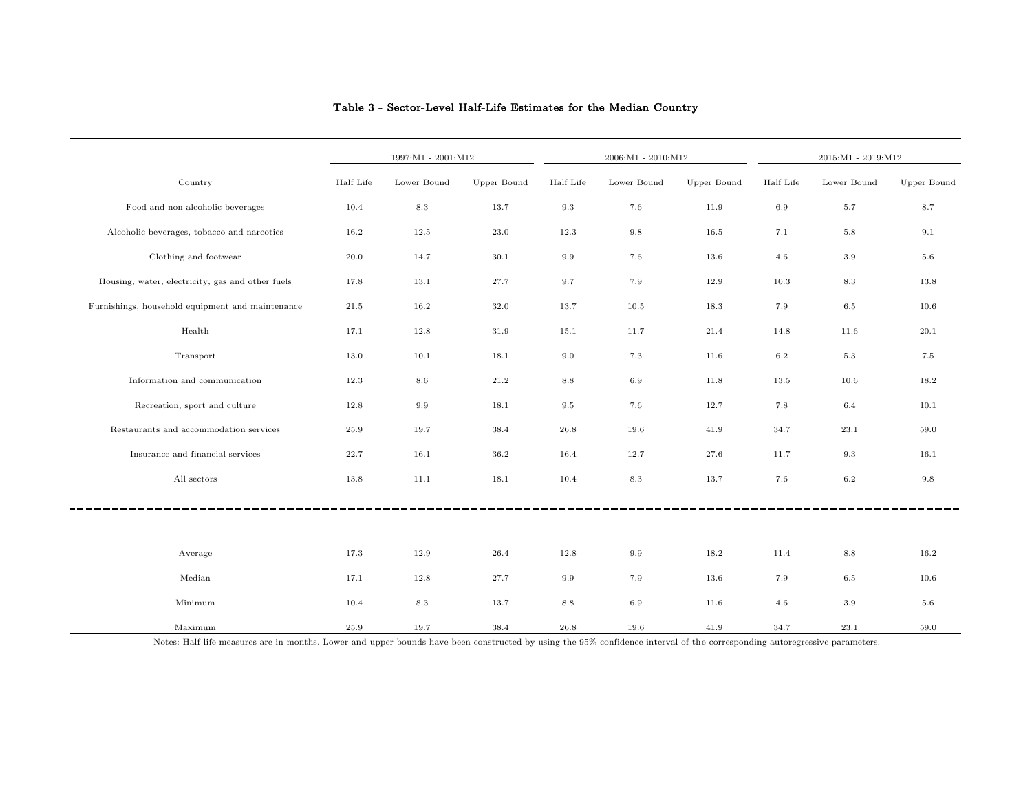## Table 3 - Sector-Level Half-Life Estimates for the Median Country

| | 1997:M1 - 2001:M12 | | | 2006:M1 - 2010:M12 | | | 2015:M1 - 2019:M12 | | |
|---|---|---|---|---|---|---|---|---|---|
| Country | Half Life | Lower Bound | Upper Bound | Half Life | Lower Bound | Upper Bound | Half Life | Lower Bound | Upper Bound |
| Food and non-alcoholic beverages | 10.4 | 8.3 | 13.7 | 9.3 | 7.6 | 11.9 | 6.9 | 5.7 | 8.7 |
| Alcoholic beverages, tobacco and narcotics | 16.2 | 12.5 | 23.0 | 12.3 | 9.8 | 16.5 | 7.1 | 5.8 | 9.1 |
| Clothing and footwear | 20.0 | 14.7 | 30.1 | 9.9 | 7.6 | 13.6 | 4.6 | 3.9 | 5.6 |
| Housing, water, electricity, gas and other fuels | 17.8 | 13.1 | 27.7 | 9.7 | 7.9 | 12.9 | 10.3 | 8.3 | 13.8 |
| Furnishings, household equipment and maintenance | 21.5 | 16.2 | 32.0 | 13.7 | 10.5 | 18.3 | 7.9 | 6.5 | 10.6 |
| Health | 17.1 | 12.8 | 31.9 | 15.1 | 11.7 | 21.4 | 14.8 | 11.6 | 20.1 |
| Transport | 13.0 | 10.1 | 18.1 | 9.0 | 7.3 | 11.6 | 6.2 | 5.3 | 7.5 |
| Information and communication | 12.3 | 8.6 | 21.2 | 8.8 | 6.9 | 11.8 | 13.5 | 10.6 | 18.2 |
| Recreation, sport and culture | 12.8 | 9.9 | 18.1 | 9.5 | 7.6 | 12.7 | 7.8 | 6.4 | 10.1 |
| Restaurants and accommodation services | 25.9 | 19.7 | 38.4 | 26.8 | 19.6 | 41.9 | 34.7 | 23.1 | 59.0 |
| Insurance and financial services | 22.7 | 16.1 | 36.2 | 16.4 | 12.7 | 27.6 | 11.7 | 9.3 | 16.1 |
| All sectors | 13.8 | 11.1 | 18.1 | 10.4 | 8.3 | 13.7 | 7.6 | 6.2 | 9.8 |
| Average | 17.3 | 12.9 | 26.4 | 12.8 | 9.9 | 18.2 | 11.4 | 8.8 | 16.2 |
| Median | 17.1 | 12.8 | 27.7 | 9.9 | 7.9 | 13.6 | 7.9 | 6.5 | 10.6 |
| Minimum | 10.4 | 8.3 | 13.7 | 8.8 | 6.9 | 11.6 | 4.6 | 3.9 | 5.6 |
| Maximum | 25.9 | 19.7 | 38.4 | 26.8 | 19.6 | 41.9 | 34.7 | 23.1 | 59.0 |

Notes: Half-life measures are in months. Lower and upper bounds have been constructed by using the 95% confidence interval of the corresponding autoregressive parameters.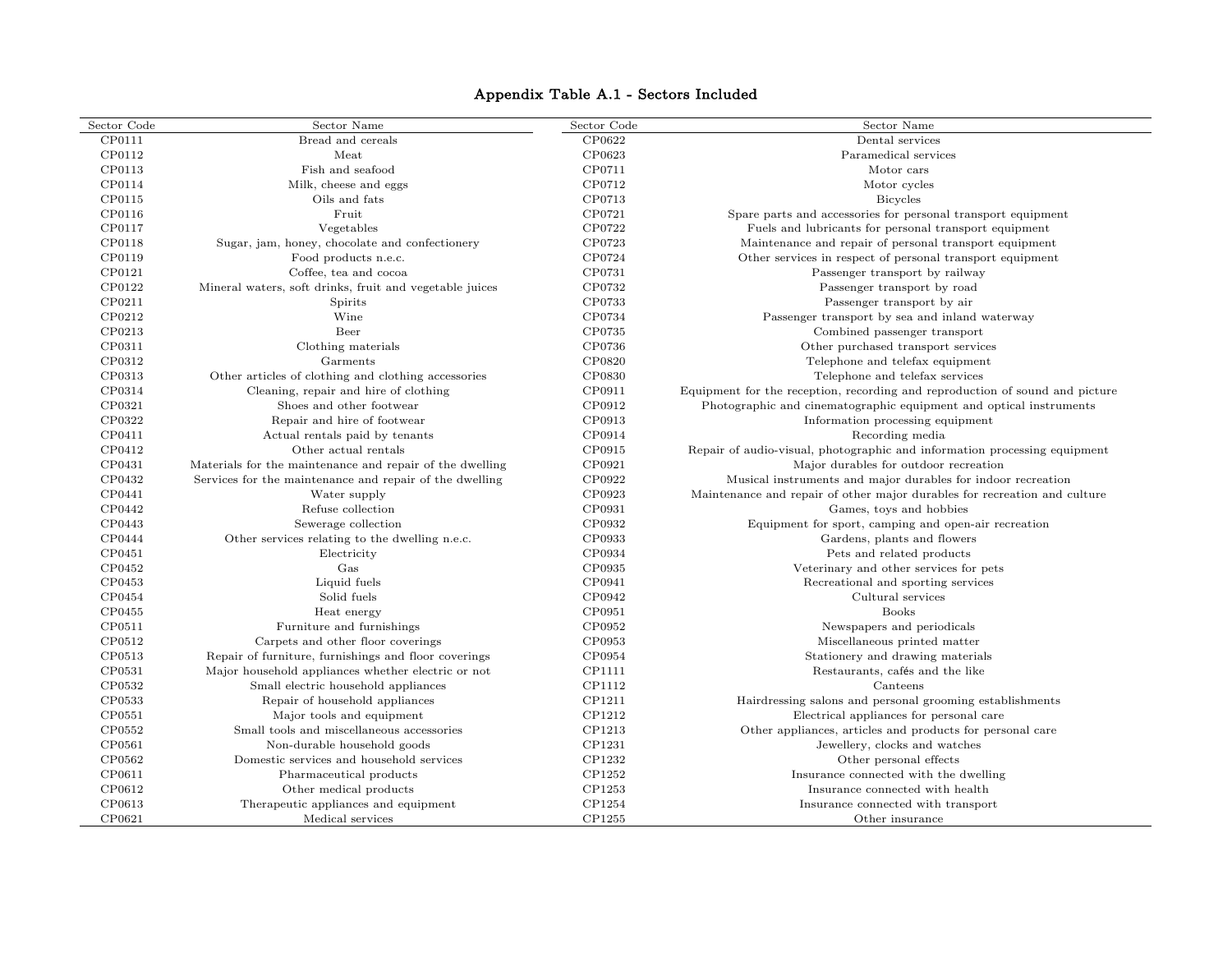**Appendix Table A.1 - Sectors Included**

| Sector Code | Sector Name | Sector Code | Sector Name |
|---|---|---|---|
| CP0111 | Bread and cereals | CP0622 | Dental services |
| CP0112 | Meat | CP0623 | Paramedical services |
| CP0113 | Fish and seafood | CP0711 | Motor cars |
| CP0114 | Milk, cheese and eggs | CP0712 | Motor cycles |
| CP0115 | Oils and fats | CP0713 | Bicycles |
| CP0116 | Fruit | CP0721 | Spare parts and accessories for personal transport equipment |
| CP0117 | Vegetables | CP0722 | Fuels and lubricants for personal transport equipment |
| CP0118 | Sugar, jam, honey, chocolate and confectionery | CP0723 | Maintenance and repair of personal transport equipment |
| CP0119 | Food products n.e.c. | CP0724 | Other services in respect of personal transport equipment |
| CP0121 | Coffee, tea and cocoa | CP0731 | Passenger transport by railway |
| CP0122 | Mineral waters, soft drinks, fruit and vegetable juices | CP0732 | Passenger transport by road |
| CP0211 | Spirits | CP0733 | Passenger transport by air |
| CP0212 | Wine | CP0734 | Passenger transport by sea and inland waterway |
| CP0213 | Beer | CP0735 | Combined passenger transport |
| CP0311 | Clothing materials | CP0736 | Other purchased transport services |
| CP0312 | Garments | CP0820 | Telephone and telefax equipment |
| CP0313 | Other articles of clothing and clothing accessories | CP0830 | Telephone and telefax services |
| CP0314 | Cleaning, repair and hire of clothing | CP0911 | Equipment for the reception, recording and reproduction of sound and picture |
| CP0321 | Shoes and other footwear | CP0912 | Photographic and cinematographic equipment and optical instruments |
| CP0322 | Repair and hire of footwear | CP0913 | Information processing equipment |
| CP0411 | Actual rentals paid by tenants | CP0914 | Recording media |
| CP0412 | Other actual rentals | CP0915 | Repair of audio-visual, photographic and information processing equipment |
| CP0431 | Materials for the maintenance and repair of the dwelling | CP0921 | Major durables for outdoor recreation |
| CP0432 | Services for the maintenance and repair of the dwelling | CP0922 | Musical instruments and major durables for indoor recreation |
| CP0441 | Water supply | CP0923 | Maintenance and repair of other major durables for recreation and culture |
| CP0442 | Refuse collection | CP0931 | Games, toys and hobbies |
| CP0443 | Sewerage collection | CP0932 | Equipment for sport, camping and open-air recreation |
| CP0444 | Other services relating to the dwelling n.e.c. | CP0933 | Gardens, plants and flowers |
| CP0451 | Electricity | CP0934 | Pets and related products |
| CP0452 | Gas | CP0935 | Veterinary and other services for pets |
| CP0453 | Liquid fuels | CP0941 | Recreational and sporting services |
| CP0454 | Solid fuels | CP0942 | Cultural services |
| CP0455 | Heat energy | CP0951 | Books |
| CP0511 | Furniture and furnishings | CP0952 | Newspapers and periodicals |
| CP0512 | Carpets and other floor coverings | CP0953 | Miscellaneous printed matter |
| CP0513 | Repair of furniture, furnishings and floor coverings | CP0954 | Stationery and drawing materials |
| CP0531 | Major household appliances whether electric or not | CP1111 | Restaurants, cafés and the like |
| CP0532 | Small electric household appliances | CP1112 | Canteens |
| CP0533 | Repair of household appliances | CP1211 | Hairdressing salons and personal grooming establishments |
| CP0551 | Major tools and equipment | CP1212 | Electrical appliances for personal care |
| CP0552 | Small tools and miscellaneous accessories | CP1213 | Other appliances, articles and products for personal care |
| CP0561 | Non-durable household goods | CP1231 | Jewellery, clocks and watches |
| CP0562 | Domestic services and household services | CP1232 | Other personal effects |
| CP0611 | Pharmaceutical products | CP1252 | Insurance connected with the dwelling |
| CP0612 | Other medical products | CP1253 | Insurance connected with health |
| CP0613 | Therapeutic appliances and equipment | CP1254 | Insurance connected with transport |
| CP0621 | Medical services | CP1255 | Other insurance |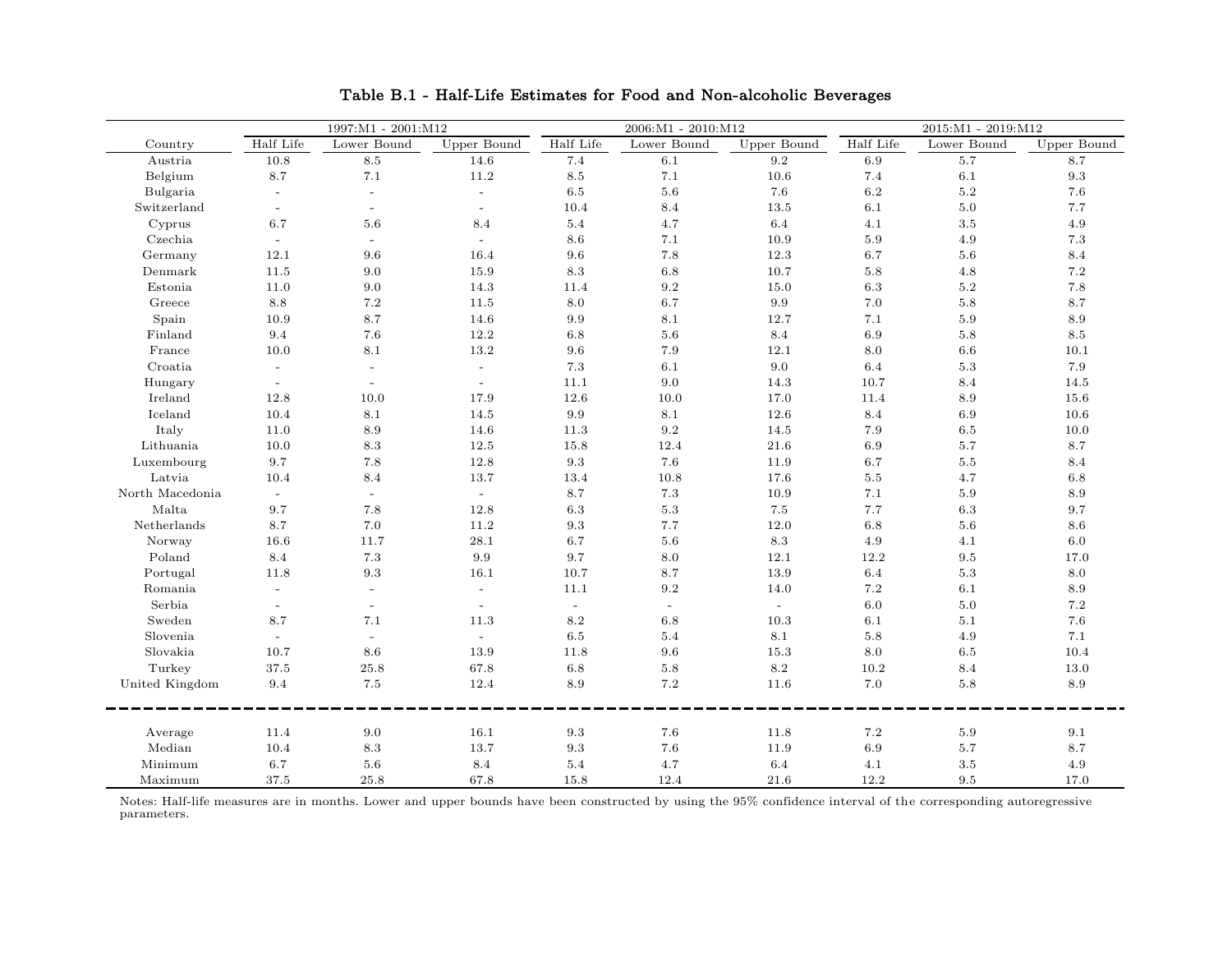**Table B.1 - Half-Life Estimates for Food and Non-alcoholic Beverages**

| | 1997:M1 - 2001:M12 | | | 2006:M1 - 2010:M12 | | | 2015:M1 - 2019:M12 | | |
|---|---|---|---|---|---|---|---|---|---|
| Country | Half Life | Lower Bound | Upper Bound | Half Life | Lower Bound | Upper Bound | Half Life | Lower Bound | Upper Bound |
| Austria | 10.8 | 8.5 | 14.6 | 7.4 | 6.1 | 9.2 | 6.9 | 5.7 | 8.7 |
| Belgium | 8.7 | 7.1 | 11.2 | 8.5 | 7.1 | 10.6 | 7.4 | 6.1 | 9.3 |
| Bulgaria | - | - | - | 6.5 | 5.6 | 7.6 | 6.2 | 5.2 | 7.6 |
| Switzerland | - | - | - | 10.4 | 8.4 | 13.5 | 6.1 | 5.0 | 7.7 |
| Cyprus | 6.7 | 5.6 | 8.4 | 5.4 | 4.7 | 6.4 | 4.1 | 3.5 | 4.9 |
| Czechia | - | - | - | 8.6 | 7.1 | 10.9 | 5.9 | 4.9 | 7.3 |
| Germany | 12.1 | 9.6 | 16.4 | 9.6 | 7.8 | 12.3 | 6.7 | 5.6 | 8.4 |
| Denmark | 11.5 | 9.0 | 15.9 | 8.3 | 6.8 | 10.7 | 5.8 | 4.8 | 7.2 |
| Estonia | 11.0 | 9.0 | 14.3 | 11.4 | 9.2 | 15.0 | 6.3 | 5.2 | 7.8 |
| Greece | 8.8 | 7.2 | 11.5 | 8.0 | 6.7 | 9.9 | 7.0 | 5.8 | 8.7 |
| Spain | 10.9 | 8.7 | 14.6 | 9.9 | 8.1 | 12.7 | 7.1 | 5.9 | 8.9 |
| Finland | 9.4 | 7.6 | 12.2 | 6.8 | 5.6 | 8.4 | 6.9 | 5.8 | 8.5 |
| France | 10.0 | 8.1 | 13.2 | 9.6 | 7.9 | 12.1 | 8.0 | 6.6 | 10.1 |
| Croatia | - | - | - | 7.3 | 6.1 | 9.0 | 6.4 | 5.3 | 7.9 |
| Hungary | - | - | - | 11.1 | 9.0 | 14.3 | 10.7 | 8.4 | 14.5 |
| Ireland | 12.8 | 10.0 | 17.9 | 12.6 | 10.0 | 17.0 | 11.4 | 8.9 | 15.6 |
| Iceland | 10.4 | 8.1 | 14.5 | 9.9 | 8.1 | 12.6 | 8.4 | 6.9 | 10.6 |
| Italy | 11.0 | 8.9 | 14.6 | 11.3 | 9.2 | 14.5 | 7.9 | 6.5 | 10.0 |
| Lithuania | 10.0 | 8.3 | 12.5 | 15.8 | 12.4 | 21.6 | 6.9 | 5.7 | 8.7 |
| Luxembourg | 9.7 | 7.8 | 12.8 | 9.3 | 7.6 | 11.9 | 6.7 | 5.5 | 8.4 |
| Latvia | 10.4 | 8.4 | 13.7 | 13.4 | 10.8 | 17.6 | 5.5 | 4.7 | 6.8 |
| North Macedonia | - | - | - | 8.7 | 7.3 | 10.9 | 7.1 | 5.9 | 8.9 |
| Malta | 9.7 | 7.8 | 12.8 | 6.3 | 5.3 | 7.5 | 7.7 | 6.3 | 9.7 |
| Netherlands | 8.7 | 7.0 | 11.2 | 9.3 | 7.7 | 12.0 | 6.8 | 5.6 | 8.6 |
| Norway | 16.6 | 11.7 | 28.1 | 6.7 | 5.6 | 8.3 | 4.9 | 4.1 | 6.0 |
| Poland | 8.4 | 7.3 | 9.9 | 9.7 | 8.0 | 12.1 | 12.2 | 9.5 | 17.0 |
| Portugal | 11.8 | 9.3 | 16.1 | 10.7 | 8.7 | 13.9 | 6.4 | 5.3 | 8.0 |
| Romania | - | - | - | 11.1 | 9.2 | 14.0 | 7.2 | 6.1 | 8.9 |
| Serbia | - | - | - | - | - | - | 6.0 | 5.0 | 7.2 |
| Sweden | 8.7 | 7.1 | 11.3 | 8.2 | 6.8 | 10.3 | 6.1 | 5.1 | 7.6 |
| Slovenia | - | - | - | 6.5 | 5.4 | 8.1 | 5.8 | 4.9 | 7.1 |
| Slovakia | 10.7 | 8.6 | 13.9 | 11.8 | 9.6 | 15.3 | 8.0 | 6.5 | 10.4 |
| Turkey | 37.5 | 25.8 | 67.8 | 6.8 | 5.8 | 8.2 | 10.2 | 8.4 | 13.0 |
| United Kingdom | 9.4 | 7.5 | 12.4 | 8.9 | 7.2 | 11.6 | 7.0 | 5.8 | 8.9 |
| Average | 11.4 | 9.0 | 16.1 | 9.3 | 7.6 | 11.8 | 7.2 | 5.9 | 9.1 |
| Median | 10.4 | 8.3 | 13.7 | 9.3 | 7.6 | 11.9 | 6.9 | 5.7 | 8.7 |
| Minimum | 6.7 | 5.6 | 8.4 | 5.4 | 4.7 | 6.4 | 4.1 | 3.5 | 4.9 |
| Maximum | 37.5 | 25.8 | 67.8 | 15.8 | 12.4 | 21.6 | 12.2 | 9.5 | 17.0 |

Notes: Half-life measures are in months. Lower and upper bounds have been constructed by using the 95% confidence interval of the corresponding autoregressive parameters.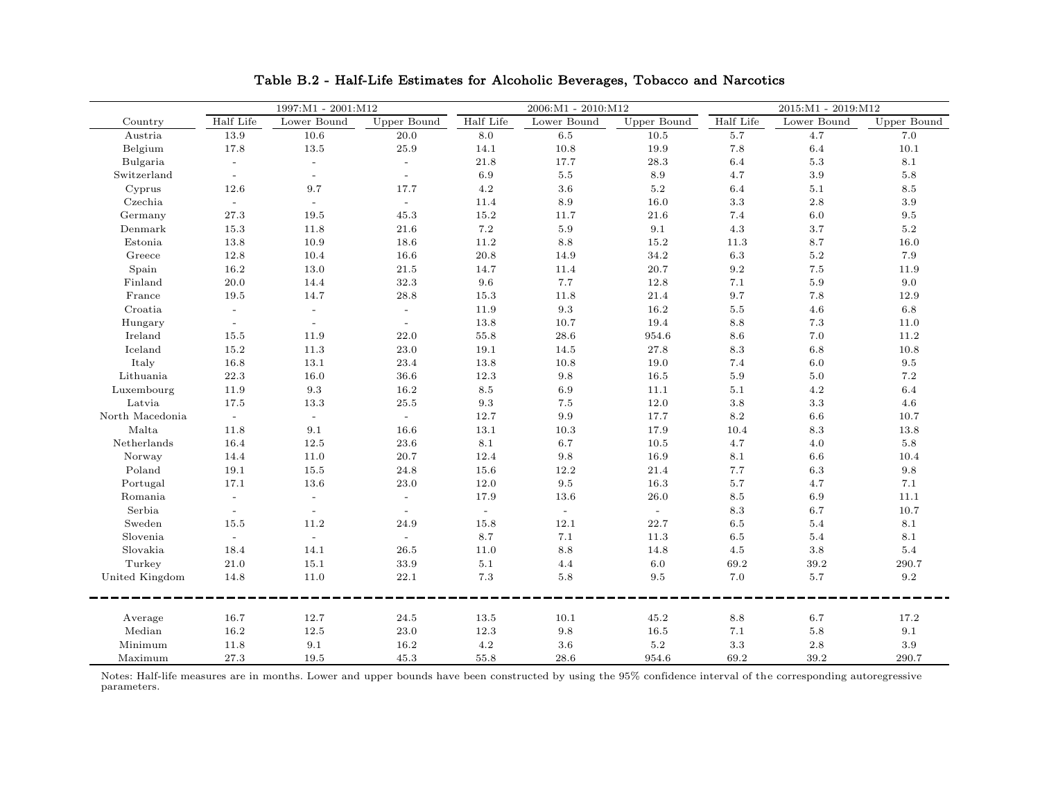## Table B.2 - Half-Life Estimates for Alcoholic Beverages, Tobacco and Narcotics

| Country | 1997:M1 - 2001:M12 | | | 2006:M1 - 2010:M12 | | | 2015:M1 - 2019:M12 | | |
|---|---|---|---|---|---|---|---|---|---|
| | Half Life | Lower Bound | Upper Bound | Half Life | Lower Bound | Upper Bound | Half Life | Lower Bound | Upper Bound |
| Austria | 13.9 | 10.6 | 20.0 | 8.0 | 6.5 | 10.5 | 5.7 | 4.7 | 7.0 |
| Belgium | 17.8 | 13.5 | 25.9 | 14.1 | 10.8 | 19.9 | 7.8 | 6.4 | 10.1 |
| Bulgaria | - | - | - | 21.8 | 17.7 | 28.3 | 6.4 | 5.3 | 8.1 |
| Switzerland | - | - | - | 6.9 | 5.5 | 8.9 | 4.7 | 3.9 | 5.8 |
| Cyprus | 12.6 | 9.7 | 17.7 | 4.2 | 3.6 | 5.2 | 6.4 | 5.1 | 8.5 |
| Czechia | - | - | - | 11.4 | 8.9 | 16.0 | 3.3 | 2.8 | 3.9 |
| Germany | 27.3 | 19.5 | 45.3 | 15.2 | 11.7 | 21.6 | 7.4 | 6.0 | 9.5 |
| Denmark | 15.3 | 11.8 | 21.6 | 7.2 | 5.9 | 9.1 | 4.3 | 3.7 | 5.2 |
| Estonia | 13.8 | 10.9 | 18.6 | 11.2 | 8.8 | 15.2 | 11.3 | 8.7 | 16.0 |
| Greece | 12.8 | 10.4 | 16.6 | 20.8 | 14.9 | 34.2 | 6.3 | 5.2 | 7.9 |
| Spain | 16.2 | 13.0 | 21.5 | 14.7 | 11.4 | 20.7 | 9.2 | 7.5 | 11.9 |
| Finland | 20.0 | 14.4 | 32.3 | 9.6 | 7.7 | 12.8 | 7.1 | 5.9 | 9.0 |
| France | 19.5 | 14.7 | 28.8 | 15.3 | 11.8 | 21.4 | 9.7 | 7.8 | 12.9 |
| Croatia | - | - | - | 11.9 | 9.3 | 16.2 | 5.5 | 4.6 | 6.8 |
| Hungary | - | - | - | 13.8 | 10.7 | 19.4 | 8.8 | 7.3 | 11.0 |
| Ireland | 15.5 | 11.9 | 22.0 | 55.8 | 28.6 | 954.6 | 8.6 | 7.0 | 11.2 |
| Iceland | 15.2 | 11.3 | 23.0 | 19.1 | 14.5 | 27.8 | 8.3 | 6.8 | 10.8 |
| Italy | 16.8 | 13.1 | 23.4 | 13.8 | 10.8 | 19.0 | 7.4 | 6.0 | 9.5 |
| Lithuania | 22.3 | 16.0 | 36.6 | 12.3 | 9.8 | 16.5 | 5.9 | 5.0 | 7.2 |
| Luxembourg | 11.9 | 9.3 | 16.2 | 8.5 | 6.9 | 11.1 | 5.1 | 4.2 | 6.4 |
| Latvia | 17.5 | 13.3 | 25.5 | 9.3 | 7.5 | 12.0 | 3.8 | 3.3 | 4.6 |
| North Macedonia | - | - | - | 12.7 | 9.9 | 17.7 | 8.2 | 6.6 | 10.7 |
| Malta | 11.8 | 9.1 | 16.6 | 13.1 | 10.3 | 17.9 | 10.4 | 8.3 | 13.8 |
| Netherlands | 16.4 | 12.5 | 23.6 | 8.1 | 6.7 | 10.5 | 4.7 | 4.0 | 5.8 |
| Norway | 14.4 | 11.0 | 20.7 | 12.4 | 9.8 | 16.9 | 8.1 | 6.6 | 10.4 |
| Poland | 19.1 | 15.5 | 24.8 | 15.6 | 12.2 | 21.4 | 7.7 | 6.3 | 9.8 |
| Portugal | 17.1 | 13.6 | 23.0 | 12.0 | 9.5 | 16.3 | 5.7 | 4.7 | 7.1 |
| Romania | - | - | - | 17.9 | 13.6 | 26.0 | 8.5 | 6.9 | 11.1 |
| Serbia | - | - | - | - | - | - | 8.3 | 6.7 | 10.7 |
| Sweden | 15.5 | 11.2 | 24.9 | 15.8 | 12.1 | 22.7 | 6.5 | 5.4 | 8.1 |
| Slovenia | - | - | - | 8.7 | 7.1 | 11.3 | 6.5 | 5.4 | 8.1 |
| Slovakia | 18.4 | 14.1 | 26.5 | 11.0 | 8.8 | 14.8 | 4.5 | 3.8 | 5.4 |
| Turkey | 21.0 | 15.1 | 33.9 | 5.1 | 4.4 | 6.0 | 69.2 | 39.2 | 290.7 |
| United Kingdom | 14.8 | 11.0 | 22.1 | 7.3 | 5.8 | 9.5 | 7.0 | 5.7 | 9.2 |
| Average | 16.7 | 12.7 | 24.5 | 13.5 | 10.1 | 45.2 | 8.8 | 6.7 | 17.2 |
| Median | 16.2 | 12.5 | 23.0 | 12.3 | 9.8 | 16.5 | 7.1 | 5.8 | 9.1 |
| Minimum | 11.8 | 9.1 | 16.2 | 4.2 | 3.6 | 5.2 | 3.3 | 2.8 | 3.9 |
| Maximum | 27.3 | 19.5 | 45.3 | 55.8 | 28.6 | 954.6 | 69.2 | 39.2 | 290.7 |

Notes: Half-life measures are in months. Lower and upper bounds have been constructed by using the 95% confidence interval of the corresponding autoregressive parameters.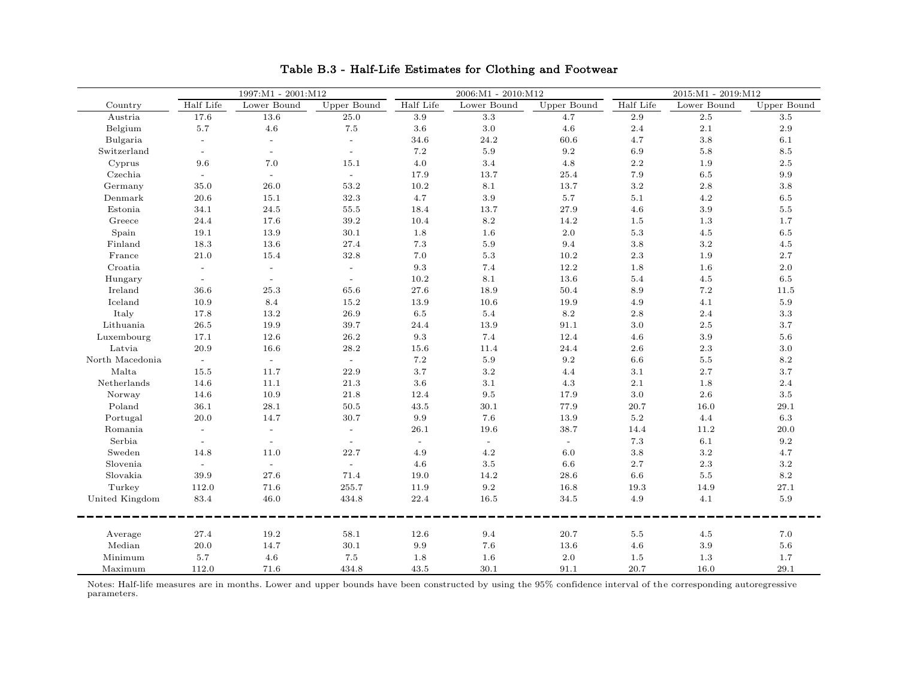## Table B.3 - Half-Life Estimates for Clothing and Footwear

| Country | 1997:M1 - 2001:M12 | | | 2006:M1 - 2010:M12 | | | 2015:M1 - 2019:M12 | | |
|---|---|---|---|---|---|---|---|---|---|
| | Half Life | Lower Bound | Upper Bound | Half Life | Lower Bound | Upper Bound | Half Life | Lower Bound | Upper Bound |
| Austria | 17.6 | 13.6 | 25.0 | 3.9 | 3.3 | 4.7 | 2.9 | 2.5 | 3.5 |
| Belgium | 5.7 | 4.6 | 7.5 | 3.6 | 3.0 | 4.6 | 2.4 | 2.1 | 2.9 |
| Bulgaria | - | - | - | 34.6 | 24.2 | 60.6 | 4.7 | 3.8 | 6.1 |
| Switzerland | - | - | - | 7.2 | 5.9 | 9.2 | 6.9 | 5.8 | 8.5 |
| Cyprus | 9.6 | 7.0 | 15.1 | 4.0 | 3.4 | 4.8 | 2.2 | 1.9 | 2.5 |
| Czechia | - | - | - | 17.9 | 13.7 | 25.4 | 7.9 | 6.5 | 9.9 |
| Germany | 35.0 | 26.0 | 53.2 | 10.2 | 8.1 | 13.7 | 3.2 | 2.8 | 3.8 |
| Denmark | 20.6 | 15.1 | 32.3 | 4.7 | 3.9 | 5.7 | 5.1 | 4.2 | 6.5 |
| Estonia | 34.1 | 24.5 | 55.5 | 18.4 | 13.7 | 27.9 | 4.6 | 3.9 | 5.5 |
| Greece | 24.4 | 17.6 | 39.2 | 10.4 | 8.2 | 14.2 | 1.5 | 1.3 | 1.7 |
| Spain | 19.1 | 13.9 | 30.1 | 1.8 | 1.6 | 2.0 | 5.3 | 4.5 | 6.5 |
| Finland | 18.3 | 13.6 | 27.4 | 7.3 | 5.9 | 9.4 | 3.8 | 3.2 | 4.5 |
| France | 21.0 | 15.4 | 32.8 | 7.0 | 5.3 | 10.2 | 2.3 | 1.9 | 2.7 |
| Croatia | - | - | - | 9.3 | 7.4 | 12.2 | 1.8 | 1.6 | 2.0 |
| Hungary | - | - | - | 10.2 | 8.1 | 13.6 | 5.4 | 4.5 | 6.5 |
| Ireland | 36.6 | 25.3 | 65.6 | 27.6 | 18.9 | 50.4 | 8.9 | 7.2 | 11.5 |
| Iceland | 10.9 | 8.4 | 15.2 | 13.9 | 10.6 | 19.9 | 4.9 | 4.1 | 5.9 |
| Italy | 17.8 | 13.2 | 26.9 | 6.5 | 5.4 | 8.2 | 2.8 | 2.4 | 3.3 |
| Lithuania | 26.5 | 19.9 | 39.7 | 24.4 | 13.9 | 91.1 | 3.0 | 2.5 | 3.7 |
| Luxembourg | 17.1 | 12.6 | 26.2 | 9.3 | 7.4 | 12.4 | 4.6 | 3.9 | 5.6 |
| Latvia | 20.9 | 16.6 | 28.2 | 15.6 | 11.4 | 24.4 | 2.6 | 2.3 | 3.0 |
| North Macedonia | - | - | - | 7.2 | 5.9 | 9.2 | 6.6 | 5.5 | 8.2 |
| Malta | 15.5 | 11.7 | 22.9 | 3.7 | 3.2 | 4.4 | 3.1 | 2.7 | 3.7 |
| Netherlands | 14.6 | 11.1 | 21.3 | 3.6 | 3.1 | 4.3 | 2.1 | 1.8 | 2.4 |
| Norway | 14.6 | 10.9 | 21.8 | 12.4 | 9.5 | 17.9 | 3.0 | 2.6 | 3.5 |
| Poland | 36.1 | 28.1 | 50.5 | 43.5 | 30.1 | 77.9 | 20.7 | 16.0 | 29.1 |
| Portugal | 20.0 | 14.7 | 30.7 | 9.9 | 7.6 | 13.9 | 5.2 | 4.4 | 6.3 |
| Romania | - | - | - | 26.1 | 19.6 | 38.7 | 14.4 | 11.2 | 20.0 |
| Serbia | - | - | - | - | - | - | 7.3 | 6.1 | 9.2 |
| Sweden | 14.8 | 11.0 | 22.7 | 4.9 | 4.2 | 6.0 | 3.8 | 3.2 | 4.7 |
| Slovenia | - | - | - | 4.6 | 3.5 | 6.6 | 2.7 | 2.3 | 3.2 |
| Slovakia | 39.9 | 27.6 | 71.4 | 19.0 | 14.2 | 28.6 | 6.6 | 5.5 | 8.2 |
| Turkey | 112.0 | 71.6 | 255.7 | 11.9 | 9.2 | 16.8 | 19.3 | 14.9 | 27.1 |
| United Kingdom | 83.4 | 46.0 | 434.8 | 22.4 | 16.5 | 34.5 | 4.9 | 4.1 | 5.9 |
| Average | 27.4 | 19.2 | 58.1 | 12.6 | 9.4 | 20.7 | 5.5 | 4.5 | 7.0 |
| Median | 20.0 | 14.7 | 30.1 | 9.9 | 7.6 | 13.6 | 4.6 | 3.9 | 5.6 |
| Minimum | 5.7 | 4.6 | 7.5 | 1.8 | 1.6 | 2.0 | 1.5 | 1.3 | 1.7 |
| Maximum | 112.0 | 71.6 | 434.8 | 43.5 | 30.1 | 91.1 | 20.7 | 16.0 | 29.1 |

Notes: Half-life measures are in months. Lower and upper bounds have been constructed by using the 95% confidence interval of the corresponding autoregressive parameters.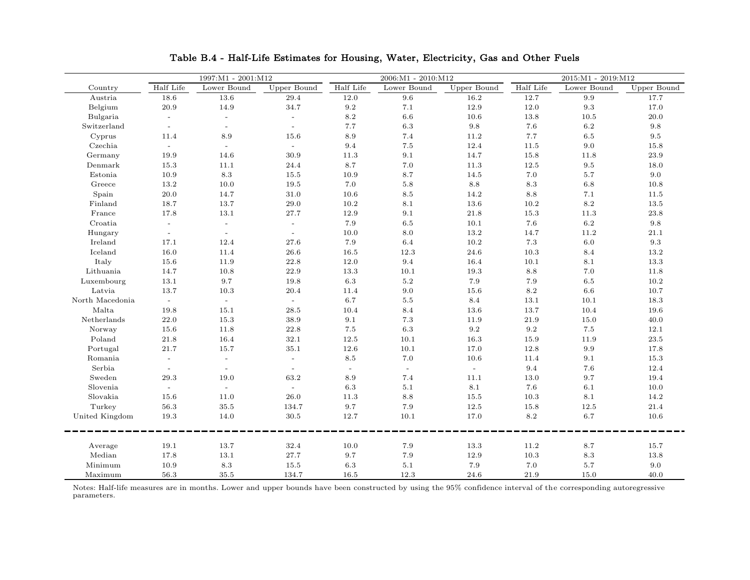**Table B.4 - Half-Life Estimates for Housing, Water, Electricity, Gas and Other Fuels**

| | 1997:M1 - 2001:M12 | | | 2006:M1 - 2010:M12 | | | 2015:M1 - 2019:M12 | | |
|---|---|---|---|---|---|---|---|---|---|
| Country | Half Life | Lower Bound | Upper Bound | Half Life | Lower Bound | Upper Bound | Half Life | Lower Bound | Upper Bound |
| Austria | 18.6 | 13.6 | 29.4 | 12.0 | 9.6 | 16.2 | 12.7 | 9.9 | 17.7 |
| Belgium | 20.9 | 14.9 | 34.7 | 9.2 | 7.1 | 12.9 | 12.0 | 9.3 | 17.0 |
| Bulgaria | - | - | - | 8.2 | 6.6 | 10.6 | 13.8 | 10.5 | 20.0 |
| Switzerland | - | - | - | 7.7 | 6.3 | 9.8 | 7.6 | 6.2 | 9.8 |
| Cyprus | 11.4 | 8.9 | 15.6 | 8.9 | 7.4 | 11.2 | 7.7 | 6.5 | 9.5 |
| Czechia | - | - | - | 9.4 | 7.5 | 12.4 | 11.5 | 9.0 | 15.8 |
| Germany | 19.9 | 14.6 | 30.9 | 11.3 | 9.1 | 14.7 | 15.8 | 11.8 | 23.9 |
| Denmark | 15.3 | 11.1 | 24.4 | 8.7 | 7.0 | 11.3 | 12.5 | 9.5 | 18.0 |
| Estonia | 10.9 | 8.3 | 15.5 | 10.9 | 8.7 | 14.5 | 7.0 | 5.7 | 9.0 |
| Greece | 13.2 | 10.0 | 19.5 | 7.0 | 5.8 | 8.8 | 8.3 | 6.8 | 10.8 |
| Spain | 20.0 | 14.7 | 31.0 | 10.6 | 8.5 | 14.2 | 8.8 | 7.1 | 11.5 |
| Finland | 18.7 | 13.7 | 29.0 | 10.2 | 8.1 | 13.6 | 10.2 | 8.2 | 13.5 |
| France | 17.8 | 13.1 | 27.7 | 12.9 | 9.1 | 21.8 | 15.3 | 11.3 | 23.8 |
| Croatia | - | - | - | 7.9 | 6.5 | 10.1 | 7.6 | 6.2 | 9.8 |
| Hungary | - | - | - | 10.0 | 8.0 | 13.2 | 14.7 | 11.2 | 21.1 |
| Ireland | 17.1 | 12.4 | 27.6 | 7.9 | 6.4 | 10.2 | 7.3 | 6.0 | 9.3 |
| Iceland | 16.0 | 11.4 | 26.6 | 16.5 | 12.3 | 24.6 | 10.3 | 8.4 | 13.2 |
| Italy | 15.6 | 11.9 | 22.8 | 12.0 | 9.4 | 16.4 | 10.1 | 8.1 | 13.3 |
| Lithuania | 14.7 | 10.8 | 22.9 | 13.3 | 10.1 | 19.3 | 8.8 | 7.0 | 11.8 |
| Luxembourg | 13.1 | 9.7 | 19.8 | 6.3 | 5.2 | 7.9 | 7.9 | 6.5 | 10.2 |
| Latvia | 13.7 | 10.3 | 20.4 | 11.4 | 9.0 | 15.6 | 8.2 | 6.6 | 10.7 |
| North Macedonia | - | - | - | 6.7 | 5.5 | 8.4 | 13.1 | 10.1 | 18.3 |
| Malta | 19.8 | 15.1 | 28.5 | 10.4 | 8.4 | 13.6 | 13.7 | 10.4 | 19.6 |
| Netherlands | 22.0 | 15.3 | 38.9 | 9.1 | 7.3 | 11.9 | 21.9 | 15.0 | 40.0 |
| Norway | 15.6 | 11.8 | 22.8 | 7.5 | 6.3 | 9.2 | 9.2 | 7.5 | 12.1 |
| Poland | 21.8 | 16.4 | 32.1 | 12.5 | 10.1 | 16.3 | 15.9 | 11.9 | 23.5 |
| Portugal | 21.7 | 15.7 | 35.1 | 12.6 | 10.1 | 17.0 | 12.8 | 9.9 | 17.8 |
| Romania | - | - | - | 8.5 | 7.0 | 10.6 | 11.4 | 9.1 | 15.3 |
| Serbia | - | - | - | - | - | - | 9.4 | 7.6 | 12.4 |
| Sweden | 29.3 | 19.0 | 63.2 | 8.9 | 7.4 | 11.1 | 13.0 | 9.7 | 19.4 |
| Slovenia | - | - | - | 6.3 | 5.1 | 8.1 | 7.6 | 6.1 | 10.0 |
| Slovakia | 15.6 | 11.0 | 26.0 | 11.3 | 8.8 | 15.5 | 10.3 | 8.1 | 14.2 |
| Turkey | 56.3 | 35.5 | 134.7 | 9.7 | 7.9 | 12.5 | 15.8 | 12.5 | 21.4 |
| United Kingdom | 19.3 | 14.0 | 30.5 | 12.7 | 10.1 | 17.0 | 8.2 | 6.7 | 10.6 |
| Average | 19.1 | 13.7 | 32.4 | 10.0 | 7.9 | 13.3 | 11.2 | 8.7 | 15.7 |
| Median | 17.8 | 13.1 | 27.7 | 9.7 | 7.9 | 12.9 | 10.3 | 8.3 | 13.8 |
| Minimum | 10.9 | 8.3 | 15.5 | 6.3 | 5.1 | 7.9 | 7.0 | 5.7 | 9.0 |
| Maximum | 56.3 | 35.5 | 134.7 | 16.5 | 12.3 | 24.6 | 21.9 | 15.0 | 40.0 |

Notes: Half-life measures are in months. Lower and upper bounds have been constructed by using the 95% confidence interval of the corresponding autoregressive parameters.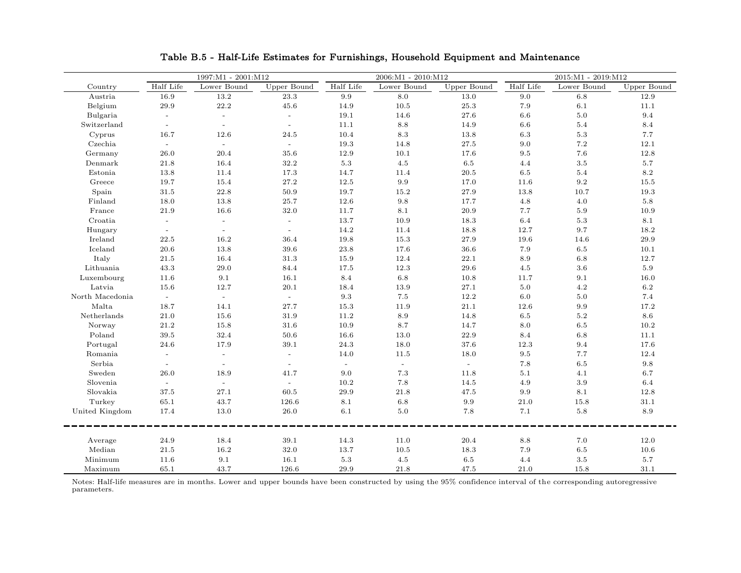**Table B.5 - Half-Life Estimates for Furnishings, Household Equipment and Maintenance**

| Country | 1997:M1 - 2001:M12 | | | 2006:M1 - 2010:M12 | | | 2015:M1 - 2019:M12 | | |
|---|---|---|---|---|---|---|---|---|---|
| | Half Life | Lower Bound | Upper Bound | Half Life | Lower Bound | Upper Bound | Half Life | Lower Bound | Upper Bound |
| Austria | 16.9 | 13.2 | 23.3 | 9.9 | 8.0 | 13.0 | 9.0 | 6.8 | 12.9 |
| Belgium | 29.9 | 22.2 | 45.6 | 14.9 | 10.5 | 25.3 | 7.9 | 6.1 | 11.1 |
| Bulgaria | - | - | - | 19.1 | 14.6 | 27.6 | 6.6 | 5.0 | 9.4 |
| Switzerland | - | - | - | 11.1 | 8.8 | 14.9 | 6.6 | 5.4 | 8.4 |
| Cyprus | 16.7 | 12.6 | 24.5 | 10.4 | 8.3 | 13.8 | 6.3 | 5.3 | 7.7 |
| Czechia | - | - | - | 19.3 | 14.8 | 27.5 | 9.0 | 7.2 | 12.1 |
| Germany | 26.0 | 20.4 | 35.6 | 12.9 | 10.1 | 17.6 | 9.5 | 7.6 | 12.8 |
| Denmark | 21.8 | 16.4 | 32.2 | 5.3 | 4.5 | 6.5 | 4.4 | 3.5 | 5.7 |
| Estonia | 13.8 | 11.4 | 17.3 | 14.7 | 11.4 | 20.5 | 6.5 | 5.4 | 8.2 |
| Greece | 19.7 | 15.4 | 27.2 | 12.5 | 9.9 | 17.0 | 11.6 | 9.2 | 15.5 |
| Spain | 31.5 | 22.8 | 50.9 | 19.7 | 15.2 | 27.9 | 13.8 | 10.7 | 19.3 |
| Finland | 18.0 | 13.8 | 25.7 | 12.6 | 9.8 | 17.7 | 4.8 | 4.0 | 5.8 |
| France | 21.9 | 16.6 | 32.0 | 11.7 | 8.1 | 20.9 | 7.7 | 5.9 | 10.9 |
| Croatia | - | - | - | 13.7 | 10.9 | 18.3 | 6.4 | 5.3 | 8.1 |
| Hungary | - | - | - | 14.2 | 11.4 | 18.8 | 12.7 | 9.7 | 18.2 |
| Ireland | 22.5 | 16.2 | 36.4 | 19.8 | 15.3 | 27.9 | 19.6 | 14.6 | 29.9 |
| Iceland | 20.6 | 13.8 | 39.6 | 23.8 | 17.6 | 36.6 | 7.9 | 6.5 | 10.1 |
| Italy | 21.5 | 16.4 | 31.3 | 15.9 | 12.4 | 22.1 | 8.9 | 6.8 | 12.7 |
| Lithuania | 43.3 | 29.0 | 84.4 | 17.5 | 12.3 | 29.6 | 4.5 | 3.6 | 5.9 |
| Luxembourg | 11.6 | 9.1 | 16.1 | 8.4 | 6.8 | 10.8 | 11.7 | 9.1 | 16.0 |
| Latvia | 15.6 | 12.7 | 20.1 | 18.4 | 13.9 | 27.1 | 5.0 | 4.2 | 6.2 |
| North Macedonia | - | - | - | 9.3 | 7.5 | 12.2 | 6.0 | 5.0 | 7.4 |
| Malta | 18.7 | 14.1 | 27.7 | 15.3 | 11.9 | 21.1 | 12.6 | 9.9 | 17.2 |
| Netherlands | 21.0 | 15.6 | 31.9 | 11.2 | 8.9 | 14.8 | 6.5 | 5.2 | 8.6 |
| Norway | 21.2 | 15.8 | 31.6 | 10.9 | 8.7 | 14.7 | 8.0 | 6.5 | 10.2 |
| Poland | 39.5 | 32.4 | 50.6 | 16.6 | 13.0 | 22.9 | 8.4 | 6.8 | 11.1 |
| Portugal | 24.6 | 17.9 | 39.1 | 24.3 | 18.0 | 37.6 | 12.3 | 9.4 | 17.6 |
| Romania | - | - | - | 14.0 | 11.5 | 18.0 | 9.5 | 7.7 | 12.4 |
| Serbia | - | - | - | - | - | - | 7.8 | 6.5 | 9.8 |
| Sweden | 26.0 | 18.9 | 41.7 | 9.0 | 7.3 | 11.8 | 5.1 | 4.1 | 6.7 |
| Slovenia | - | - | - | 10.2 | 7.8 | 14.5 | 4.9 | 3.9 | 6.4 |
| Slovakia | 37.5 | 27.1 | 60.5 | 29.9 | 21.8 | 47.5 | 9.9 | 8.1 | 12.8 |
| Turkey | 65.1 | 43.7 | 126.6 | 8.1 | 6.8 | 9.9 | 21.0 | 15.8 | 31.1 |
| United Kingdom | 17.4 | 13.0 | 26.0 | 6.1 | 5.0 | 7.8 | 7.1 | 5.8 | 8.9 |
| Average | 24.9 | 18.4 | 39.1 | 14.3 | 11.0 | 20.4 | 8.8 | 7.0 | 12.0 |
| Median | 21.5 | 16.2 | 32.0 | 13.7 | 10.5 | 18.3 | 7.9 | 6.5 | 10.6 |
| Minimum | 11.6 | 9.1 | 16.1 | 5.3 | 4.5 | 6.5 | 4.4 | 3.5 | 5.7 |
| Maximum | 65.1 | 43.7 | 126.6 | 29.9 | 21.8 | 47.5 | 21.0 | 15.8 | 31.1 |

Notes: Half-life measures are in months. Lower and upper bounds have been constructed by using the 95% confidence interval of the corresponding autoregressive parameters.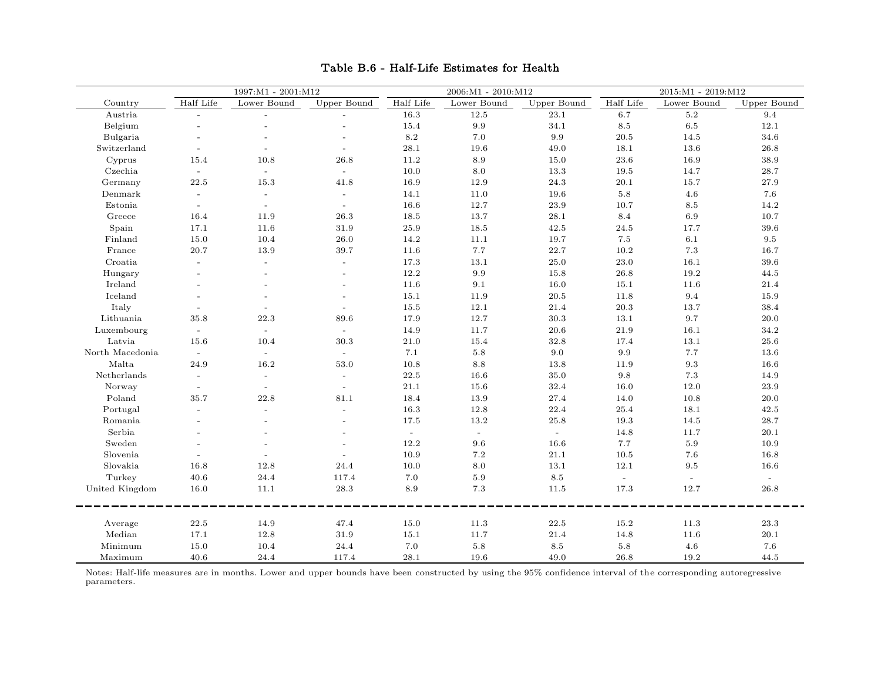## Table B.6 - Half-Life Estimates for Health

| | 1997:M1 - 2001:M12 | | | 2006:M1 - 2010:M12 | | | 2015:M1 - 2019:M12 | | |
|---|---|---|---|---|---|---|---|---|---|
| Country | Half Life | Lower Bound | Upper Bound | Half Life | Lower Bound | Upper Bound | Half Life | Lower Bound | Upper Bound |
| Austria | - | - | - | 16.3 | 12.5 | 23.1 | 6.7 | 5.2 | 9.4 |
| Belgium | - | - | - | 15.4 | 9.9 | 34.1 | 8.5 | 6.5 | 12.1 |
| Bulgaria | - | - | - | 8.2 | 7.0 | 9.9 | 20.5 | 14.5 | 34.6 |
| Switzerland | - | - | - | 28.1 | 19.6 | 49.0 | 18.1 | 13.6 | 26.8 |
| Cyprus | 15.4 | 10.8 | 26.8 | 11.2 | 8.9 | 15.0 | 23.6 | 16.9 | 38.9 |
| Czechia | - | - | - | 10.0 | 8.0 | 13.3 | 19.5 | 14.7 | 28.7 |
| Germany | 22.5 | 15.3 | 41.8 | 16.9 | 12.9 | 24.3 | 20.1 | 15.7 | 27.9 |
| Denmark | - | - | - | 14.1 | 11.0 | 19.6 | 5.8 | 4.6 | 7.6 |
| Estonia | - | - | - | 16.6 | 12.7 | 23.9 | 10.7 | 8.5 | 14.2 |
| Greece | 16.4 | 11.9 | 26.3 | 18.5 | 13.7 | 28.1 | 8.4 | 6.9 | 10.7 |
| Spain | 17.1 | 11.6 | 31.9 | 25.9 | 18.5 | 42.5 | 24.5 | 17.7 | 39.6 |
| Finland | 15.0 | 10.4 | 26.0 | 14.2 | 11.1 | 19.7 | 7.5 | 6.1 | 9.5 |
| France | 20.7 | 13.9 | 39.7 | 11.6 | 7.7 | 22.7 | 10.2 | 7.3 | 16.7 |
| Croatia | - | - | - | 17.3 | 13.1 | 25.0 | 23.0 | 16.1 | 39.6 |
| Hungary | - | - | - | 12.2 | 9.9 | 15.8 | 26.8 | 19.2 | 44.5 |
| Ireland | - | - | - | 11.6 | 9.1 | 16.0 | 15.1 | 11.6 | 21.4 |
| Iceland | - | - | - | 15.1 | 11.9 | 20.5 | 11.8 | 9.4 | 15.9 |
| Italy | - | - | - | 15.5 | 12.1 | 21.4 | 20.3 | 13.7 | 38.4 |
| Lithuania | 35.8 | 22.3 | 89.6 | 17.9 | 12.7 | 30.3 | 13.1 | 9.7 | 20.0 |
| Luxembourg | - | - | - | 14.9 | 11.7 | 20.6 | 21.9 | 16.1 | 34.2 |
| Latvia | 15.6 | 10.4 | 30.3 | 21.0 | 15.4 | 32.8 | 17.4 | 13.1 | 25.6 |
| North Macedonia | - | - | - | 7.1 | 5.8 | 9.0 | 9.9 | 7.7 | 13.6 |
| Malta | 24.9 | 16.2 | 53.0 | 10.8 | 8.8 | 13.8 | 11.9 | 9.3 | 16.6 |
| Netherlands | - | - | - | 22.5 | 16.6 | 35.0 | 9.8 | 7.3 | 14.9 |
| Norway | - | - | - | 21.1 | 15.6 | 32.4 | 16.0 | 12.0 | 23.9 |
| Poland | 35.7 | 22.8 | 81.1 | 18.4 | 13.9 | 27.4 | 14.0 | 10.8 | 20.0 |
| Portugal | - | - | - | 16.3 | 12.8 | 22.4 | 25.4 | 18.1 | 42.5 |
| Romania | - | - | - | 17.5 | 13.2 | 25.8 | 19.3 | 14.5 | 28.7 |
| Serbia | - | - | - | - | - | - | 14.8 | 11.7 | 20.1 |
| Sweden | - | - | - | 12.2 | 9.6 | 16.6 | 7.7 | 5.9 | 10.9 |
| Slovenia | - | - | - | 10.9 | 7.2 | 21.1 | 10.5 | 7.6 | 16.8 |
| Slovakia | 16.8 | 12.8 | 24.4 | 10.0 | 8.0 | 13.1 | 12.1 | 9.5 | 16.6 |
| Turkey | 40.6 | 24.4 | 117.4 | 7.0 | 5.9 | 8.5 | - | - | - |
| United Kingdom | 16.0 | 11.1 | 28.3 | 8.9 | 7.3 | 11.5 | 17.3 | 12.7 | 26.8 |
| Average | 22.5 | 14.9 | 47.4 | 15.0 | 11.3 | 22.5 | 15.2 | 11.3 | 23.3 |
| Median | 17.1 | 12.8 | 31.9 | 15.1 | 11.7 | 21.4 | 14.8 | 11.6 | 20.1 |
| Minimum | 15.0 | 10.4 | 24.4 | 7.0 | 5.8 | 8.5 | 5.8 | 4.6 | 7.6 |
| Maximum | 40.6 | 24.4 | 117.4 | 28.1 | 19.6 | 49.0 | 26.8 | 19.2 | 44.5 |

Notes: Half-life measures are in months. Lower and upper bounds have been constructed by using the 95% confidence interval of the corresponding autoregressive parameters.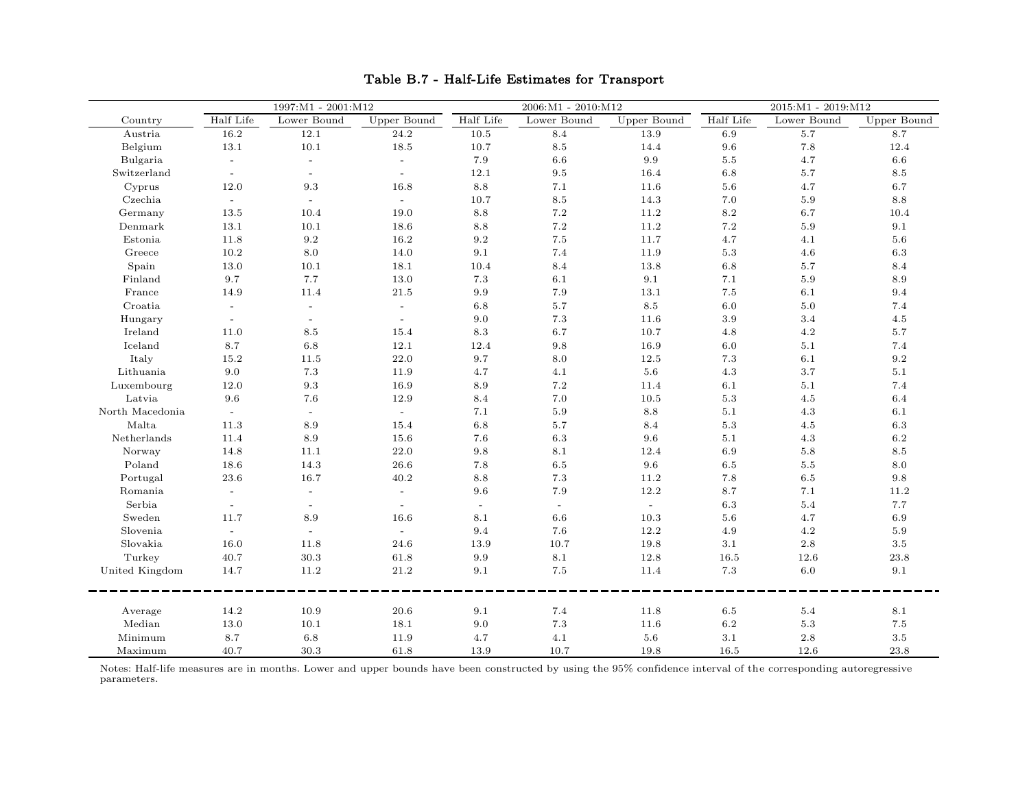## Table B.7 - Half-Life Estimates for Transport

| | 1997:M1 - 2001:M12 | | | 2006:M1 - 2010:M12 | | | 2015:M1 - 2019:M12 | | |
|---|---|---|---|---|---|---|---|---|---|
| Country | Half Life | Lower Bound | Upper Bound | Half Life | Lower Bound | Upper Bound | Half Life | Lower Bound | Upper Bound |
| Austria | 16.2 | 12.1 | 24.2 | 10.5 | 8.4 | 13.9 | 6.9 | 5.7 | 8.7 |
| Belgium | 13.1 | 10.1 | 18.5 | 10.7 | 8.5 | 14.4 | 9.6 | 7.8 | 12.4 |
| Bulgaria | - | - | - | 7.9 | 6.6 | 9.9 | 5.5 | 4.7 | 6.6 |
| Switzerland | - | - | - | 12.1 | 9.5 | 16.4 | 6.8 | 5.7 | 8.5 |
| Cyprus | 12.0 | 9.3 | 16.8 | 8.8 | 7.1 | 11.6 | 5.6 | 4.7 | 6.7 |
| Czechia | - | - | - | 10.7 | 8.5 | 14.3 | 7.0 | 5.9 | 8.8 |
| Germany | 13.5 | 10.4 | 19.0 | 8.8 | 7.2 | 11.2 | 8.2 | 6.7 | 10.4 |
| Denmark | 13.1 | 10.1 | 18.6 | 8.8 | 7.2 | 11.2 | 7.2 | 5.9 | 9.1 |
| Estonia | 11.8 | 9.2 | 16.2 | 9.2 | 7.5 | 11.7 | 4.7 | 4.1 | 5.6 |
| Greece | 10.2 | 8.0 | 14.0 | 9.1 | 7.4 | 11.9 | 5.3 | 4.6 | 6.3 |
| Spain | 13.0 | 10.1 | 18.1 | 10.4 | 8.4 | 13.8 | 6.8 | 5.7 | 8.4 |
| Finland | 9.7 | 7.7 | 13.0 | 7.3 | 6.1 | 9.1 | 7.1 | 5.9 | 8.9 |
| France | 14.9 | 11.4 | 21.5 | 9.9 | 7.9 | 13.1 | 7.5 | 6.1 | 9.4 |
| Croatia | - | - | - | 6.8 | 5.7 | 8.5 | 6.0 | 5.0 | 7.4 |
| Hungary | - | - | - | 9.0 | 7.3 | 11.6 | 3.9 | 3.4 | 4.5 |
| Ireland | 11.0 | 8.5 | 15.4 | 8.3 | 6.7 | 10.7 | 4.8 | 4.2 | 5.7 |
| Iceland | 8.7 | 6.8 | 12.1 | 12.4 | 9.8 | 16.9 | 6.0 | 5.1 | 7.4 |
| Italy | 15.2 | 11.5 | 22.0 | 9.7 | 8.0 | 12.5 | 7.3 | 6.1 | 9.2 |
| Lithuania | 9.0 | 7.3 | 11.9 | 4.7 | 4.1 | 5.6 | 4.3 | 3.7 | 5.1 |
| Luxembourg | 12.0 | 9.3 | 16.9 | 8.9 | 7.2 | 11.4 | 6.1 | 5.1 | 7.4 |
| Latvia | 9.6 | 7.6 | 12.9 | 8.4 | 7.0 | 10.5 | 5.3 | 4.5 | 6.4 |
| North Macedonia | - | - | - | 7.1 | 5.9 | 8.8 | 5.1 | 4.3 | 6.1 |
| Malta | 11.3 | 8.9 | 15.4 | 6.8 | 5.7 | 8.4 | 5.3 | 4.5 | 6.3 |
| Netherlands | 11.4 | 8.9 | 15.6 | 7.6 | 6.3 | 9.6 | 5.1 | 4.3 | 6.2 |
| Norway | 14.8 | 11.1 | 22.0 | 9.8 | 8.1 | 12.4 | 6.9 | 5.8 | 8.5 |
| Poland | 18.6 | 14.3 | 26.6 | 7.8 | 6.5 | 9.6 | 6.5 | 5.5 | 8.0 |
| Portugal | 23.6 | 16.7 | 40.2 | 8.8 | 7.3 | 11.2 | 7.8 | 6.5 | 9.8 |
| Romania | - | - | - | 9.6 | 7.9 | 12.2 | 8.7 | 7.1 | 11.2 |
| Serbia | - | - | - | - | - | - | 6.3 | 5.4 | 7.7 |
| Sweden | 11.7 | 8.9 | 16.6 | 8.1 | 6.6 | 10.3 | 5.6 | 4.7 | 6.9 |
| Slovenia | - | - | - | 9.4 | 7.6 | 12.2 | 4.9 | 4.2 | 5.9 |
| Slovakia | 16.0 | 11.8 | 24.6 | 13.9 | 10.7 | 19.8 | 3.1 | 2.8 | 3.5 |
| Turkey | 40.7 | 30.3 | 61.8 | 9.9 | 8.1 | 12.8 | 16.5 | 12.6 | 23.8 |
| United Kingdom | 14.7 | 11.2 | 21.2 | 9.1 | 7.5 | 11.4 | 7.3 | 6.0 | 9.1 |
| Average | 14.2 | 10.9 | 20.6 | 9.1 | 7.4 | 11.8 | 6.5 | 5.4 | 8.1 |
| Median | 13.0 | 10.1 | 18.1 | 9.0 | 7.3 | 11.6 | 6.2 | 5.3 | 7.5 |
| Minimum | 8.7 | 6.8 | 11.9 | 4.7 | 4.1 | 5.6 | 3.1 | 2.8 | 3.5 |
| Maximum | 40.7 | 30.3 | 61.8 | 13.9 | 10.7 | 19.8 | 16.5 | 12.6 | 23.8 |

Notes: Half-life measures are in months. Lower and upper bounds have been constructed by using the 95% confidence interval of the corresponding autoregressive parameters.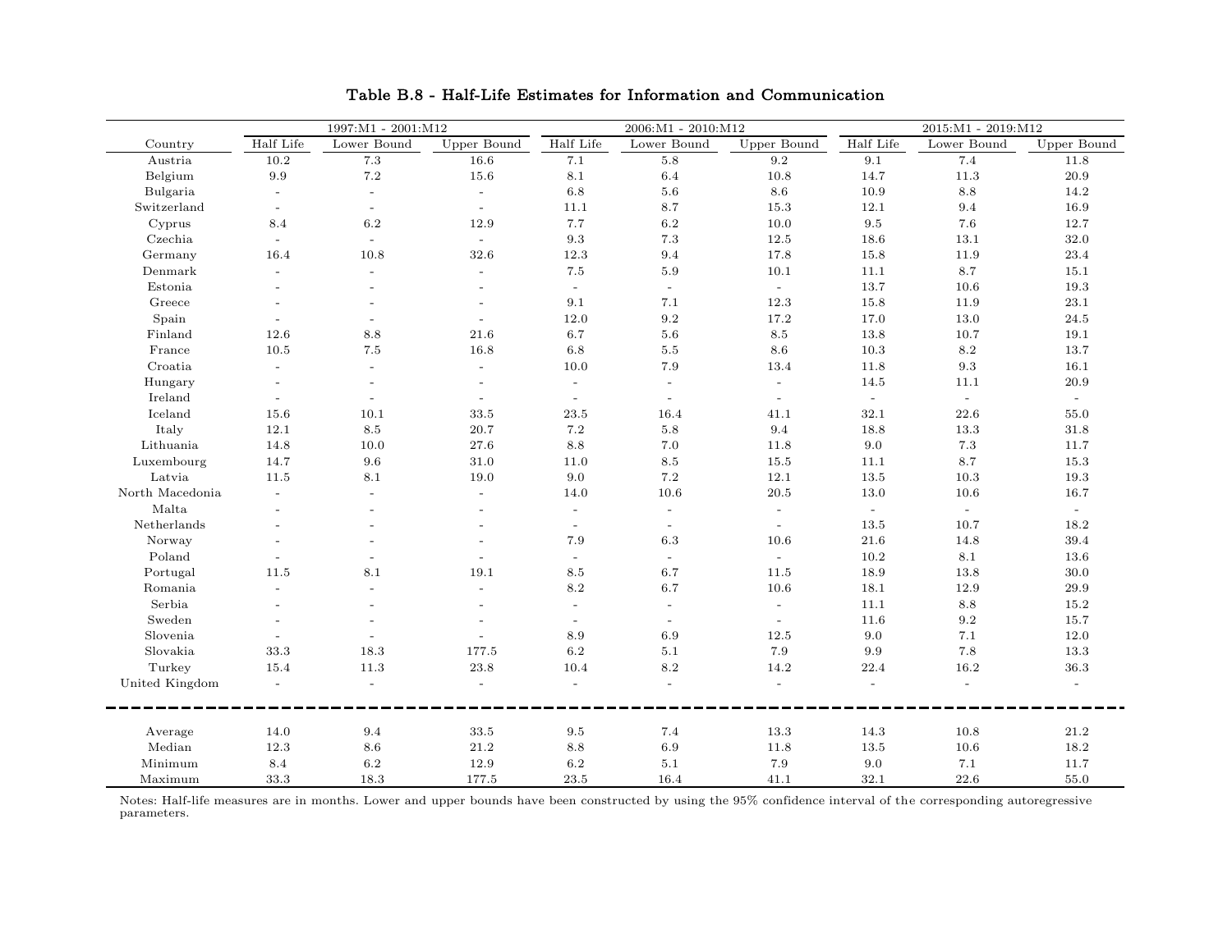**Table B.8 - Half-Life Estimates for Information and Communication**

| Country | 1997:M1 - 2001:M12 | | | 2006:M1 - 2010:M12 | | | 2015:M1 - 2019:M12 | | |
|---|---|---|---|---|---|---|---|---|---|
| | Half Life | Lower Bound | Upper Bound | Half Life | Lower Bound | Upper Bound | Half Life | Lower Bound | Upper Bound |
| Austria | 10.2 | 7.3 | 16.6 | 7.1 | 5.8 | 9.2 | 9.1 | 7.4 | 11.8 |
| Belgium | 9.9 | 7.2 | 15.6 | 8.1 | 6.4 | 10.8 | 14.7 | 11.3 | 20.9 |
| Bulgaria | - | - | - | 6.8 | 5.6 | 8.6 | 10.9 | 8.8 | 14.2 |
| Switzerland | - | - | - | 11.1 | 8.7 | 15.3 | 12.1 | 9.4 | 16.9 |
| Cyprus | 8.4 | 6.2 | 12.9 | 7.7 | 6.2 | 10.0 | 9.5 | 7.6 | 12.7 |
| Czechia | - | - | - | 9.3 | 7.3 | 12.5 | 18.6 | 13.1 | 32.0 |
| Germany | 16.4 | 10.8 | 32.6 | 12.3 | 9.4 | 17.8 | 15.8 | 11.9 | 23.4 |
| Denmark | - | - | - | 7.5 | 5.9 | 10.1 | 11.1 | 8.7 | 15.1 |
| Estonia | - | - | - | - | - | - | 13.7 | 10.6 | 19.3 |
| Greece | - | - | - | 9.1 | 7.1 | 12.3 | 15.8 | 11.9 | 23.1 |
| Spain | - | - | - | 12.0 | 9.2 | 17.2 | 17.0 | 13.0 | 24.5 |
| Finland | 12.6 | 8.8 | 21.6 | 6.7 | 5.6 | 8.5 | 13.8 | 10.7 | 19.1 |
| France | 10.5 | 7.5 | 16.8 | 6.8 | 5.5 | 8.6 | 10.3 | 8.2 | 13.7 |
| Croatia | - | - | - | 10.0 | 7.9 | 13.4 | 11.8 | 9.3 | 16.1 |
| Hungary | - | - | - | - | - | - | 14.5 | 11.1 | 20.9 |
| Ireland | - | - | - | - | - | - | - | - | - |
| Iceland | 15.6 | 10.1 | 33.5 | 23.5 | 16.4 | 41.1 | 32.1 | 22.6 | 55.0 |
| Italy | 12.1 | 8.5 | 20.7 | 7.2 | 5.8 | 9.4 | 18.8 | 13.3 | 31.8 |
| Lithuania | 14.8 | 10.0 | 27.6 | 8.8 | 7.0 | 11.8 | 9.0 | 7.3 | 11.7 |
| Luxembourg | 14.7 | 9.6 | 31.0 | 11.0 | 8.5 | 15.5 | 11.1 | 8.7 | 15.3 |
| Latvia | 11.5 | 8.1 | 19.0 | 9.0 | 7.2 | 12.1 | 13.5 | 10.3 | 19.3 |
| North Macedonia | - | - | - | 14.0 | 10.6 | 20.5 | 13.0 | 10.6 | 16.7 |
| Malta | - | - | - | - | - | - | - | - | - |
| Netherlands | - | - | - | - | - | - | 13.5 | 10.7 | 18.2 |
| Norway | - | - | - | 7.9 | 6.3 | 10.6 | 21.6 | 14.8 | 39.4 |
| Poland | - | - | - | - | - | - | 10.2 | 8.1 | 13.6 |
| Portugal | 11.5 | 8.1 | 19.1 | 8.5 | 6.7 | 11.5 | 18.9 | 13.8 | 30.0 |
| Romania | - | - | - | 8.2 | 6.7 | 10.6 | 18.1 | 12.9 | 29.9 |
| Serbia | - | - | - | - | - | - | 11.1 | 8.8 | 15.2 |
| Sweden | - | - | - | - | - | - | 11.6 | 9.2 | 15.7 |
| Slovenia | - | - | - | 8.9 | 6.9 | 12.5 | 9.0 | 7.1 | 12.0 |
| Slovakia | 33.3 | 18.3 | 177.5 | 6.2 | 5.1 | 7.9 | 9.9 | 7.8 | 13.3 |
| Turkey | 15.4 | 11.3 | 23.8 | 10.4 | 8.2 | 14.2 | 22.4 | 16.2 | 36.3 |
| United Kingdom | - | - | - | - | - | - | - | - | - |
| Average | 14.0 | 9.4 | 33.5 | 9.5 | 7.4 | 13.3 | 14.3 | 10.8 | 21.2 |
| Median | 12.3 | 8.6 | 21.2 | 8.8 | 6.9 | 11.8 | 13.5 | 10.6 | 18.2 |
| Minimum | 8.4 | 6.2 | 12.9 | 6.2 | 5.1 | 7.9 | 9.0 | 7.1 | 11.7 |
| Maximum | 33.3 | 18.3 | 177.5 | 23.5 | 16.4 | 41.1 | 32.1 | 22.6 | 55.0 |

Notes: Half-life measures are in months. Lower and upper bounds have been constructed by using the 95% confidence interval of the corresponding autoregressive parameters.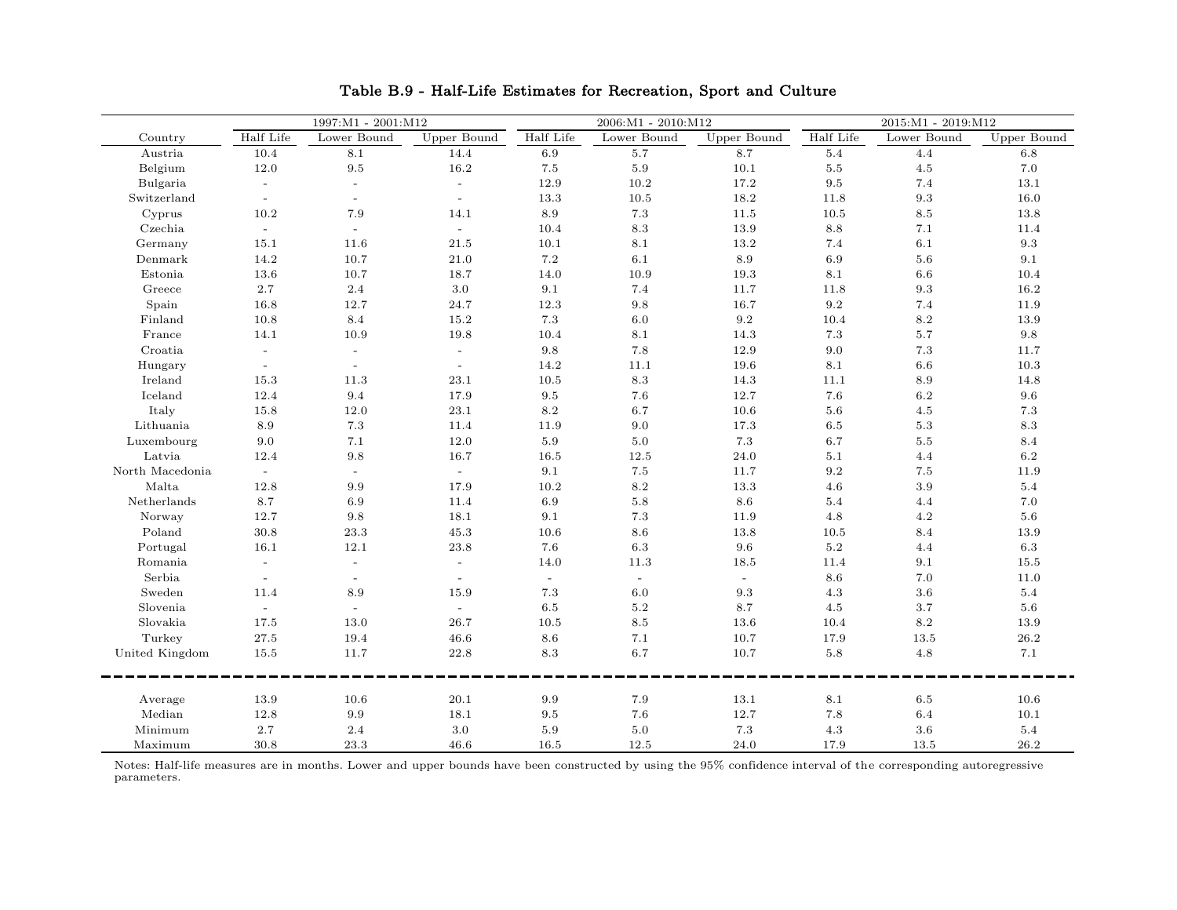**Table B.9 - Half-Life Estimates for Recreation, Sport and Culture**

| | 1997:M1 - 2001:M12 | | | 2006:M1 - 2010:M12 | | | 2015:M1 - 2019:M12 | | |
|---|---|---|---|---|---|---|---|---|---|
| Country | Half Life | Lower Bound | Upper Bound | Half Life | Lower Bound | Upper Bound | Half Life | Lower Bound | Upper Bound |
| Austria | 10.4 | 8.1 | 14.4 | 6.9 | 5.7 | 8.7 | 5.4 | 4.4 | 6.8 |
| Belgium | 12.0 | 9.5 | 16.2 | 7.5 | 5.9 | 10.1 | 5.5 | 4.5 | 7.0 |
| Bulgaria | - | - | - | 12.9 | 10.2 | 17.2 | 9.5 | 7.4 | 13.1 |
| Switzerland | - | - | - | 13.3 | 10.5 | 18.2 | 11.8 | 9.3 | 16.0 |
| Cyprus | 10.2 | 7.9 | 14.1 | 8.9 | 7.3 | 11.5 | 10.5 | 8.5 | 13.8 |
| Czechia | - | - | - | 10.4 | 8.3 | 13.9 | 8.8 | 7.1 | 11.4 |
| Germany | 15.1 | 11.6 | 21.5 | 10.1 | 8.1 | 13.2 | 7.4 | 6.1 | 9.3 |
| Denmark | 14.2 | 10.7 | 21.0 | 7.2 | 6.1 | 8.9 | 6.9 | 5.6 | 9.1 |
| Estonia | 13.6 | 10.7 | 18.7 | 14.0 | 10.9 | 19.3 | 8.1 | 6.6 | 10.4 |
| Greece | 2.7 | 2.4 | 3.0 | 9.1 | 7.4 | 11.7 | 11.8 | 9.3 | 16.2 |
| Spain | 16.8 | 12.7 | 24.7 | 12.3 | 9.8 | 16.7 | 9.2 | 7.4 | 11.9 |
| Finland | 10.8 | 8.4 | 15.2 | 7.3 | 6.0 | 9.2 | 10.4 | 8.2 | 13.9 |
| France | 14.1 | 10.9 | 19.8 | 10.4 | 8.1 | 14.3 | 7.3 | 5.7 | 9.8 |
| Croatia | - | - | - | 9.8 | 7.8 | 12.9 | 9.0 | 7.3 | 11.7 |
| Hungary | - | - | - | 14.2 | 11.1 | 19.6 | 8.1 | 6.6 | 10.3 |
| Ireland | 15.3 | 11.3 | 23.1 | 10.5 | 8.3 | 14.3 | 11.1 | 8.9 | 14.8 |
| Iceland | 12.4 | 9.4 | 17.9 | 9.5 | 7.6 | 12.7 | 7.6 | 6.2 | 9.6 |
| Italy | 15.8 | 12.0 | 23.1 | 8.2 | 6.7 | 10.6 | 5.6 | 4.5 | 7.3 |
| Lithuania | 8.9 | 7.3 | 11.4 | 11.9 | 9.0 | 17.3 | 6.5 | 5.3 | 8.3 |
| Luxembourg | 9.0 | 7.1 | 12.0 | 5.9 | 5.0 | 7.3 | 6.7 | 5.5 | 8.4 |
| Latvia | 12.4 | 9.8 | 16.7 | 16.5 | 12.5 | 24.0 | 5.1 | 4.4 | 6.2 |
| North Macedonia | - | - | - | 9.1 | 7.5 | 11.7 | 9.2 | 7.5 | 11.9 |
| Malta | 12.8 | 9.9 | 17.9 | 10.2 | 8.2 | 13.3 | 4.6 | 3.9 | 5.4 |
| Netherlands | 8.7 | 6.9 | 11.4 | 6.9 | 5.8 | 8.6 | 5.4 | 4.4 | 7.0 |
| Norway | 12.7 | 9.8 | 18.1 | 9.1 | 7.3 | 11.9 | 4.8 | 4.2 | 5.6 |
| Poland | 30.8 | 23.3 | 45.3 | 10.6 | 8.6 | 13.8 | 10.5 | 8.4 | 13.9 |
| Portugal | 16.1 | 12.1 | 23.8 | 7.6 | 6.3 | 9.6 | 5.2 | 4.4 | 6.3 |
| Romania | - | - | - | 14.0 | 11.3 | 18.5 | 11.4 | 9.1 | 15.5 |
| Serbia | - | - | - | - | - | - | 8.6 | 7.0 | 11.0 |
| Sweden | 11.4 | 8.9 | 15.9 | 7.3 | 6.0 | 9.3 | 4.3 | 3.6 | 5.4 |
| Slovenia | - | - | - | 6.5 | 5.2 | 8.7 | 4.5 | 3.7 | 5.6 |
| Slovakia | 17.5 | 13.0 | 26.7 | 10.5 | 8.5 | 13.6 | 10.4 | 8.2 | 13.9 |
| Turkey | 27.5 | 19.4 | 46.6 | 8.6 | 7.1 | 10.7 | 17.9 | 13.5 | 26.2 |
| United Kingdom | 15.5 | 11.7 | 22.8 | 8.3 | 6.7 | 10.7 | 5.8 | 4.8 | 7.1 |
| Average | 13.9 | 10.6 | 20.1 | 9.9 | 7.9 | 13.1 | 8.1 | 6.5 | 10.6 |
| Median | 12.8 | 9.9 | 18.1 | 9.5 | 7.6 | 12.7 | 7.8 | 6.4 | 10.1 |
| Minimum | 2.7 | 2.4 | 3.0 | 5.9 | 5.0 | 7.3 | 4.3 | 3.6 | 5.4 |
| Maximum | 30.8 | 23.3 | 46.6 | 16.5 | 12.5 | 24.0 | 17.9 | 13.5 | 26.2 |

Notes: Half-life measures are in months. Lower and upper bounds have been constructed by using the 95% confidence interval of the corresponding autoregressive parameters.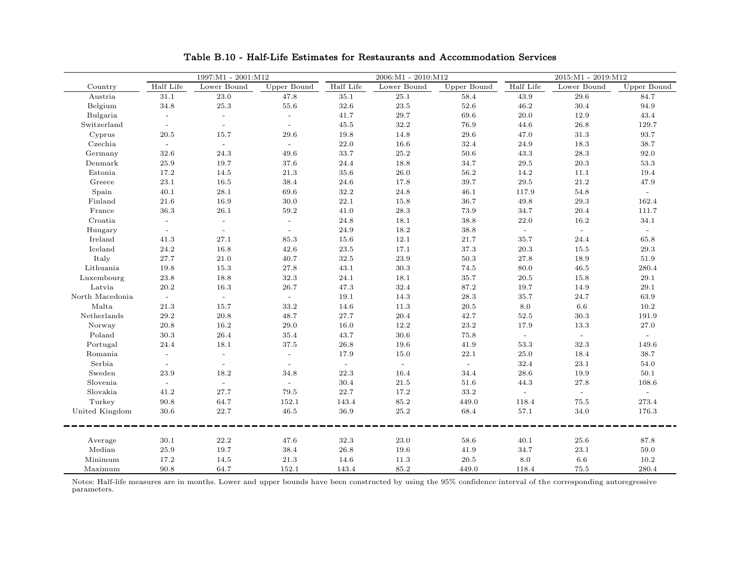**Table B.10 - Half-Life Estimates for Restaurants and Accommodation Services**

| | 1997:M1 - 2001:M12 | | | 2006:M1 - 2010:M12 | | | 2015:M1 - 2019:M12 | | |
|---|---|---|---|---|---|---|---|---|---|
| Country | Half Life | Lower Bound | Upper Bound | Half Life | Lower Bound | Upper Bound | Half Life | Lower Bound | Upper Bound |
| Austria | 31.1 | 23.0 | 47.8 | 35.1 | 25.1 | 58.4 | 43.9 | 29.6 | 84.7 |
| Belgium | 34.8 | 25.3 | 55.6 | 32.6 | 23.5 | 52.6 | 46.2 | 30.4 | 94.9 |
| Bulgaria | - | - | - | 41.7 | 29.7 | 69.6 | 20.0 | 12.9 | 43.4 |
| Switzerland | - | - | - | 45.5 | 32.2 | 76.9 | 44.6 | 26.8 | 129.7 |
| Cyprus | 20.5 | 15.7 | 29.6 | 19.8 | 14.8 | 29.6 | 47.0 | 31.3 | 93.7 |
| Czechia | - | - | - | 22.0 | 16.6 | 32.4 | 24.9 | 18.3 | 38.7 |
| Germany | 32.6 | 24.3 | 49.6 | 33.7 | 25.2 | 50.6 | 43.3 | 28.3 | 92.0 |
| Denmark | 25.9 | 19.7 | 37.6 | 24.4 | 18.8 | 34.7 | 29.5 | 20.3 | 53.3 |
| Estonia | 17.2 | 14.5 | 21.3 | 35.6 | 26.0 | 56.2 | 14.2 | 11.1 | 19.4 |
| Greece | 23.1 | 16.5 | 38.4 | 24.6 | 17.8 | 39.7 | 29.5 | 21.2 | 47.9 |
| Spain | 40.1 | 28.1 | 69.6 | 32.2 | 24.8 | 46.1 | 117.9 | 54.8 | - |
| Finland | 21.6 | 16.9 | 30.0 | 22.1 | 15.8 | 36.7 | 49.8 | 29.3 | 162.4 |
| France | 36.3 | 26.1 | 59.2 | 41.0 | 28.3 | 73.9 | 34.7 | 20.4 | 111.7 |
| Croatia | - | - | - | 24.8 | 18.1 | 38.8 | 22.0 | 16.2 | 34.1 |
| Hungary | - | - | - | 24.9 | 18.2 | 38.8 | - | - | - |
| Ireland | 41.3 | 27.1 | 85.3 | 15.6 | 12.1 | 21.7 | 35.7 | 24.4 | 65.8 |
| Iceland | 24.2 | 16.8 | 42.6 | 23.5 | 17.1 | 37.3 | 20.3 | 15.5 | 29.3 |
| Italy | 27.7 | 21.0 | 40.7 | 32.5 | 23.9 | 50.3 | 27.8 | 18.9 | 51.9 |
| Lithuania | 19.8 | 15.3 | 27.8 | 43.1 | 30.3 | 74.5 | 80.0 | 46.5 | 280.4 |
| Luxembourg | 23.8 | 18.8 | 32.3 | 24.1 | 18.1 | 35.7 | 20.5 | 15.8 | 29.1 |
| Latvia | 20.2 | 16.3 | 26.7 | 47.3 | 32.4 | 87.2 | 19.7 | 14.9 | 29.1 |
| North Macedonia | - | - | - | 19.1 | 14.3 | 28.3 | 35.7 | 24.7 | 63.9 |
| Malta | 21.3 | 15.7 | 33.2 | 14.6 | 11.3 | 20.5 | 8.0 | 6.6 | 10.2 |
| Netherlands | 29.2 | 20.8 | 48.7 | 27.7 | 20.4 | 42.7 | 52.5 | 30.3 | 191.9 |
| Norway | 20.8 | 16.2 | 29.0 | 16.0 | 12.2 | 23.2 | 17.9 | 13.3 | 27.0 |
| Poland | 30.3 | 26.4 | 35.4 | 43.7 | 30.6 | 75.8 | - | - | - |
| Portugal | 24.4 | 18.1 | 37.5 | 26.8 | 19.6 | 41.9 | 53.3 | 32.3 | 149.6 |
| Romania | - | - | - | 17.9 | 15.0 | 22.1 | 25.0 | 18.4 | 38.7 |
| Serbia | - | - | - | - | - | - | 32.4 | 23.1 | 54.0 |
| Sweden | 23.9 | 18.2 | 34.8 | 22.3 | 16.4 | 34.4 | 28.6 | 19.9 | 50.1 |
| Slovenia | - | - | - | 30.4 | 21.5 | 51.6 | 44.3 | 27.8 | 108.6 |
| Slovakia | 41.2 | 27.7 | 79.5 | 22.7 | 17.2 | 33.2 | - | - | - |
| Turkey | 90.8 | 64.7 | 152.1 | 143.4 | 85.2 | 449.0 | 118.4 | 75.5 | 273.4 |
| United Kingdom | 30.6 | 22.7 | 46.5 | 36.9 | 25.2 | 68.4 | 57.1 | 34.0 | 176.3 |
| Average | 30.1 | 22.2 | 47.6 | 32.3 | 23.0 | 58.6 | 40.1 | 25.6 | 87.8 |
| Median | 25.9 | 19.7 | 38.4 | 26.8 | 19.6 | 41.9 | 34.7 | 23.1 | 59.0 |
| Minimum | 17.2 | 14.5 | 21.3 | 14.6 | 11.3 | 20.5 | 8.0 | 6.6 | 10.2 |
| Maximum | 90.8 | 64.7 | 152.1 | 143.4 | 85.2 | 449.0 | 118.4 | 75.5 | 280.4 |

Notes: Half-life measures are in months. Lower and upper bounds have been constructed by using the 95% confidence interval of the corresponding autoregressive parameters.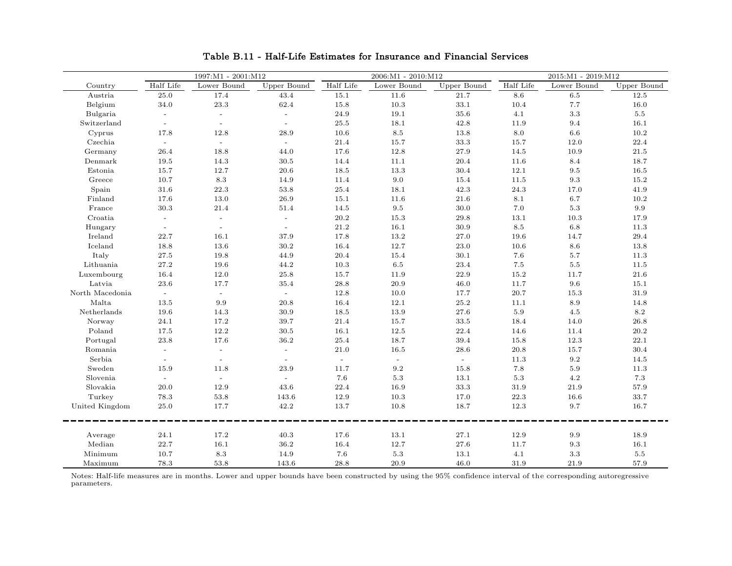### Table B.11 - Half-Life Estimates for Insurance and Financial Services

| | 1997:M1 - 2001:M12 | | | 2006:M1 - 2010:M12 | | | 2015:M1 - 2019:M12 | | |
|---|---|---|---|---|---|---|---|---|---|
| Country | Half Life | Lower Bound | Upper Bound | Half Life | Lower Bound | Upper Bound | Half Life | Lower Bound | Upper Bound |
| Austria | 25.0 | 17.4 | 43.4 | 15.1 | 11.6 | 21.7 | 8.6 | 6.5 | 12.5 |
| Belgium | 34.0 | 23.3 | 62.4 | 15.8 | 10.3 | 33.1 | 10.4 | 7.7 | 16.0 |
| Bulgaria | - | - | - | 24.9 | 19.1 | 35.6 | 4.1 | 3.3 | 5.5 |
| Switzerland | - | - | - | 25.5 | 18.1 | 42.8 | 11.9 | 9.4 | 16.1 |
| Cyprus | 17.8 | 12.8 | 28.9 | 10.6 | 8.5 | 13.8 | 8.0 | 6.6 | 10.2 |
| Czechia | - | - | - | 21.4 | 15.7 | 33.3 | 15.7 | 12.0 | 22.4 |
| Germany | 26.4 | 18.8 | 44.0 | 17.6 | 12.8 | 27.9 | 14.5 | 10.9 | 21.5 |
| Denmark | 19.5 | 14.3 | 30.5 | 14.4 | 11.1 | 20.4 | 11.6 | 8.4 | 18.7 |
| Estonia | 15.7 | 12.7 | 20.6 | 18.5 | 13.3 | 30.4 | 12.1 | 9.5 | 16.5 |
| Greece | 10.7 | 8.3 | 14.9 | 11.4 | 9.0 | 15.4 | 11.5 | 9.3 | 15.2 |
| Spain | 31.6 | 22.3 | 53.8 | 25.4 | 18.1 | 42.3 | 24.3 | 17.0 | 41.9 |
| Finland | 17.6 | 13.0 | 26.9 | 15.1 | 11.6 | 21.6 | 8.1 | 6.7 | 10.2 |
| France | 30.3 | 21.4 | 51.4 | 14.5 | 9.5 | 30.0 | 7.0 | 5.3 | 9.9 |
| Croatia | - | - | - | 20.2 | 15.3 | 29.8 | 13.1 | 10.3 | 17.9 |
| Hungary | - | - | - | 21.2 | 16.1 | 30.9 | 8.5 | 6.8 | 11.3 |
| Ireland | 22.7 | 16.1 | 37.9 | 17.8 | 13.2 | 27.0 | 19.6 | 14.7 | 29.4 |
| Iceland | 18.8 | 13.6 | 30.2 | 16.4 | 12.7 | 23.0 | 10.6 | 8.6 | 13.8 |
| Italy | 27.5 | 19.8 | 44.9 | 20.4 | 15.4 | 30.1 | 7.6 | 5.7 | 11.3 |
| Lithuania | 27.2 | 19.6 | 44.2 | 10.3 | 6.5 | 23.4 | 7.5 | 5.5 | 11.5 |
| Luxembourg | 16.4 | 12.0 | 25.8 | 15.7 | 11.9 | 22.9 | 15.2 | 11.7 | 21.6 |
| Latvia | 23.6 | 17.7 | 35.4 | 28.8 | 20.9 | 46.0 | 11.7 | 9.6 | 15.1 |
| North Macedonia | - | - | - | 12.8 | 10.0 | 17.7 | 20.7 | 15.3 | 31.9 |
| Malta | 13.5 | 9.9 | 20.8 | 16.4 | 12.1 | 25.2 | 11.1 | 8.9 | 14.8 |
| Netherlands | 19.6 | 14.3 | 30.9 | 18.5 | 13.9 | 27.6 | 5.9 | 4.5 | 8.2 |
| Norway | 24.1 | 17.2 | 39.7 | 21.4 | 15.7 | 33.5 | 18.4 | 14.0 | 26.8 |
| Poland | 17.5 | 12.2 | 30.5 | 16.1 | 12.5 | 22.4 | 14.6 | 11.4 | 20.2 |
| Portugal | 23.8 | 17.6 | 36.2 | 25.4 | 18.7 | 39.4 | 15.8 | 12.3 | 22.1 |
| Romania | - | - | - | 21.0 | 16.5 | 28.6 | 20.8 | 15.7 | 30.4 |
| Serbia | - | - | - | - | - | - | 11.3 | 9.2 | 14.5 |
| Sweden | 15.9 | 11.8 | 23.9 | 11.7 | 9.2 | 15.8 | 7.8 | 5.9 | 11.3 |
| Slovenia | - | - | - | 7.6 | 5.3 | 13.1 | 5.3 | 4.2 | 7.3 |
| Slovakia | 20.0 | 12.9 | 43.6 | 22.4 | 16.9 | 33.3 | 31.9 | 21.9 | 57.9 |
| Turkey | 78.3 | 53.8 | 143.6 | 12.9 | 10.3 | 17.0 | 22.3 | 16.6 | 33.7 |
| United Kingdom | 25.0 | 17.7 | 42.2 | 13.7 | 10.8 | 18.7 | 12.3 | 9.7 | 16.7 |
| Average | 24.1 | 17.2 | 40.3 | 17.6 | 13.1 | 27.1 | 12.9 | 9.9 | 18.9 |
| Median | 22.7 | 16.1 | 36.2 | 16.4 | 12.7 | 27.6 | 11.7 | 9.3 | 16.1 |
| Minimum | 10.7 | 8.3 | 14.9 | 7.6 | 5.3 | 13.1 | 4.1 | 3.3 | 5.5 |
| Maximum | 78.3 | 53.8 | 143.6 | 28.8 | 20.9 | 46.0 | 31.9 | 21.9 | 57.9 |

Notes: Half-life measures are in months. Lower and upper bounds have been constructed by using the 95% confidence interval of the corresponding autoregressive parameters.